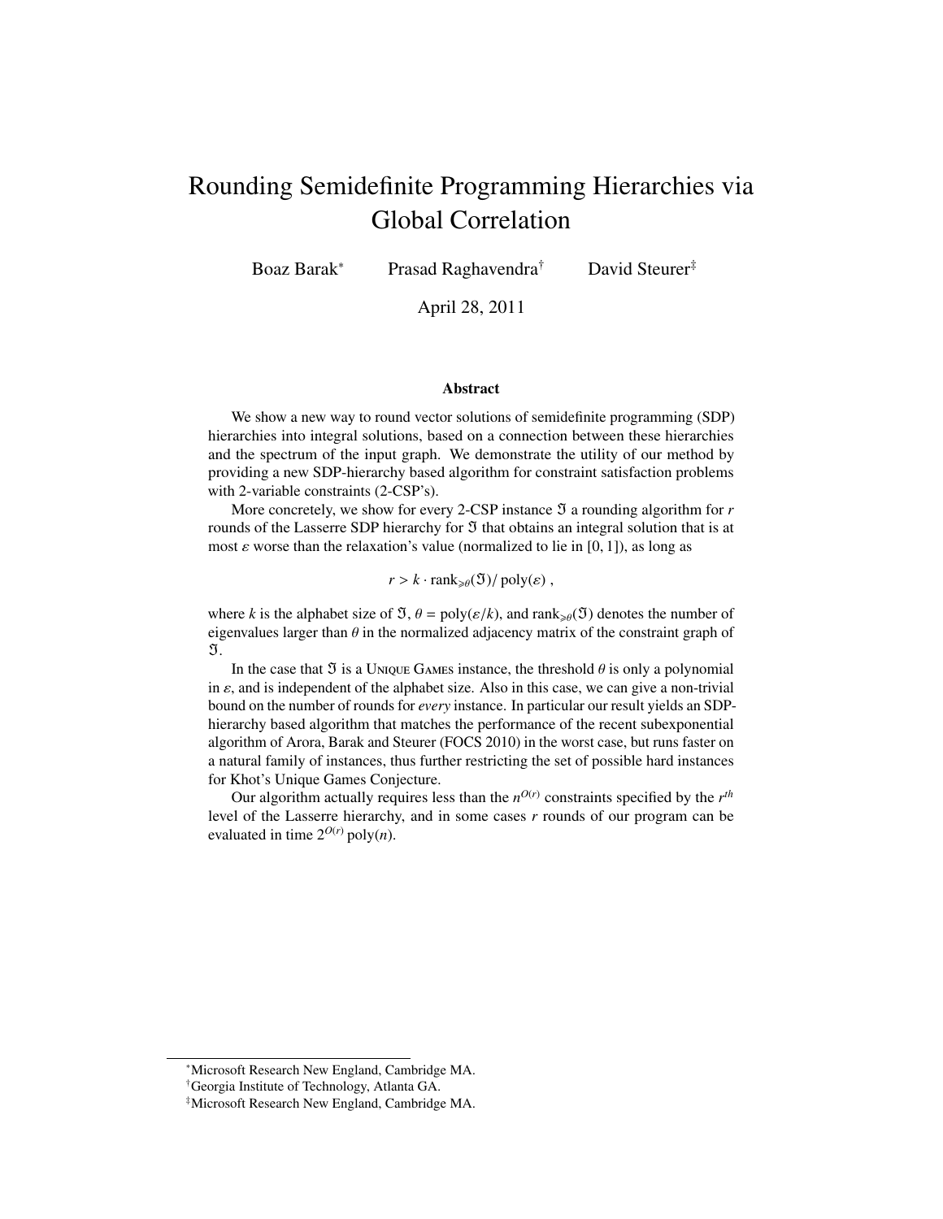# Rounding Semidefinite Programming Hierarchies via Global Correlation

Boaz Barak[*] Prasad Raghavendra[†] David Steurer[‡]

April 28, 2011

## Abstract

We show a new way to round vector solutions of semidefinite programming (SDP) hierarchies into integral solutions, based on a connection between these hierarchies and the spectrum of the input graph. We demonstrate the utility of our method by providing a new SDP-hierarchy based algorithm for constraint satisfaction problems with 2-variable constraints (2-CSP's).

More concretely, we show for every 2-CSP instance $\mathfrak{I}$ a rounding algorithm for $r$ rounds of the Lasserre SDP hierarchy for $\mathfrak{I}$ that obtains an integral solution that is at most $\varepsilon$ worse than the relaxation's value (normalized to lie in $[0, 1]$), as long as

$$r > k \cdot \operatorname{rank}_{\geqslant\theta}(\mathfrak{I}) / \operatorname{poly}(\varepsilon) ,$$

where $k$ is the alphabet size of $\mathfrak{I}$, $\theta = \operatorname{poly}(\varepsilon/k)$, and $\operatorname{rank}_{\geqslant\theta}(\mathfrak{I})$ denotes the number of eigenvalues larger than $\theta$ in the normalized adjacency matrix of the constraint graph of $\mathfrak{I}$.

In the case that $\mathfrak{I}$ is a Unique Games instance, the threshold $\theta$ is only a polynomial in $\varepsilon$, and is independent of the alphabet size. Also in this case, we can give a non-trivial bound on the number of rounds for *every* instance. In particular our result yields an SDP-hierarchy based algorithm that matches the performance of the recent subexponential algorithm of Arora, Barak and Steurer (FOCS 2010) in the worst case, but runs faster on a natural family of instances, thus further restricting the set of possible hard instances for Khot's Unique Games Conjecture.

Our algorithm actually requires less than the $n^{O(r)}$ constraints specified by the $r^{th}$ level of the Lasserre hierarchy, and in some cases $r$ rounds of our program can be evaluated in time $2^{O(r)} \operatorname{poly}(n)$.

---

[*] Microsoft Research New England, Cambridge MA.

[†] Georgia Institute of Technology, Atlanta GA.

[‡] Microsoft Research New England, Cambridge MA.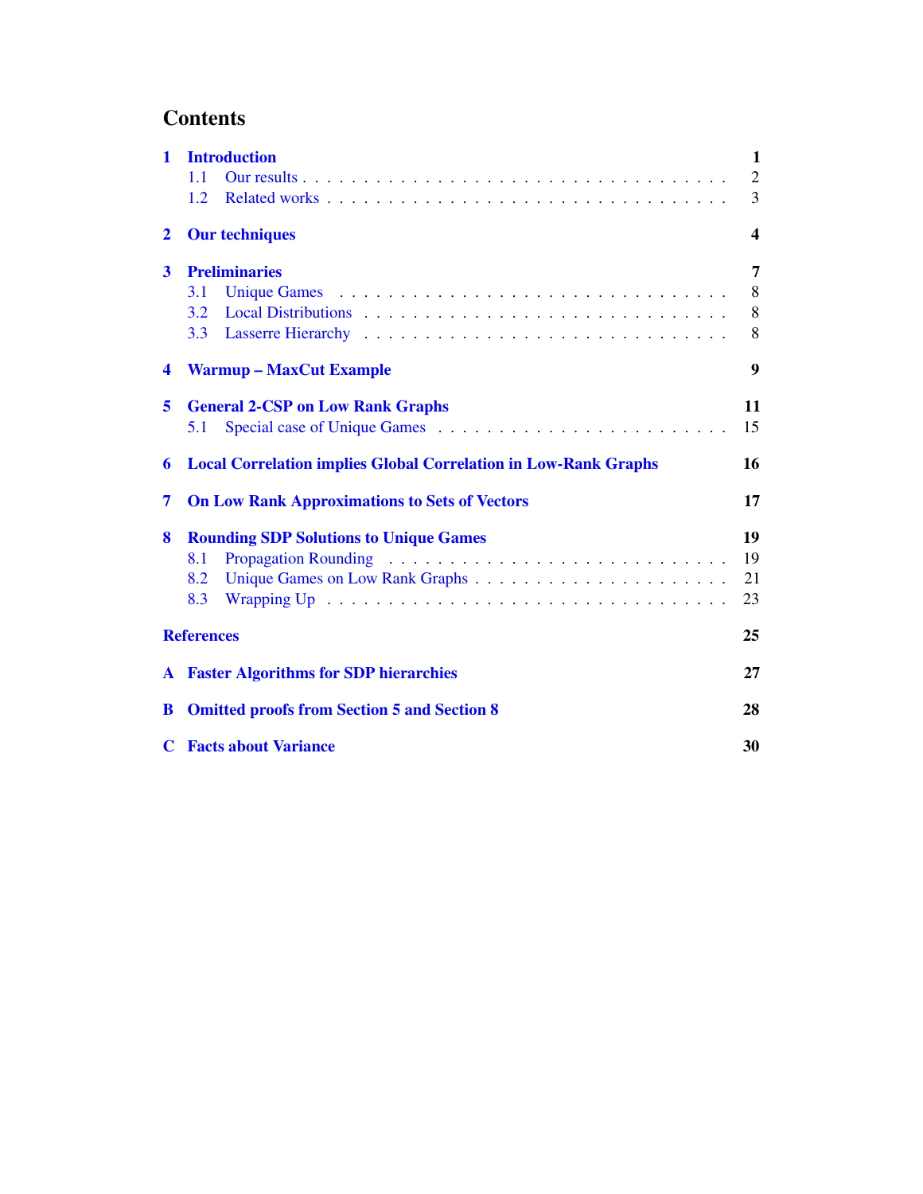# Contents

- **1 Introduction** — 1
  - 1.1 Our results — 2
  - 1.2 Related works — 3
- **2 Our techniques** — 4
- **3 Preliminaries** — 7
  - 3.1 Unique Games — 8
  - 3.2 Local Distributions — 8
  - 3.3 Lasserre Hierarchy — 8
- **4 Warmup – MaxCut Example** — 9
- **5 General 2-CSP on Low Rank Graphs** — 11
  - 5.1 Special case of Unique Games — 15
- **6 Local Correlation implies Global Correlation in Low-Rank Graphs** — 16
- **7 On Low Rank Approximations to Sets of Vectors** — 17
- **8 Rounding SDP Solutions to Unique Games** — 19
  - 8.1 Propagation Rounding — 19
  - 8.2 Unique Games on Low Rank Graphs — 21
  - 8.3 Wrapping Up — 23
- **References** — 25
- **A Faster Algorithms for SDP hierarchies** — 27
- **B Omitted proofs from Section 5 and Section 8** — 28
- **C Facts about Variance** — 30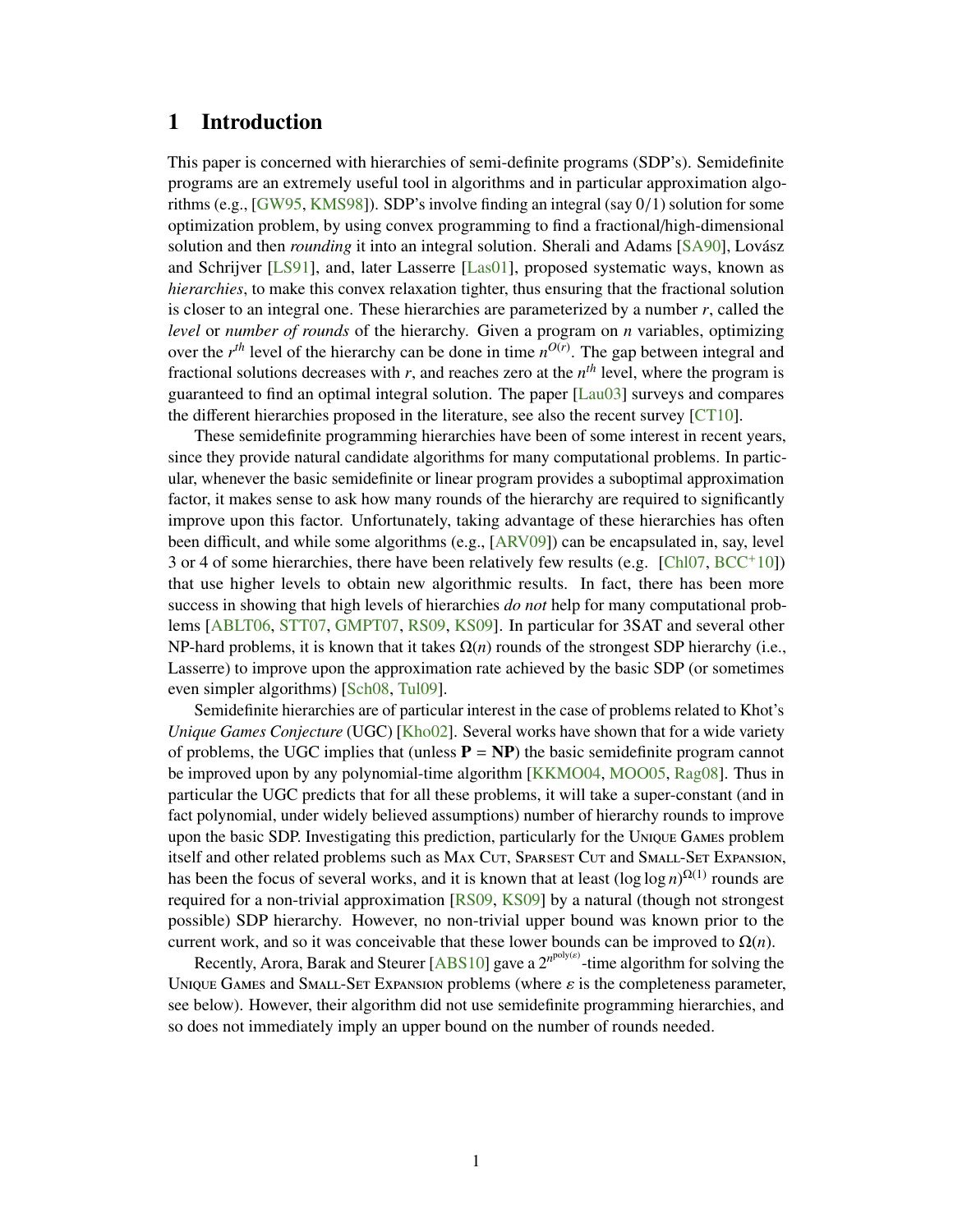# 1 Introduction

This paper is concerned with hierarchies of semi-definite programs (SDP's). Semidefinite programs are an extremely useful tool in algorithms and in particular approximation algorithms (e.g., [GW95, KMS98]). SDP's involve finding an integral (say $0/1$) solution for some optimization problem, by using convex programming to find a fractional/high-dimensional solution and then *rounding* it into an integral solution. Sherali and Adams [SA90], Lovász and Schrijver [LS91], and, later Lasserre [Las01], proposed systematic ways, known as *hierarchies*, to make this convex relaxation tighter, thus ensuring that the fractional solution is closer to an integral one. These hierarchies are parameterized by a number $r$, called the *level* or *number of rounds* of the hierarchy. Given a program on $n$ variables, optimizing over the $r^{th}$ level of the hierarchy can be done in time $n^{O(r)}$. The gap between integral and fractional solutions decreases with $r$, and reaches zero at the $n^{th}$ level, where the program is guaranteed to find an optimal integral solution. The paper [Lau03] surveys and compares the different hierarchies proposed in the literature, see also the recent survey [CT10].

These semidefinite programming hierarchies have been of some interest in recent years, since they provide natural candidate algorithms for many computational problems. In particular, whenever the basic semidefinite or linear program provides a suboptimal approximation factor, it makes sense to ask how many rounds of the hierarchy are required to significantly improve upon this factor. Unfortunately, taking advantage of these hierarchies has often been difficult, and while some algorithms (e.g., [ARV09]) can be encapsulated in, say, level 3 or 4 of some hierarchies, there have been relatively few results (e.g. [Chl07, BCC+10]) that use higher levels to obtain new algorithmic results. In fact, there has been more success in showing that high levels of hierarchies *do not* help for many computational problems [ABLT06, STT07, GMPT07, RS09, KS09]. In particular for 3SAT and several other NP-hard problems, it is known that it takes $\Omega(n)$ rounds of the strongest SDP hierarchy (i.e., Lasserre) to improve upon the approximation rate achieved by the basic SDP (or sometimes even simpler algorithms) [Sch08, Tul09].

Semidefinite hierarchies are of particular interest in the case of problems related to Khot's *Unique Games Conjecture* (UGC) [Kho02]. Several works have shown that for a wide variety of problems, the UGC implies that (unless $\mathbf{P} = \mathbf{NP}$) the basic semidefinite program cannot be improved upon by any polynomial-time algorithm [KKMO04, MOO05, Rag08]. Thus in particular the UGC predicts that for all these problems, it will take a super-constant (and in fact polynomial, under widely believed assumptions) number of hierarchy rounds to improve upon the basic SDP. Investigating this prediction, particularly for the Unique Games problem itself and other related problems such as Max Cut, Sparsest Cut and Small-Set Expansion, has been the focus of several works, and it is known that at least $(\log\log n)^{\Omega(1)}$ rounds are required for a non-trivial approximation [RS09, KS09] by a natural (though not strongest possible) SDP hierarchy. However, no non-trivial upper bound was known prior to the current work, and so it was conceivable that these lower bounds can be improved to $\Omega(n)$.

Recently, Arora, Barak and Steurer [ABS10] gave a $2^{n^{\mathrm{poly}(\varepsilon)}}$-time algorithm for solving the Unique Games and Small-Set Expansion problems (where $\varepsilon$ is the completeness parameter, see below). However, their algorithm did not use semidefinite programming hierarchies, and so does not immediately imply an upper bound on the number of rounds needed.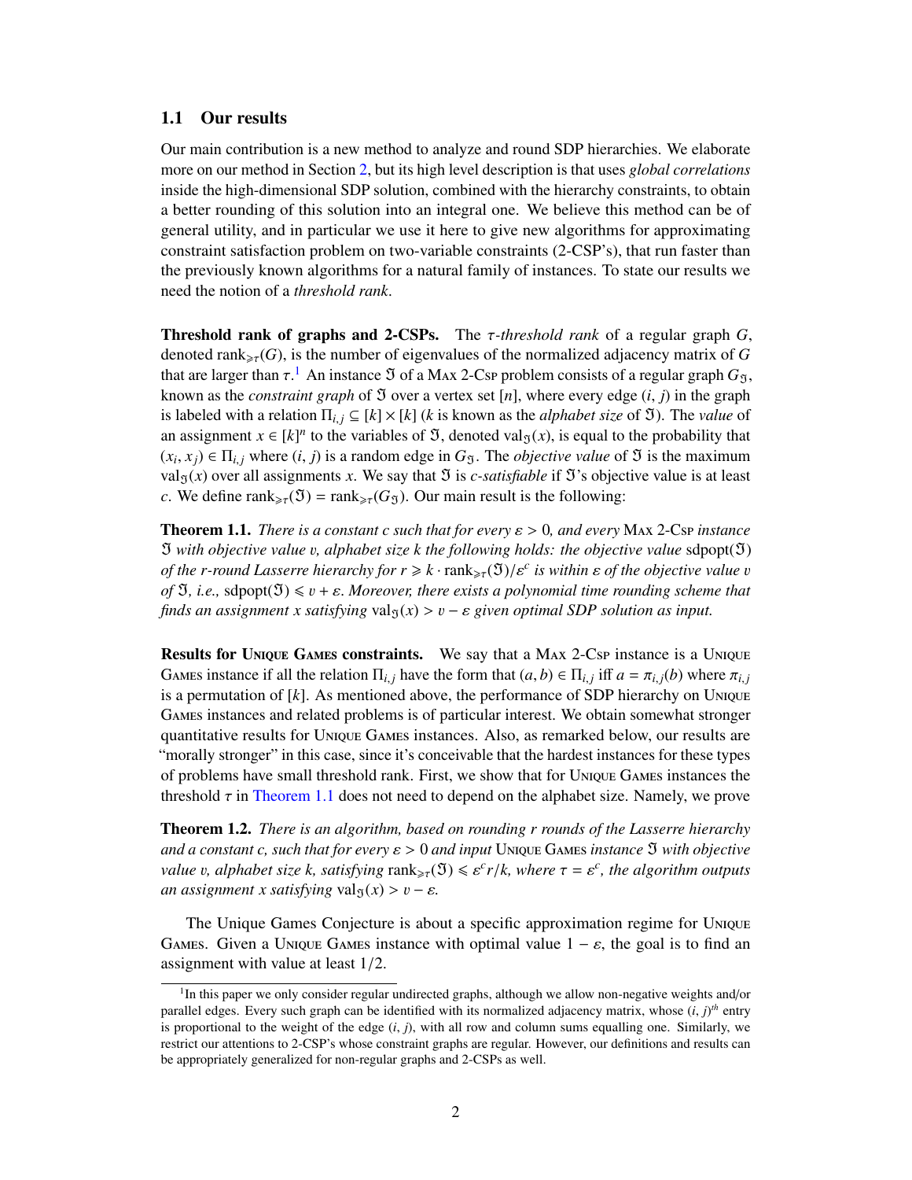### 1.1 Our results

Our main contribution is a new method to analyze and round SDP hierarchies. We elaborate more on our method in Section 2, but its high level description is that uses *global correlations* inside the high-dimensional SDP solution, combined with the hierarchy constraints, to obtain a better rounding of this solution into an integral one. We believe this method can be of general utility, and in particular we use it here to give new algorithms for approximating constraint satisfaction problem on two-variable constraints (2-CSP's), that run faster than the previously known algorithms for a natural family of instances. To state our results we need the notion of a *threshold rank*.

**Threshold rank of graphs and 2-CSPs.** The $\tau$-*threshold rank* of a regular graph $G$, denoted $\text{rank}_{\geqslant\tau}(G)$, is the number of eigenvalues of the normalized adjacency matrix of $G$ that are larger than $\tau$.[1] An instance $\mathfrak{I}$ of a Max 2-Csp problem consists of a regular graph $G_{\mathfrak{I}}$, known as the *constraint graph* of $\mathfrak{I}$ over a vertex set $[n]$, where every edge $(i, j)$ in the graph is labeled with a relation $\Pi_{i,j} \subseteq [k] \times [k]$ ($k$ is known as the *alphabet size* of $\mathfrak{I}$). The *value* of an assignment $x \in [k]^n$ to the variables of $\mathfrak{I}$, denoted $\text{val}_{\mathfrak{I}}(x)$, is equal to the probability that $(x_i, x_j) \in \Pi_{i,j}$ where $(i, j)$ is a random edge in $G_{\mathfrak{I}}$. The *objective value* of $\mathfrak{I}$ is the maximum $\text{val}_{\mathfrak{I}}(x)$ over all assignments $x$. We say that $\mathfrak{I}$ is *c-satisfiable* if $\mathfrak{I}$'s objective value is at least $c$. We define $\text{rank}_{\geqslant\tau}(\mathfrak{I}) = \text{rank}_{\geqslant\tau}(G_{\mathfrak{I}})$. Our main result is the following:

**Theorem 1.1.** *There is a constant $c$ such that for every $\varepsilon > 0$, and every* Max 2-Csp *instance $\mathfrak{I}$ with objective value $v$, alphabet size $k$ the following holds: the objective value $\text{sdpopt}(\mathfrak{I})$ of the $r$-round Lasserre hierarchy for $r \geqslant k \cdot \text{rank}_{\geqslant\tau}(\mathfrak{I})/\varepsilon^c$ is within $\varepsilon$ of the objective value $v$ of $\mathfrak{I}$, i.e., $\text{sdpopt}(\mathfrak{I}) \leqslant v + \varepsilon$. Moreover, there exists a polynomial time rounding scheme that finds an assignment $x$ satisfying $\text{val}_{\mathfrak{I}}(x) > v - \varepsilon$ given optimal SDP solution as input.*

**Results for Unique Games constraints.** We say that a Max 2-Csp instance is a Unique Games instance if all the relation $\Pi_{i,j}$ have the form that $(a, b) \in \Pi_{i,j}$ iff $a = \pi_{i,j}(b)$ where $\pi_{i,j}$ is a permutation of $[k]$. As mentioned above, the performance of SDP hierarchy on Unique Games instances and related problems is of particular interest. We obtain somewhat stronger quantitative results for Unique Games instances. Also, as remarked below, our results are "morally stronger" in this case, since it's conceivable that the hardest instances for these types of problems have small threshold rank. First, we show that for Unique Games instances the threshold $\tau$ in Theorem 1.1 does not need to depend on the alphabet size. Namely, we prove

**Theorem 1.2.** *There is an algorithm, based on rounding $r$ rounds of the Lasserre hierarchy and a constant $c$, such that for every $\varepsilon > 0$ and input* Unique Games *instance $\mathfrak{I}$ with objective value $v$, alphabet size $k$, satisfying $\text{rank}_{\geqslant\tau}(\mathfrak{I}) \leqslant \varepsilon^c r/k$, where $\tau = \varepsilon^c$, the algorithm outputs an assignment $x$ satisfying $\text{val}_{\mathfrak{I}}(x) > v - \varepsilon$.*

The Unique Games Conjecture is about a specific approximation regime for Unique Games. Given a Unique Games instance with optimal value $1 - \varepsilon$, the goal is to find an assignment with value at least $1/2$.

[1] In this paper we only consider regular undirected graphs, although we allow non-negative weights and/or parallel edges. Every such graph can be identified with its normalized adjacency matrix, whose $(i, j)^{th}$ entry is proportional to the weight of the edge $(i, j)$, with all row and column sums equalling one. Similarly, we restrict our attentions to 2-CSP's whose constraint graphs are regular. However, our definitions and results can be appropriately generalized for non-regular graphs and 2-CSPs as well.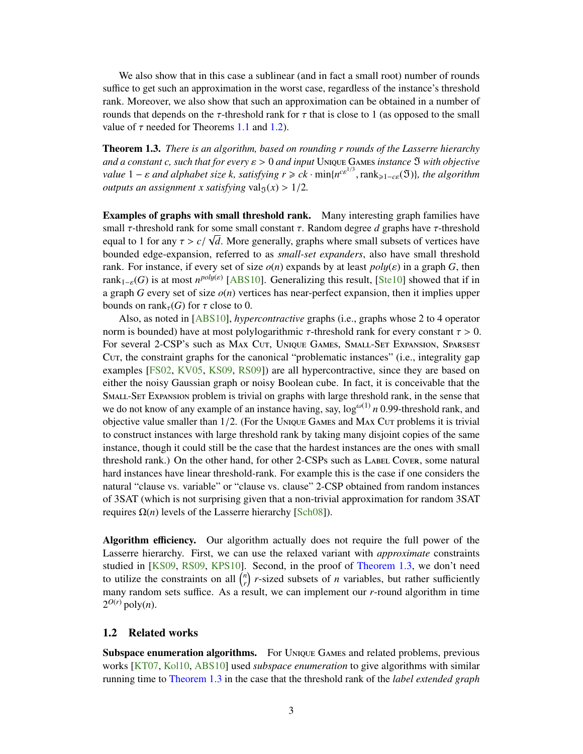We also show that in this case a sublinear (and in fact a small root) number of rounds suffice to get such an approximation in the worst case, regardless of the instance's threshold rank. Moreover, we also show that such an approximation can be obtained in a number of rounds that depends on the $\tau$-threshold rank for $\tau$ that is close to 1 (as opposed to the small value of $\tau$ needed for Theorems 1.1 and 1.2).

**Theorem 1.3.** *There is an algorithm, based on rounding $r$ rounds of the Lasserre hierarchy and a constant $c$, such that for every $\varepsilon > 0$ and input* Unique Games *instance $\mathfrak{I}$ with objective value $1 - \varepsilon$ and alphabet size $k$, satisfying $r \geqslant ck \cdot \min\{n^{c\varepsilon^{1/3}}, \mathrm{rank}_{\geqslant 1-c\varepsilon}(\mathfrak{I})\}$, the algorithm outputs an assignment $x$ satisfying $\mathrm{val}_{\mathfrak{I}}(x) > 1/2$.*

**Examples of graphs with small threshold rank.** Many interesting graph families have small $\tau$-threshold rank for some small constant $\tau$. Random degree $d$ graphs have $\tau$-threshold equal to 1 for any $\tau > c/\sqrt{d}$. More generally, graphs where small subsets of vertices have bounded edge-expansion, referred to as *small-set expanders*, also have small threshold rank. For instance, if every set of size $o(n)$ expands by at least $poly(\varepsilon)$ in a graph $G$, then $\mathrm{rank}_{1-\varepsilon}(G)$ is at most $n^{poly(\varepsilon)}$ [ABS10]. Generalizing this result, [Ste10] showed that if in a graph $G$ every set of size $o(n)$ vertices has near-perfect expansion, then it implies upper bounds on $\mathrm{rank}_\tau(G)$ for $\tau$ close to 0.

Also, as noted in [ABS10], *hypercontractive* graphs (i.e., graphs whose 2 to 4 operator norm is bounded) have at most polylogarithmic $\tau$-threshold rank for every constant $\tau > 0$. For several 2-CSP's such as Max Cut, Unique Games, Small-Set Expansion, Sparsest Cut, the constraint graphs for the canonical "problematic instances" (i.e., integrality gap examples [FS02, KV05, KS09, RS09]) are all hypercontractive, since they are based on either the noisy Gaussian graph or noisy Boolean cube. In fact, it is conceivable that the Small-Set Expansion problem is trivial on graphs with large threshold rank, in the sense that we do not know of any example of an instance having, say, $\log^{\omega(1)} n$ 0.99-threshold rank, and objective value smaller than 1/2. (For the Unique Games and Max Cut problems it is trivial to construct instances with large threshold rank by taking many disjoint copies of the same instance, though it could still be the case that the hardest instances are the ones with small threshold rank.) On the other hand, for other 2-CSPs such as Label Cover, some natural hard instances have linear threshold-rank. For example this is the case if one considers the natural "clause vs. variable" or "clause vs. clause" 2-CSP obtained from random instances of 3SAT (which is not surprising given that a non-trivial approximation for random 3SAT requires $\Omega(n)$ levels of the Lasserre hierarchy [Sch08]).

**Algorithm efficiency.** Our algorithm actually does not require the full power of the Lasserre hierarchy. First, we can use the relaxed variant with *approximate* constraints studied in [KS09, RS09, KPS10]. Second, in the proof of Theorem 1.3, we don't need to utilize the constraints on all $\binom{n}{r}$ $r$-sized subsets of $n$ variables, but rather sufficiently many random sets suffice. As a result, we can implement our $r$-round algorithm in time $2^{O(r)}\,\mathrm{poly}(n)$.

## 1.2 Related works

**Subspace enumeration algorithms.** For Unique Games and related problems, previous works [KT07, Kol10, ABS10] used *subspace enumeration* to give algorithms with similar running time to Theorem 1.3 in the case that the threshold rank of the *label extended graph*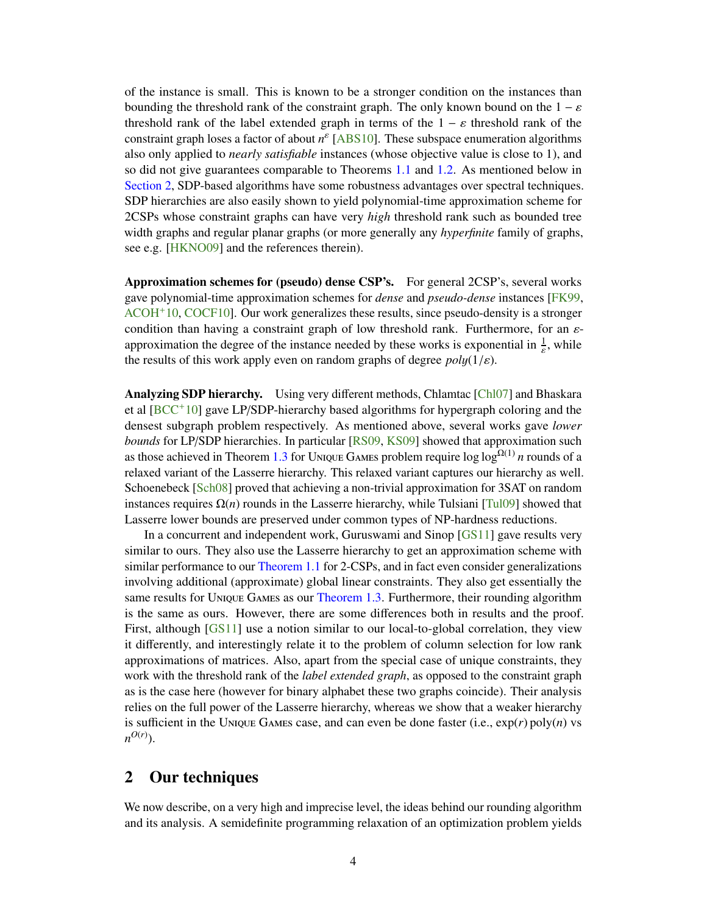of the instance is small. This is known to be a stronger condition on the instances than bounding the threshold rank of the constraint graph. The only known bound on the $1-\varepsilon$ threshold rank of the label extended graph in terms of the $1-\varepsilon$ threshold rank of the constraint graph loses a factor of about $n^{\varepsilon}$ [ABS10]. These subspace enumeration algorithms also only applied to *nearly satisfiable* instances (whose objective value is close to 1), and so did not give guarantees comparable to Theorems 1.1 and 1.2. As mentioned below in Section 2, SDP-based algorithms have some robustness advantages over spectral techniques. SDP hierarchies are also easily shown to yield polynomial-time approximation scheme for 2CSPs whose constraint graphs can have very *high* threshold rank such as bounded tree width graphs and regular planar graphs (or more generally any *hyperfinite* family of graphs, see e.g. [HKNO09] and the references therein).

**Approximation schemes for (pseudo) dense CSP's.** For general 2CSP's, several works gave polynomial-time approximation schemes for *dense* and *pseudo-dense* instances [FK99, ACOH+10, COCF10]. Our work generalizes these results, since pseudo-density is a stronger condition than having a constraint graph of low threshold rank. Furthermore, for an $\varepsilon$-approximation the degree of the instance needed by these works is exponential in $\frac{1}{\varepsilon}$, while the results of this work apply even on random graphs of degree $poly(1/\varepsilon)$.

**Analyzing SDP hierarchy.** Using very different methods, Chlamtac [Chl07] and Bhaskara et al [BCC+10] gave LP/SDP-hierarchy based algorithms for hypergraph coloring and the densest subgraph problem respectively. As mentioned above, several works gave *lower bounds* for LP/SDP hierarchies. In particular [RS09, KS09] showed that approximation such as those achieved in Theorem 1.3 for Unique Games problem require $\log\log^{\Omega(1)} n$ rounds of a relaxed variant of the Lasserre hierarchy. This relaxed variant captures our hierarchy as well. Schoenebeck [Sch08] proved that achieving a non-trivial approximation for 3SAT on random instances requires $\Omega(n)$ rounds in the Lasserre hierarchy, while Tulsiani [Tul09] showed that Lasserre lower bounds are preserved under common types of NP-hardness reductions.

In a concurrent and independent work, Guruswami and Sinop [GS11] gave results very similar to ours. They also use the Lasserre hierarchy to get an approximation scheme with similar performance to our Theorem 1.1 for 2-CSPs, and in fact even consider generalizations involving additional (approximate) global linear constraints. They also get essentially the same results for Unique Games as our Theorem 1.3. Furthermore, their rounding algorithm is the same as ours. However, there are some differences both in results and the proof. First, although [GS11] use a notion similar to our local-to-global correlation, they view it differently, and interestingly relate it to the problem of column selection for low rank approximations of matrices. Also, apart from the special case of unique constraints, they work with the threshold rank of the *label extended graph*, as opposed to the constraint graph as is the case here (however for binary alphabet these two graphs coincide). Their analysis relies on the full power of the Lasserre hierarchy, whereas we show that a weaker hierarchy is sufficient in the Unique Games case, and can even be done faster (i.e., $\exp(r)\,\mathrm{poly}(n)$ vs $n^{O(r)}$).

## 2 Our techniques

We now describe, on a very high and imprecise level, the ideas behind our rounding algorithm and its analysis. A semidefinite programming relaxation of an optimization problem yields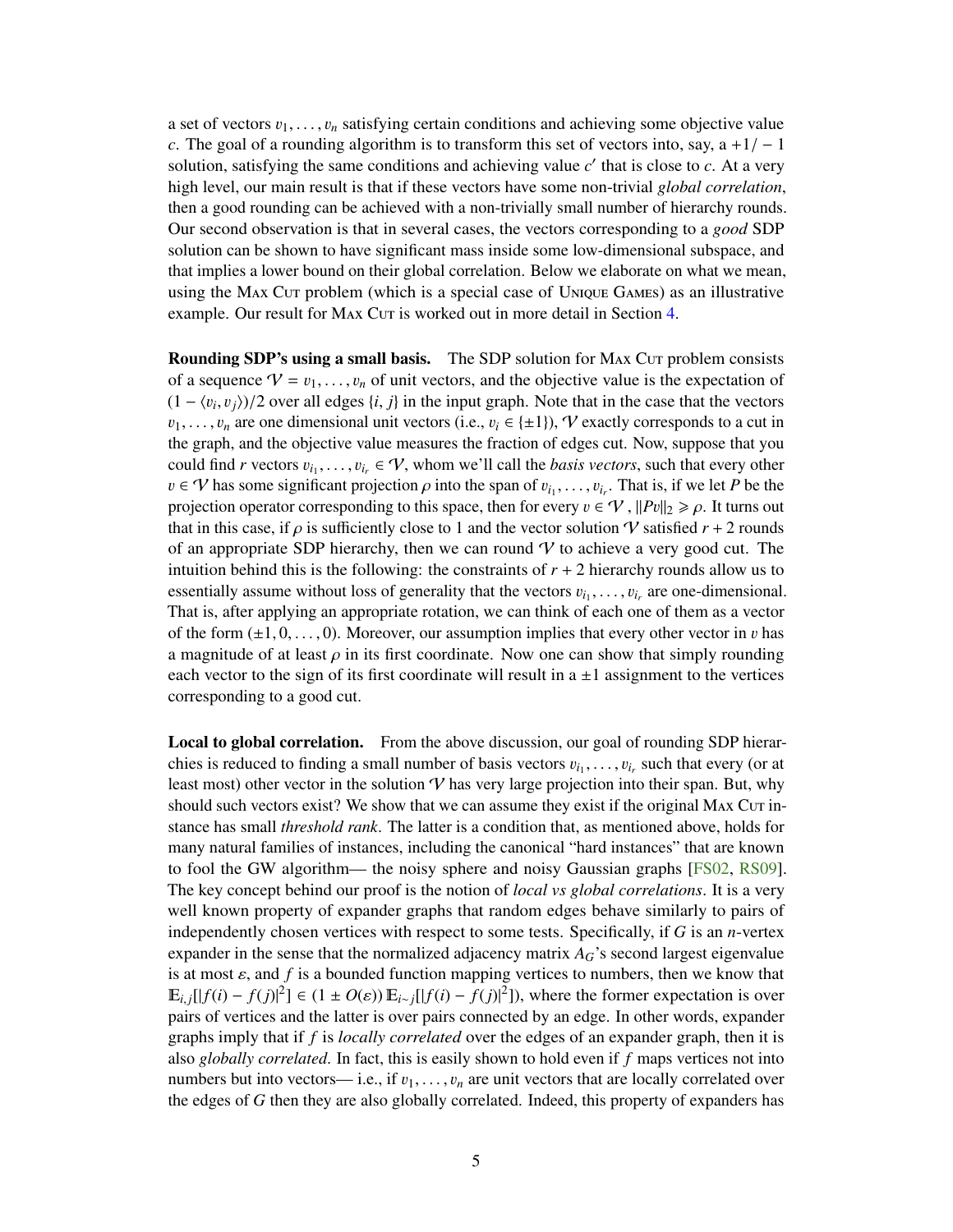a set of vectors $v_1, \ldots, v_n$ satisfying certain conditions and achieving some objective value $c$. The goal of a rounding algorithm is to transform this set of vectors into, say, a $+1/-1$ solution, satisfying the same conditions and achieving value $c'$ that is close to $c$. At a very high level, our main result is that if these vectors have some non-trivial *global correlation*, then a good rounding can be achieved with a non-trivially small number of hierarchy rounds. Our second observation is that in several cases, the vectors corresponding to a *good* SDP solution can be shown to have significant mass inside some low-dimensional subspace, and that implies a lower bound on their global correlation. Below we elaborate on what we mean, using the MAX CUT problem (which is a special case of UNIQUE GAMES) as an illustrative example. Our result for MAX CUT is worked out in more detail in Section 4.

**Rounding SDP's using a small basis.** The SDP solution for MAX CUT problem consists of a sequence $\mathcal{V} = v_1, \ldots, v_n$ of unit vectors, and the objective value is the expectation of $(1 - \langle v_i, v_j \rangle)/2$ over all edges $\{i, j\}$ in the input graph. Note that in the case that the vectors $v_1, \ldots, v_n$ are one dimensional unit vectors (i.e., $v_i \in \{\pm 1\}$), $\mathcal{V}$ exactly corresponds to a cut in the graph, and the objective value measures the fraction of edges cut. Now, suppose that you could find $r$ vectors $v_{i_1}, \ldots, v_{i_r} \in \mathcal{V}$, whom we'll call the *basis vectors*, such that every other $v \in \mathcal{V}$ has some significant projection $\rho$ into the span of $v_{i_1}, \ldots, v_{i_r}$. That is, if we let $P$ be the projection operator corresponding to this space, then for every $v \in \mathcal{V}$, $\|Pv\|_2 \geqslant \rho$. It turns out that in this case, if $\rho$ is sufficiently close to 1 and the vector solution $\mathcal{V}$ satisfied $r + 2$ rounds of an appropriate SDP hierarchy, then we can round $\mathcal{V}$ to achieve a very good cut. The intuition behind this is the following: the constraints of $r + 2$ hierarchy rounds allow us to essentially assume without loss of generality that the vectors $v_{i_1}, \ldots, v_{i_r}$ are one-dimensional. That is, after applying an appropriate rotation, we can think of each one of them as a vector of the form $(\pm 1, 0, \ldots, 0)$. Moreover, our assumption implies that every other vector in $v$ has a magnitude of at least $\rho$ in its first coordinate. Now one can show that simply rounding each vector to the sign of its first coordinate will result in a $\pm 1$ assignment to the vertices corresponding to a good cut.

**Local to global correlation.** From the above discussion, our goal of rounding SDP hierarchies is reduced to finding a small number of basis vectors $v_{i_1}, \ldots, v_{i_r}$ such that every (or at least most) other vector in the solution $\mathcal{V}$ has very large projection into their span. But, why should such vectors exist? We show that we can assume they exist if the original MAX CUT instance has small *threshold rank*. The latter is a condition that, as mentioned above, holds for many natural families of instances, including the canonical "hard instances" that are known to fool the GW algorithm— the noisy sphere and noisy Gaussian graphs [FS02, RS09]. The key concept behind our proof is the notion of *local vs global correlations*. It is a very well known property of expander graphs that random edges behave similarly to pairs of independently chosen vertices with respect to some tests. Specifically, if $G$ is an $n$-vertex expander in the sense that the normalized adjacency matrix $A_G$'s second largest eigenvalue is at most $\varepsilon$, and $f$ is a bounded function mapping vertices to numbers, then we know that $\mathbb{E}_{i,j}[|f(i) - f(j)|^2] \in (1 \pm O(\varepsilon)) \mathbb{E}_{i \sim j}[|f(i) - f(j)|^2])$, where the former expectation is over pairs of vertices and the latter is over pairs connected by an edge. In other words, expander graphs imply that if $f$ is *locally correlated* over the edges of an expander graph, then it is also *globally correlated*. In fact, this is easily shown to hold even if $f$ maps vertices not into numbers but into vectors— i.e., if $v_1, \ldots, v_n$ are unit vectors that are locally correlated over the edges of $G$ then they are also globally correlated. Indeed, this property of expanders has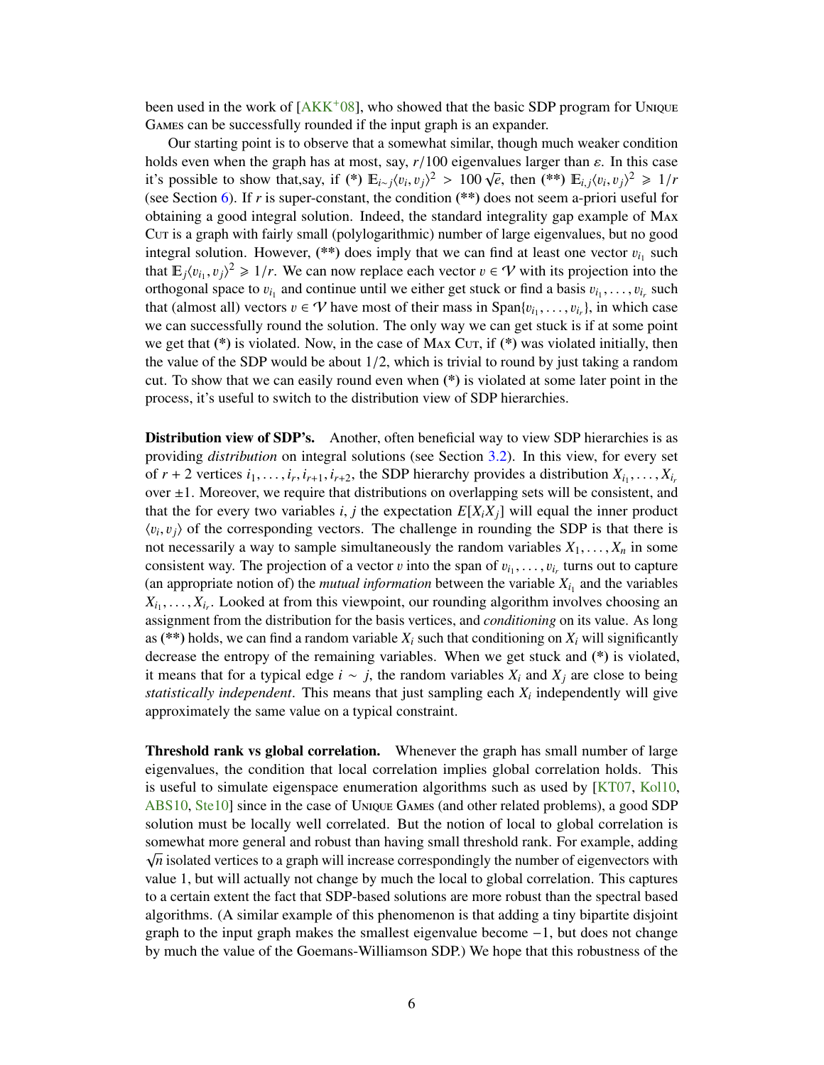been used in the work of [AKK+08], who showed that the basic SDP program for Unique Games can be successfully rounded if the input graph is an expander.

Our starting point is to observe that a somewhat similar, though much weaker condition holds even when the graph has at most, say, $r/100$ eigenvalues larger than $\varepsilon$. In this case it's possible to show that,say, if (*) $\mathbb{E}_{i\sim j}\langle v_i, v_j\rangle^2 > 100\sqrt{e}$, then (**) $\mathbb{E}_{i,j}\langle v_i, v_j\rangle^2 \geqslant 1/r$ (see Section 6). If $r$ is super-constant, the condition (**) does not seem a-priori useful for obtaining a good integral solution. Indeed, the standard integrality gap example of Max Cut is a graph with fairly small (polylogarithmic) number of large eigenvalues, but no good integral solution. However, (**) does imply that we can find at least one vector $v_{i_1}$ such that $\mathbb{E}_j\langle v_{i_1}, v_j\rangle^2 \geqslant 1/r$. We can now replace each vector $v \in \mathcal{V}$ with its projection into the orthogonal space to $v_{i_1}$ and continue until we either get stuck or find a basis $v_{i_1}, \ldots, v_{i_r}$ such that (almost all) vectors $v \in \mathcal{V}$ have most of their mass in $\mathrm{Span}\{v_{i_1}, \ldots, v_{i_r}\}$, in which case we can successfully round the solution. The only way we can get stuck is if at some point we get that (*) is violated. Now, in the case of Max Cut, if (*) was violated initially, then the value of the SDP would be about $1/2$, which is trivial to round by just taking a random cut. To show that we can easily round even when (*) is violated at some later point in the process, it's useful to switch to the distribution view of SDP hierarchies.

**Distribution view of SDP's.** Another, often beneficial way to view SDP hierarchies is as providing *distribution* on integral solutions (see Section 3.2). In this view, for every set of $r+2$ vertices $i_1, \ldots, i_r, i_{r+1}, i_{r+2}$, the SDP hierarchy provides a distribution $X_{i_1}, \ldots, X_{i_r}$ over $\pm 1$. Moreover, we require that distributions on overlapping sets will be consistent, and that the for every two variables $i, j$ the expectation $E[X_i X_j]$ will equal the inner product $\langle v_i, v_j\rangle$ of the corresponding vectors. The challenge in rounding the SDP is that there is not necessarily a way to sample simultaneously the random variables $X_1, \ldots, X_n$ in some consistent way. The projection of a vector $v$ into the span of $v_{i_1}, \ldots, v_{i_r}$ turns out to capture (an appropriate notion of) the *mutual information* between the variable $X_{i_1}$ and the variables $X_{i_1}, \ldots, X_{i_r}$. Looked at from this viewpoint, our rounding algorithm involves choosing an assignment from the distribution for the basis vertices, and *conditioning* on its value. As long as (**) holds, we can find a random variable $X_i$ such that conditioning on $X_i$ will significantly decrease the entropy of the remaining variables. When we get stuck and (*) is violated, it means that for a typical edge $i \sim j$, the random variables $X_i$ and $X_j$ are close to being *statistically independent*. This means that just sampling each $X_i$ independently will give approximately the same value on a typical constraint.

**Threshold rank vs global correlation.** Whenever the graph has small number of large eigenvalues, the condition that local correlation implies global correlation holds. This is useful to simulate eigenspace enumeration algorithms such as used by [KT07, Kol10, ABS10, Ste10] since in the case of Unique Games (and other related problems), a good SDP solution must be locally well correlated. But the notion of local to global correlation is somewhat more general and robust than having small threshold rank. For example, adding $\sqrt{n}$ isolated vertices to a graph will increase correspondingly the number of eigenvectors with value 1, but will actually not change by much the local to global correlation. This captures to a certain extent the fact that SDP-based solutions are more robust than the spectral based algorithms. (A similar example of this phenomenon is that adding a tiny bipartite disjoint graph to the input graph makes the smallest eigenvalue become $-1$, but does not change by much the value of the Goemans-Williamson SDP.) We hope that this robustness of the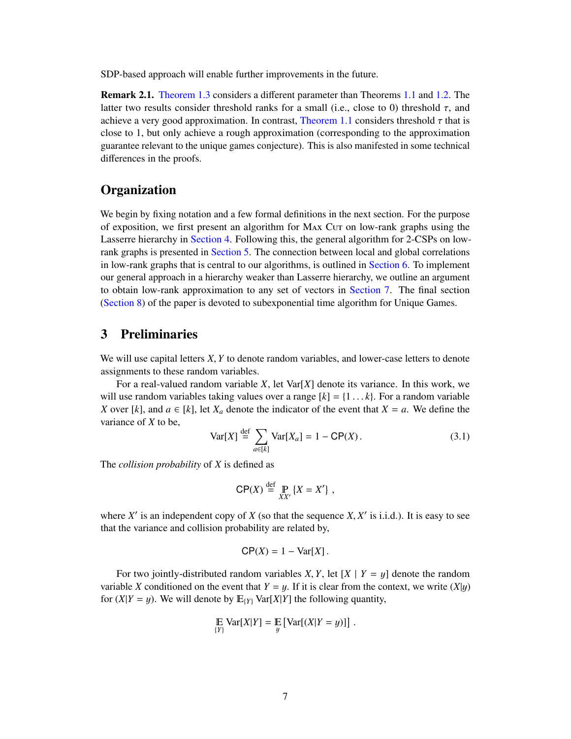SDP-based approach will enable further improvements in the future.

**Remark 2.1.** Theorem 1.3 considers a different parameter than Theorems 1.1 and 1.2. The latter two results consider threshold ranks for a small (i.e., close to 0) threshold $\tau$, and achieve a very good approximation. In contrast, Theorem 1.1 considers threshold $\tau$ that is close to 1, but only achieve a rough approximation (corresponding to the approximation guarantee relevant to the unique games conjecture). This is also manifested in some technical differences in the proofs.

## Organization

We begin by fixing notation and a few formal definitions in the next section. For the purpose of exposition, we first present an algorithm for Max Cut on low-rank graphs using the Lasserre hierarchy in Section 4. Following this, the general algorithm for 2-CSPs on low-rank graphs is presented in Section 5. The connection between local and global correlations in low-rank graphs that is central to our algorithms, is outlined in Section 6. To implement our general approach in a hierarchy weaker than Lasserre hierarchy, we outline an argument to obtain low-rank approximation to any set of vectors in Section 7. The final section (Section 8) of the paper is devoted to subexponential time algorithm for Unique Games.

# 3 Preliminaries

We will use capital letters $X, Y$ to denote random variables, and lower-case letters to denote assignments to these random variables.

For a real-valued random variable $X$, let $\mathrm{Var}[X]$ denote its variance. In this work, we will use random variables taking values over a range $[k] = \{1 \ldots k\}$. For a random variable $X$ over $[k]$, and $a \in [k]$, let $X_a$ denote the indicator of the event that $X = a$. We define the variance of $X$ to be,

$$\mathrm{Var}[X] \stackrel{\mathrm{def}}{=} \sum_{a \in [k]} \mathrm{Var}[X_a] = 1 - \mathsf{CP}(X)\,. \tag{3.1}$$

The *collision probability* of $X$ is defined as

$$\mathsf{CP}(X) \stackrel{\mathrm{def}}{=} \mathop{\mathbb{P}}_{XX'}\{X = X'\}\,,$$

where $X'$ is an independent copy of $X$ (so that the sequence $X, X'$ is i.i.d.). It is easy to see that the variance and collision probability are related by,

$$\mathsf{CP}(X) = 1 - \mathrm{Var}[X]\,.$$

For two jointly-distributed random variables $X, Y$, let $[X \mid Y = y]$ denote the random variable $X$ conditioned on the event that $Y = y$. If it is clear from the context, we write $(X|y)$ for $(X|Y = y)$. We will denote by $\mathbb{E}_{\{Y\}} \mathrm{Var}[X|Y]$ the following quantity,

$$\mathop{\mathbb{E}}_{\{Y\}} \mathrm{Var}[X|Y] = \mathop{\mathbb{E}}_{y}\left[\mathrm{Var}[(X|Y = y)]\right]\,.$$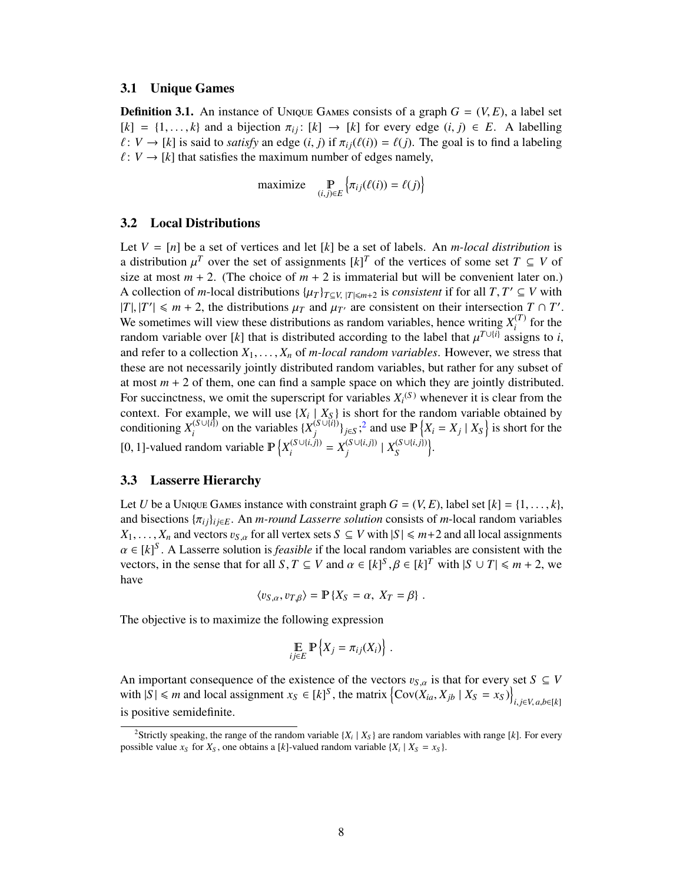### 3.1 Unique Games

**Definition 3.1.** An instance of Unique Games consists of a graph $G = (V, E)$, a label set $[k] = \{1, \ldots, k\}$ and a bijection $\pi_{ij} \colon [k] \to [k]$ for every edge $(i, j) \in E$. A labelling $\ell \colon V \to [k]$ is said to *satisfy* an edge $(i, j)$ if $\pi_{ij}(\ell(i)) = \ell(j)$. The goal is to find a labeling $\ell \colon V \to [k]$ that satisfies the maximum number of edges namely,

$$\text{maximize} \quad \mathop{\mathbb{P}}_{(i,j)\in E}\left\{\pi_{ij}(\ell(i)) = \ell(j)\right\}$$

### 3.2 Local Distributions

Let $V = [n]$ be a set of vertices and let $[k]$ be a set of labels. An *m-local distribution* is a distribution $\mu^T$ over the set of assignments $[k]^T$ of the vertices of some set $T \subseteq V$ of size at most $m + 2$. (The choice of $m + 2$ is immaterial but will be convenient later on.) A collection of $m$-local distributions $\{\mu_T\}_{T \subseteq V,\, |T| \leqslant m+2}$ is *consistent* if for all $T, T' \subseteq V$ with $|T|, |T'| \leqslant m + 2$, the distributions $\mu_T$ and $\mu_{T'}$ are consistent on their intersection $T \cap T'$. We sometimes will view these distributions as random variables, hence writing $X_i^{(T)}$ for the random variable over $[k]$ that is distributed according to the label that $\mu^{T \cup \{i\}}$ assigns to $i$, and refer to a collection $X_1, \ldots, X_n$ of *m-local random variables*. However, we stress that these are not necessarily jointly distributed random variables, but rather for any subset of at most $m + 2$ of them, one can find a sample space on which they are jointly distributed. For succinctness, we omit the superscript for variables $X_i{}^{(S)}$ whenever it is clear from the context. For example, we will use $\{X_i \mid X_S\}$ is short for the random variable obtained by conditioning $X_i^{(S\cup\{i\})}$ on the variables $\{X_j^{(S\cup\{i\})}\}_{j\in S}$;[2] and use $\mathbb{P}\left\{X_i = X_j \mid X_S\right\}$ is short for the $[0, 1]$-valued random variable $\mathbb{P}\left\{X_i^{(S\cup\{i,j\})} = X_j^{(S\cup\{i,j\})} \mid X_S^{(S\cup\{i,j\})}\right\}$.

### 3.3 Lasserre Hierarchy

Let $U$ be a Unique Games instance with constraint graph $G = (V, E)$, label set $[k] = \{1, \ldots, k\}$, and bisections $\{\pi_{ij}\}_{ij\in E}$. An *m-round Lasserre solution* consists of $m$-local random variables $X_1, \ldots, X_n$ and vectors $v_{S,\alpha}$ for all vertex sets $S \subseteq V$ with $|S| \leqslant m+2$ and all local assignments $\alpha \in [k]^S$. A Lasserre solution is *feasible* if the local random variables are consistent with the vectors, in the sense that for all $S, T \subseteq V$ and $\alpha \in [k]^S, \beta \in [k]^T$ with $|S \cup T| \leqslant m + 2$, we have

$$\langle v_{S,\alpha}, v_{T,\beta}\rangle = \mathbb{P}\{X_S = \alpha,\ X_T = \beta\}\ .$$

The objective is to maximize the following expression

$$\mathop{\mathbb{E}}_{ij\in E} \mathbb{P}\left\{X_j = \pi_{ij}(X_i)\right\}\ .$$

An important consequence of the existence of the vectors $v_{S,\alpha}$ is that for every set $S \subseteq V$ with $|S| \leqslant m$ and local assignment $x_S \in [k]^S$, the matrix $\left\{\mathrm{Cov}(X_{ia}, X_{jb} \mid X_S = x_S)\right\}_{i,j\in V,\, a,b\in[k]}$ is positive semidefinite.

[2] Strictly speaking, the range of the random variable $\{X_i \mid X_S\}$ are random variables with range $[k]$. For every possible value $x_S$ for $X_S$, one obtains a $[k]$-valued random variable $\{X_i \mid X_S = x_S\}$.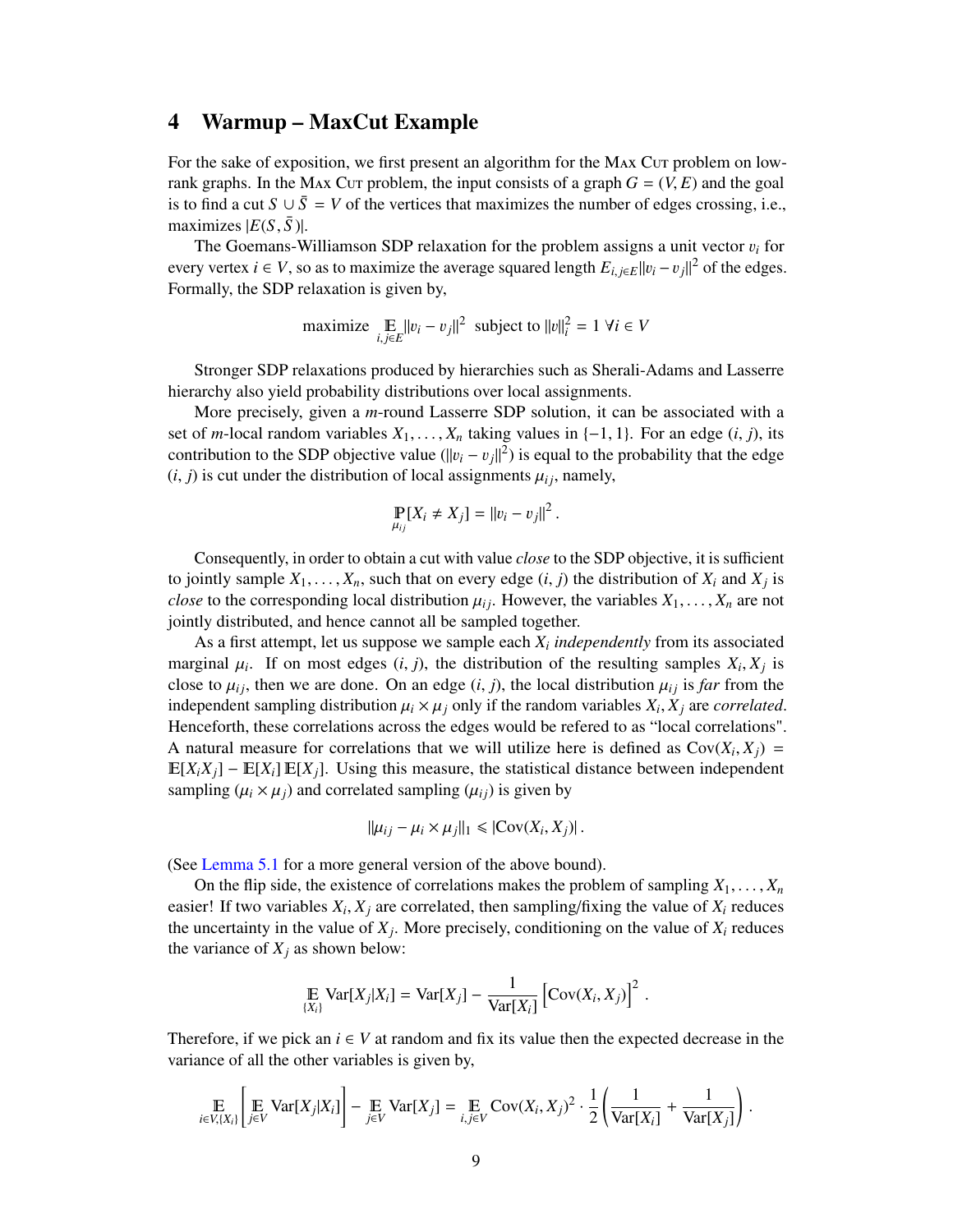## 4 Warmup – MaxCut Example

For the sake of exposition, we first present an algorithm for the Max Cut problem on low-rank graphs. In the Max Cut problem, the input consists of a graph $G = (V, E)$ and the goal is to find a cut $S \cup \bar{S} = V$ of the vertices that maximizes the number of edges crossing, i.e., maximizes $|E(S, \bar{S})|$.

The Goemans-Williamson SDP relaxation for the problem assigns a unit vector $v_i$ for every vertex $i \in V$, so as to maximize the average squared length $E_{i,j \in E} \|v_i - v_j\|^2$ of the edges. Formally, the SDP relaxation is given by,

$$\text{maximize } \mathop{\mathbb{E}}_{i,j \in E} \|v_i - v_j\|^2 \text{ subject to } \|v\|_i^2 = 1 \; \forall i \in V$$

Stronger SDP relaxations produced by hierarchies such as Sherali-Adams and Lasserre hierarchy also yield probability distributions over local assignments.

More precisely, given a $m$-round Lasserre SDP solution, it can be associated with a set of $m$-local random variables $X_1, \ldots, X_n$ taking values in $\{-1, 1\}$. For an edge $(i, j)$, its contribution to the SDP objective value ($\|v_i - v_j\|^2$) is equal to the probability that the edge $(i, j)$ is cut under the distribution of local assignments $\mu_{ij}$, namely,

$$\mathop{\mathbb{P}}_{\mu_{ij}}[X_i \neq X_j] = \|v_i - v_j\|^2 .$$

Consequently, in order to obtain a cut with value *close* to the SDP objective, it is sufficient to jointly sample $X_1, \ldots, X_n$, such that on every edge $(i, j)$ the distribution of $X_i$ and $X_j$ is *close* to the corresponding local distribution $\mu_{ij}$. However, the variables $X_1, \ldots, X_n$ are not jointly distributed, and hence cannot all be sampled together.

As a first attempt, let us suppose we sample each $X_i$ *independently* from its associated marginal $\mu_i$. If on most edges $(i, j)$, the distribution of the resulting samples $X_i, X_j$ is close to $\mu_{ij}$, then we are done. On an edge $(i, j)$, the local distribution $\mu_{ij}$ is *far* from the independent sampling distribution $\mu_i \times \mu_j$ only if the random variables $X_i, X_j$ are *correlated*. Henceforth, these correlations across the edges would be refered to as "local correlations". A natural measure for correlations that we will utilize here is defined as $\mathrm{Cov}(X_i, X_j) = \mathbb{E}[X_i X_j] - \mathbb{E}[X_i]\,\mathbb{E}[X_j]$. Using this measure, the statistical distance between independent sampling ($\mu_i \times \mu_j$) and correlated sampling ($\mu_{ij}$) is given by

$$\|\mu_{ij} - \mu_i \times \mu_j\|_1 \leqslant |\mathrm{Cov}(X_i, X_j)| .$$

(See Lemma 5.1 for a more general version of the above bound).

On the flip side, the existence of correlations makes the problem of sampling $X_1, \ldots, X_n$ easier! If two variables $X_i, X_j$ are correlated, then sampling/fixing the value of $X_i$ reduces the uncertainty in the value of $X_j$. More precisely, conditioning on the value of $X_i$ reduces the variance of $X_j$ as shown below:

$$\mathop{\mathbb{E}}_{\{X_i\}} \mathrm{Var}[X_j | X_i] = \mathrm{Var}[X_j] - \frac{1}{\mathrm{Var}[X_i]} \left[\mathrm{Cov}(X_i, X_j)\right]^2 .$$

Therefore, if we pick an $i \in V$ at random and fix its value then the expected decrease in the variance of all the other variables is given by,

$$\mathop{\mathbb{E}}_{i \in V, \{X_i\}} \left[ \mathop{\mathbb{E}}_{j \in V} \mathrm{Var}[X_j | X_i] \right] - \mathop{\mathbb{E}}_{j \in V} \mathrm{Var}[X_j] = \mathop{\mathbb{E}}_{i,j \in V} \mathrm{Cov}(X_i, X_j)^2 \cdot \frac{1}{2} \left( \frac{1}{\mathrm{Var}[X_i]} + \frac{1}{\mathrm{Var}[X_j]} \right) .$$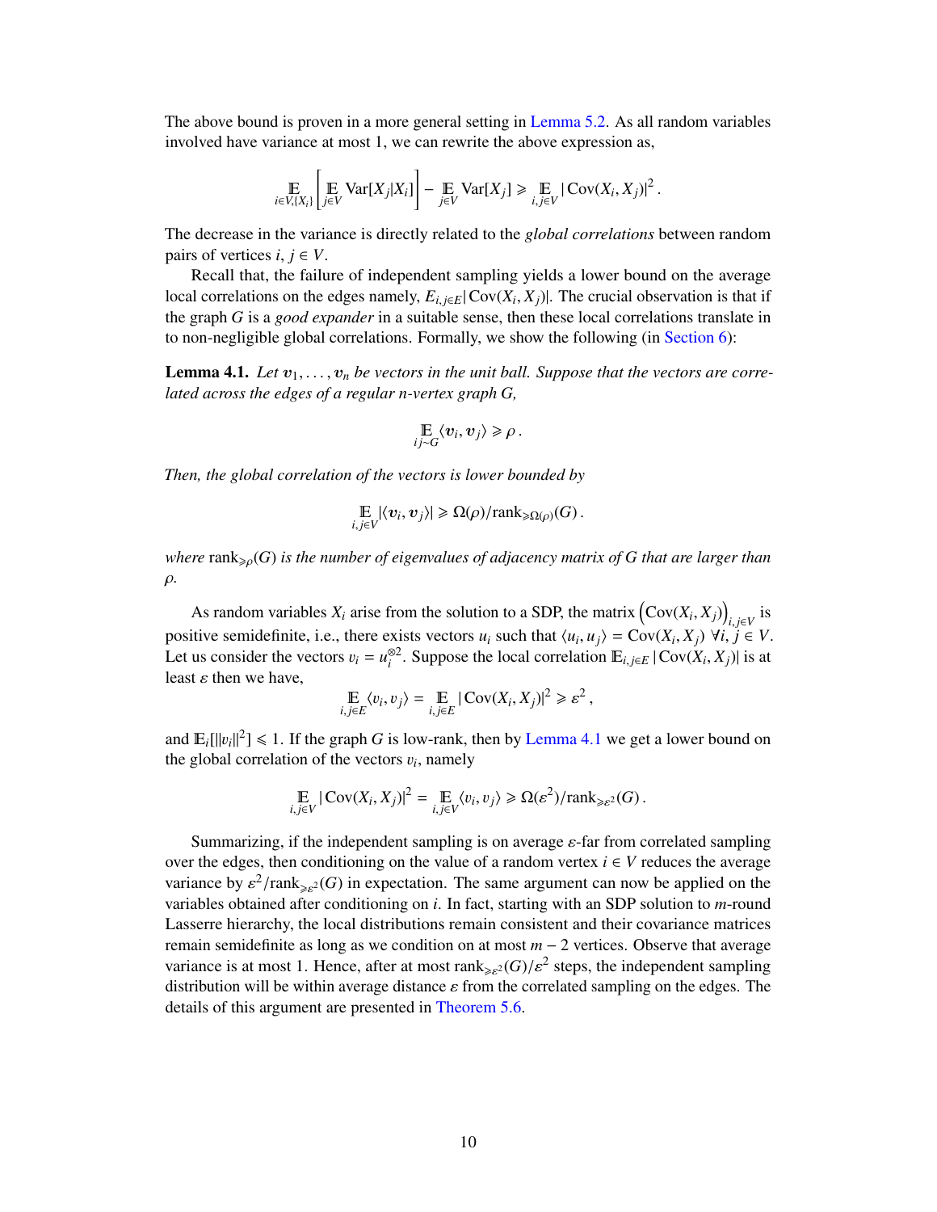The above bound is proven in a more general setting in Lemma 5.2. As all random variables involved have variance at most 1, we can rewrite the above expression as,

$$\mathop{\mathbb{E}}_{i \in V, \{X_i\}} \left[ \mathop{\mathbb{E}}_{j \in V} \mathrm{Var}[X_j | X_i] \right] - \mathop{\mathbb{E}}_{j \in V} \mathrm{Var}[X_j] \geqslant \mathop{\mathbb{E}}_{i,j \in V} |\operatorname{Cov}(X_i, X_j)|^2 .$$

The decrease in the variance is directly related to the *global correlations* between random pairs of vertices $i, j \in V$.

Recall that, the failure of independent sampling yields a lower bound on the average local correlations on the edges namely, $E_{i,j \in E} |\operatorname{Cov}(X_i, X_j)|$. The crucial observation is that if the graph $G$ is a *good expander* in a suitable sense, then these local correlations translate in to non-negligible global correlations. Formally, we show the following (in Section 6):

**Lemma 4.1.** *Let $v_1, \ldots, v_n$ be vectors in the unit ball. Suppose that the vectors are correlated across the edges of a regular $n$-vertex graph $G$,*

$$\mathop{\mathbb{E}}_{ij \sim G} \langle v_i, v_j \rangle \geqslant \rho .$$

*Then, the global correlation of the vectors is lower bounded by*

$$\mathop{\mathbb{E}}_{i,j \in V} |\langle v_i, v_j \rangle| \geqslant \Omega(\rho) / \mathrm{rank}_{\geqslant \Omega(\rho)}(G) .$$

*where $\mathrm{rank}_{\geqslant \rho}(G)$ is the number of eigenvalues of adjacency matrix of $G$ that are larger than $\rho$.*

As random variables $X_i$ arise from the solution to a SDP, the matrix $\left(\operatorname{Cov}(X_i, X_j)\right)_{i,j \in V}$ is positive semidefinite, i.e., there exists vectors $u_i$ such that $\langle u_i, u_j \rangle = \operatorname{Cov}(X_i, X_j)$ $\forall i, j \in V$. Let us consider the vectors $v_i = u_i^{\otimes 2}$. Suppose the local correlation $\mathbb{E}_{i,j \in E} |\operatorname{Cov}(X_i, X_j)|$ is at least $\varepsilon$ then we have,

$$\mathop{\mathbb{E}}_{i,j \in E} \langle v_i, v_j \rangle = \mathop{\mathbb{E}}_{i,j \in E} |\operatorname{Cov}(X_i, X_j)|^2 \geqslant \varepsilon^2 ,$$

and $\mathbb{E}_i[\|v_i\|^2] \leqslant 1$. If the graph $G$ is low-rank, then by Lemma 4.1 we get a lower bound on the global correlation of the vectors $v_i$, namely

$$\mathop{\mathbb{E}}_{i,j \in V} |\operatorname{Cov}(X_i, X_j)|^2 = \mathop{\mathbb{E}}_{i,j \in V} \langle v_i, v_j \rangle \geqslant \Omega(\varepsilon^2) / \mathrm{rank}_{\geqslant \varepsilon^2}(G) .$$

Summarizing, if the independent sampling is on average $\varepsilon$-far from correlated sampling over the edges, then conditioning on the value of a random vertex $i \in V$ reduces the average variance by $\varepsilon^2 / \mathrm{rank}_{\geqslant \varepsilon^2}(G)$ in expectation. The same argument can now be applied on the variables obtained after conditioning on $i$. In fact, starting with an SDP solution to $m$-round Lasserre hierarchy, the local distributions remain consistent and their covariance matrices remain semidefinite as long as we condition on at most $m - 2$ vertices. Observe that average variance is at most 1. Hence, after at most $\mathrm{rank}_{\geqslant \varepsilon^2}(G) / \varepsilon^2$ steps, the independent sampling distribution will be within average distance $\varepsilon$ from the correlated sampling on the edges. The details of this argument are presented in Theorem 5.6.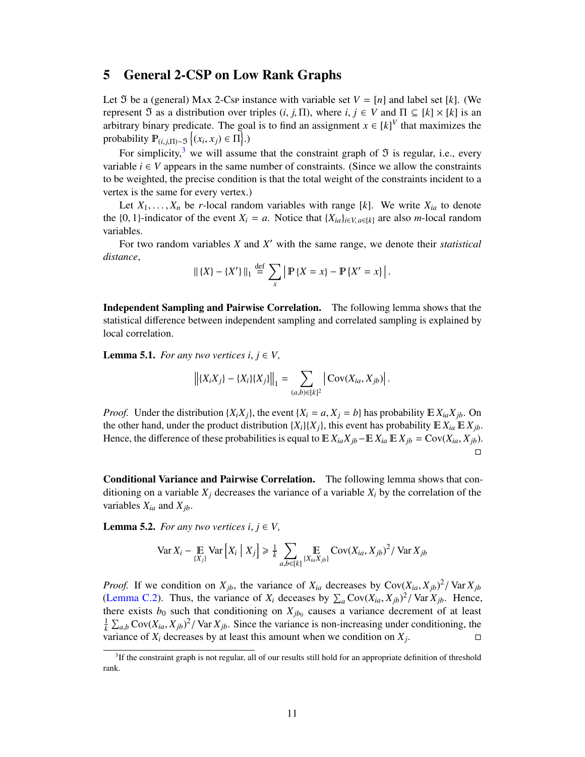## 5 General 2-CSP on Low Rank Graphs

Let $\mathfrak{I}$ be a (general) Max 2-Csp instance with variable set $V = [n]$ and label set $[k]$. (We represent $\mathfrak{I}$ as a distribution over triples $(i, j, \Pi)$, where $i, j \in V$ and $\Pi \subseteq [k] \times [k]$ is an arbitrary binary predicate. The goal is to find an assignment $x \in [k]^V$ that maximizes the probability $\mathbb{P}_{(i,j,\Pi)\sim\mathfrak{I}}\left\{(x_i, x_j) \in \Pi\right\}$.)

For simplicity,[3] we will assume that the constraint graph of $\mathfrak{I}$ is regular, i.e., every variable $i \in V$ appears in the same number of constraints. (Since we allow the constraints to be weighted, the precise condition is that the total weight of the constraints incident to a vertex is the same for every vertex.)

Let $X_1, \ldots, X_n$ be $r$-local random variables with range $[k]$. We write $X_{ia}$ to denote the $\{0, 1\}$-indicator of the event $X_i = a$. Notice that $\{X_{ia}\}_{i\in V, a\in[k]}$ are also $m$-local random variables.

For two random variables $X$ and $X'$ with the same range, we denote their *statistical distance*,

$$\| \{X\} - \{X'\} \|_1 \stackrel{\text{def}}{=} \sum_x \left| \mathbb{P}\{X = x\} - \mathbb{P}\{X' = x\} \right|.$$

**Independent Sampling and Pairwise Correlation.** The following lemma shows that the statistical difference between independent sampling and correlated sampling is explained by local correlation.

**Lemma 5.1.** *For any two vertices $i, j \in V$,*

$$\left\| \{X_i X_j\} - \{X_i\}\{X_j\} \right\|_1 = \sum_{(a,b)\in[k]^2} \left| \operatorname{Cov}(X_{ia}, X_{jb}) \right|.$$

*Proof.* Under the distribution $\{X_i X_j\}$, the event $\{X_i = a, X_j = b\}$ has probability $\mathbb{E}\, X_{ia} X_{jb}$. On the other hand, under the product distribution $\{X_i\}\{X_j\}$, this event has probability $\mathbb{E}\, X_{ia} \mathbb{E}\, X_{jb}$. Hence, the difference of these probabilities is equal to $\mathbb{E}\, X_{ia} X_{jb} - \mathbb{E}\, X_{ia} \mathbb{E}\, X_{jb} = \operatorname{Cov}(X_{ia}, X_{jb})$. □

**Conditional Variance and Pairwise Correlation.** The following lemma shows that conditioning on a variable $X_j$ decreases the variance of a variable $X_i$ by the correlation of the variables $X_{ia}$ and $X_{jb}$.

**Lemma 5.2.** *For any two vertices $i, j \in V$,*

$$\operatorname{Var} X_i - \mathop{\mathbb{E}}_{\{X_j\}} \operatorname{Var}\left[X_i \,\middle|\, X_j\right] \geqslant \tfrac{1}{k} \sum_{a,b\in[k]} \mathop{\mathbb{E}}_{\{X_{ia} X_{jb}\}} \operatorname{Cov}(X_{ia}, X_{jb})^2 / \operatorname{Var} X_{jb}$$

*Proof.* If we condition on $X_{jb}$, the variance of $X_{ia}$ decreases by $\operatorname{Cov}(X_{ia}, X_{jb})^2 / \operatorname{Var} X_{jb}$ (Lemma C.2). Thus, the variance of $X_i$ deceases by $\sum_a \operatorname{Cov}(X_{ia}, X_{jb})^2 / \operatorname{Var} X_{jb}$. Hence, there exists $b_0$ such that conditioning on $X_{jb_0}$ causes a variance decrement of at least $\frac{1}{k} \sum_{a,b} \operatorname{Cov}(X_{ia}, X_{jb})^2 / \operatorname{Var} X_{jb}$. Since the variance is non-increasing under conditioning, the variance of $X_i$ decreases by at least this amount when we condition on $X_j$. □

[3] If the constraint graph is not regular, all of our results still hold for an appropriate definition of threshold rank.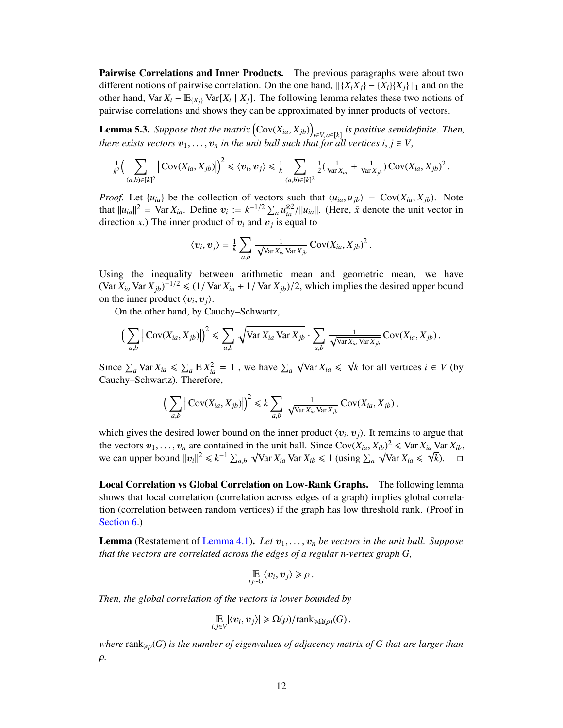**Pairwise Correlations and Inner Products.** The previous paragraphs were about two different notions of pairwise correlation. On the one hand, $\| \{X_i X_j\} - \{X_i\}\{X_j\} \|_1$ and on the other hand, $\operatorname{Var} X_i - \mathbb{E}_{\{X_j\}} \operatorname{Var}[X_i \mid X_j]$. The following lemma relates these two notions of pairwise correlations and shows they can be approximated by inner products of vectors.

**Lemma 5.3.** *Suppose that the matrix $\big(\operatorname{Cov}(X_{ia}, X_{jb})\big)_{i \in V, a \in [k]}$ is positive semidefinite. Then, there exists vectors $v_1, \ldots, v_n$ in the unit ball such that for all vertices $i, j \in V$,*

$$\tfrac{1}{k^2}\Big( \sum_{(a,b)\in[k]^2} \big|\operatorname{Cov}(X_{ia}, X_{jb})\big|\Big)^2 \leqslant \langle v_i, v_j \rangle \leqslant \tfrac{1}{k} \sum_{(a,b)\in[k]^2} \tfrac{1}{2}\big(\tfrac{1}{\operatorname{Var} X_{ia}} + \tfrac{1}{\operatorname{Var} X_{jb}}\big) \operatorname{Cov}(X_{ia}, X_{jb})^2 \,.$$

*Proof.* Let $\{u_{ia}\}$ be the collection of vectors such that $\langle u_{ia}, u_{jb}\rangle = \operatorname{Cov}(X_{ia}, X_{jb})$. Note that $\|u_{ia}\|^2 = \operatorname{Var} X_{ia}$. Define $v_i := k^{-1/2} \sum_a u_{ia}^{\otimes 2}/\|u_{ia}\|$. (Here, $\bar{x}$ denote the unit vector in direction $x$.) The inner product of $v_i$ and $v_j$ is equal to

$$\langle v_i, v_j \rangle = \tfrac{1}{k} \sum_{a,b} \tfrac{1}{\sqrt{\operatorname{Var} X_{ia} \operatorname{Var} X_{jb}}} \operatorname{Cov}(X_{ia}, X_{jb})^2 \,.$$

Using the inequality between arithmetic mean and geometric mean, we have $(\operatorname{Var} X_{ia} \operatorname{Var} X_{jb})^{-1/2} \leqslant (1/\operatorname{Var} X_{ia} + 1/\operatorname{Var} X_{jb})/2$, which implies the desired upper bound on the inner product $\langle v_i, v_j \rangle$.

On the other hand, by Cauchy–Schwartz,

$$\Big( \sum_{a,b} \big|\operatorname{Cov}(X_{ia}, X_{jb})\big|\Big)^2 \leqslant \sum_{a,b} \sqrt{\operatorname{Var} X_{ia} \operatorname{Var} X_{jb}} \cdot \sum_{a,b} \tfrac{1}{\sqrt{\operatorname{Var} X_{ia} \operatorname{Var} X_{jb}}} \operatorname{Cov}(X_{ia}, X_{jb}) \,.$$

Since $\sum_a \operatorname{Var} X_{ia} \leqslant \sum_a \mathbb{E} X_{ia}^2 = 1$ , we have $\sum_a \sqrt{\operatorname{Var} X_{ia}} \leqslant \sqrt{k}$ for all vertices $i \in V$ (by Cauchy–Schwartz). Therefore,

$$\Big( \sum_{a,b} \big|\operatorname{Cov}(X_{ia}, X_{jb})\big|\Big)^2 \leqslant k \sum_{a,b} \tfrac{1}{\sqrt{\operatorname{Var} X_{ia} \operatorname{Var} X_{jb}}} \operatorname{Cov}(X_{ia}, X_{jb}) \,,$$

which gives the desired lower bound on the inner product $\langle v_i, v_j \rangle$. It remains to argue that the vectors $v_1, \ldots, v_n$ are contained in the unit ball. Since $\operatorname{Cov}(X_{ia}, X_{ib})^2 \leqslant \operatorname{Var} X_{ia} \operatorname{Var} X_{ib}$, we can upper bound $\|v_i\|^2 \leqslant k^{-1} \sum_{a,b} \sqrt{\operatorname{Var} X_{ia} \operatorname{Var} X_{ib}} \leqslant 1$ (using $\sum_a \sqrt{\operatorname{Var} X_{ia}} \leqslant \sqrt{k}$). $\square$

**Local Correlation vs Global Correlation on Low-Rank Graphs.** The following lemma shows that local correlation (correlation across edges of a graph) implies global correlation (correlation between random vertices) if the graph has low threshold rank. (Proof in Section 6.)

**Lemma** (Restatement of Lemma 4.1)**.** *Let $v_1, \ldots, v_n$ be vectors in the unit ball. Suppose that the vectors are correlated across the edges of a regular $n$-vertex graph $G$,*

$$\mathop{\mathbb{E}}_{ij \sim G} \langle v_i, v_j \rangle \geqslant \rho \,.$$

*Then, the global correlation of the vectors is lower bounded by*

$$\mathop{\mathbb{E}}_{i,j \in V} |\langle v_i, v_j \rangle| \geqslant \Omega(\rho)/\operatorname{rank}_{\geqslant \Omega(\rho)}(G) \,.$$

*where $\operatorname{rank}_{\geqslant \rho}(G)$ is the number of eigenvalues of adjacency matrix of $G$ that are larger than $\rho$.*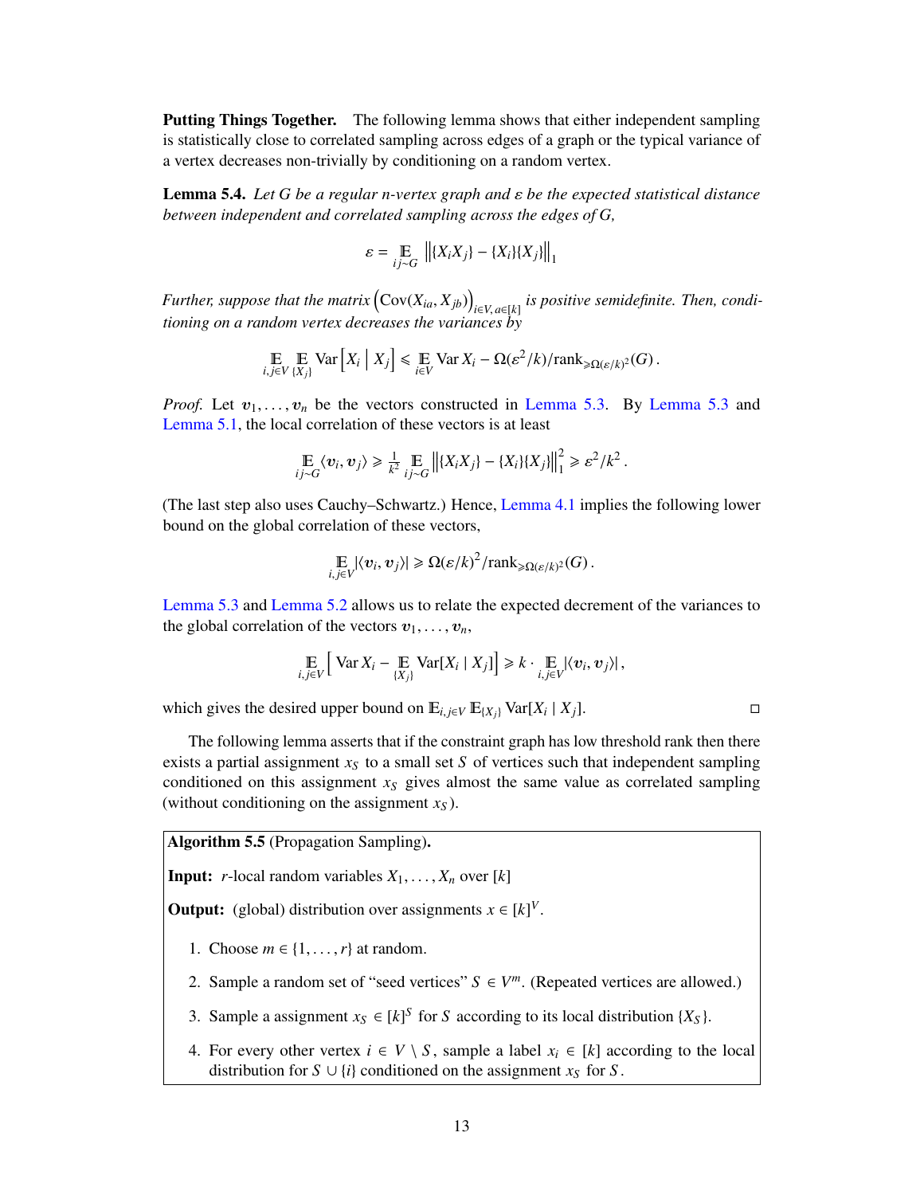**Putting Things Together.** The following lemma shows that either independent sampling is statistically close to correlated sampling across edges of a graph or the typical variance of a vertex decreases non-trivially by conditioning on a random vertex.

**Lemma 5.4.** *Let $G$ be a regular $n$-vertex graph and $\varepsilon$ be the expected statistical distance between independent and correlated sampling across the edges of $G$,*

$$\varepsilon = \mathop{\mathbb{E}}_{ij\sim G} \left\| \{X_i X_j\} - \{X_i\}\{X_j\} \right\|_1$$

*Further, suppose that the matrix $\left(\operatorname{Cov}(X_{ia}, X_{jb})\right)_{i\in V, a\in[k]}$ is positive semidefinite. Then, conditioning on a random vertex decreases the variances by*

$$\mathop{\mathbb{E}}_{i,j\in V} \mathop{\mathbb{E}}_{\{X_j\}} \operatorname{Var}\left[X_i \;\middle|\; X_j\right] \leqslant \mathop{\mathbb{E}}_{i\in V} \operatorname{Var} X_i - \Omega(\varepsilon^2/k)/\operatorname{rank}_{\geqslant \Omega(\varepsilon/k)^2}(G)\,.$$

*Proof.* Let $v_1, \ldots, v_n$ be the vectors constructed in Lemma 5.3. By Lemma 5.3 and Lemma 5.1, the local correlation of these vectors is at least

$$\mathop{\mathbb{E}}_{ij\sim G} \langle v_i, v_j \rangle \geqslant \tfrac{1}{k^2} \mathop{\mathbb{E}}_{ij\sim G} \left\| \{X_i X_j\} - \{X_i\}\{X_j\} \right\|_1^2 \geqslant \varepsilon^2/k^2\,.$$

(The last step also uses Cauchy–Schwartz.) Hence, Lemma 4.1 implies the following lower bound on the global correlation of these vectors,

$$\mathop{\mathbb{E}}_{i,j\in V} |\langle v_i, v_j\rangle| \geqslant \Omega(\varepsilon/k)^2/\operatorname{rank}_{\geqslant \Omega(\varepsilon/k)^2}(G)\,.$$

Lemma 5.3 and Lemma 5.2 allows us to relate the expected decrement of the variances to the global correlation of the vectors $v_1, \ldots, v_n$,

$$\mathop{\mathbb{E}}_{i,j\in V} \Big[ \operatorname{Var} X_i - \mathop{\mathbb{E}}_{\{X_j\}} \operatorname{Var}[X_i \mid X_j] \Big] \geqslant k \cdot \mathop{\mathbb{E}}_{i,j\in V} |\langle v_i, v_j\rangle|\,,$$

which gives the desired upper bound on $\mathbb{E}_{i,j\in V} \mathbb{E}_{\{X_j\}} \operatorname{Var}[X_i \mid X_j]$. □

The following lemma asserts that if the constraint graph has low threshold rank then there exists a partial assignment $x_S$ to a small set $S$ of vertices such that independent sampling conditioned on this assignment $x_S$ gives almost the same value as correlated sampling (without conditioning on the assignment $x_S$).

---

**Algorithm 5.5** (Propagation Sampling)**.**

**Input:** $r$-local random variables $X_1, \ldots, X_n$ over $[k]$

**Output:** (global) distribution over assignments $x \in [k]^V$.

1. Choose $m \in \{1, \ldots, r\}$ at random.
2. Sample a random set of "seed vertices" $S \in V^m$. (Repeated vertices are allowed.)
3. Sample a assignment $x_S \in [k]^S$ for $S$ according to its local distribution $\{X_S\}$.
4. For every other vertex $i \in V \setminus S$, sample a label $x_i \in [k]$ according to the local distribution for $S \cup \{i\}$ conditioned on the assignment $x_S$ for $S$.

---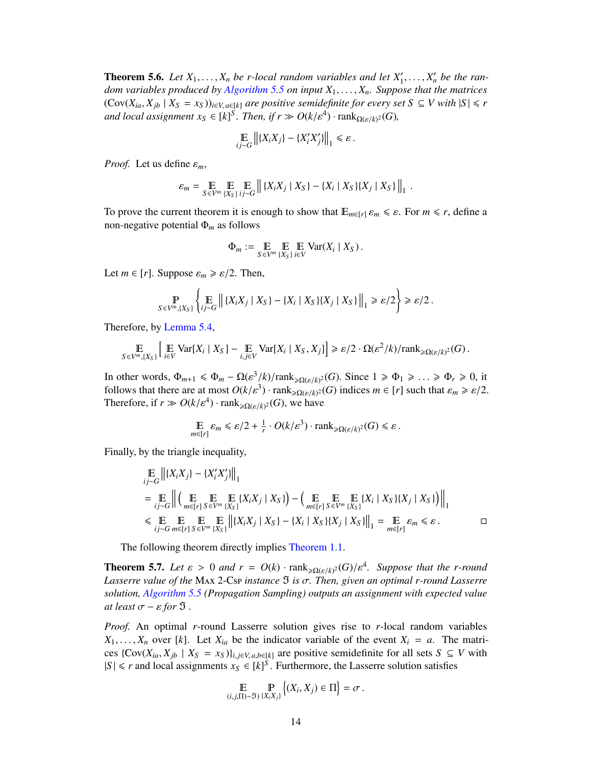**Theorem 5.6.** *Let $X_1, \ldots, X_n$ be $r$-local random variables and let $X'_1, \ldots, X'_n$ be the random variables produced by Algorithm 5.5 on input $X_1, \ldots, X_n$. Suppose that the matrices $(\mathrm{Cov}(X_{ia}, X_{jb} \mid X_S = x_S))_{i \in V, a \in [k]}$ are positive semidefinite for every set $S \subseteq V$ with $|S| \leqslant r$ and local assignment $x_S \in [k]^S$. Then, if $r \gg O(k/\varepsilon^4) \cdot \mathrm{rank}_{\Omega(\varepsilon/k)^2}(G)$,*

$$\mathop{\mathbb{E}}_{ij \sim G} \left\| \{X_i X_j\} - \{X'_i X'_j\} \right\|_1 \leqslant \varepsilon\,.$$

*Proof.* Let us define $\varepsilon_m$,

$$\varepsilon_m = \mathop{\mathbb{E}}_{S \in V^m} \mathop{\mathbb{E}}_{\{X_S\}} \mathop{\mathbb{E}}_{ij \sim G} \left\| \{X_i X_j \mid X_S\} - \{X_i \mid X_S\}\{X_j \mid X_S\} \right\|_1 \,.$$

To prove the current theorem it is enough to show that $\mathbb{E}_{m \in [r]} \varepsilon_m \leqslant \varepsilon$. For $m \leqslant r$, define a non-negative potential $\Phi_m$ as follows

$$\Phi_m := \mathop{\mathbb{E}}_{S \in V^m} \mathop{\mathbb{E}}_{\{X_S\}} \mathop{\mathbb{E}}_{i \in V} \mathrm{Var}(X_i \mid X_S)\,.$$

Let $m \in [r]$. Suppose $\varepsilon_m \geqslant \varepsilon/2$. Then,

$$\mathop{\mathbb{P}}_{S \in V^m, \{X_S\}} \left\{ \mathop{\mathbb{E}}_{ij \sim G} \left\| \{X_i X_j \mid X_S\} - \{X_i \mid X_S\}\{X_j \mid X_S\} \right\|_1 \geqslant \varepsilon/2 \right\} \geqslant \varepsilon/2\,.$$

Therefore, by Lemma 5.4,

$$\mathop{\mathbb{E}}_{S \in V^m, \{X_S\}} \Big[ \mathop{\mathbb{E}}_{i \in V} \mathrm{Var}[X_i \mid X_S] - \mathop{\mathbb{E}}_{i,j \in V} \mathrm{Var}[X_i \mid X_S, X_j] \Big] \geqslant \varepsilon/2 \cdot \Omega(\varepsilon^2/k)/\mathrm{rank}_{\geqslant \Omega(\varepsilon/k)^2}(G)\,.$$

In other words, $\Phi_{m+1} \leqslant \Phi_m - \Omega(\varepsilon^3/k)/\mathrm{rank}_{\geqslant \Omega(\varepsilon/k)^2}(G)$. Since $1 \geqslant \Phi_1 \geqslant \ldots \geqslant \Phi_r \geqslant 0$, it follows that there are at most $O(k/\varepsilon^3) \cdot \mathrm{rank}_{\geqslant \Omega(\varepsilon/k)^2}(G)$ indices $m \in [r]$ such that $\varepsilon_m \geqslant \varepsilon/2$. Therefore, if $r \gg O(k/\varepsilon^4) \cdot \mathrm{rank}_{\geqslant \Omega(\varepsilon/k)^2}(G)$, we have

$$\mathop{\mathbb{E}}_{m \in [r]} \varepsilon_m \leqslant \varepsilon/2 + \tfrac{1}{r} \cdot O(k/\varepsilon^3) \cdot \mathrm{rank}_{\geqslant \Omega(\varepsilon/k)^2}(G) \leqslant \varepsilon\,.$$

Finally, by the triangle inequality,

$$\begin{aligned}
&\mathop{\mathbb{E}}_{ij \sim G} \left\| \{X_i X_j\} - \{X'_i X'_j\} \right\|_1 \\
&= \mathop{\mathbb{E}}_{ij \sim G} \left\| \Big( \mathop{\mathbb{E}}_{m \in [r]} \mathop{\mathbb{E}}_{S \in V^m} \mathop{\mathbb{E}}_{\{X_S\}} \{X_i X_j \mid X_S\} \Big) - \Big( \mathop{\mathbb{E}}_{m \in [r]} \mathop{\mathbb{E}}_{S \in V^m} \mathop{\mathbb{E}}_{\{X_S\}} \{X_i \mid X_S\}\{X_j \mid X_S\} \Big) \right\|_1 \\
&\leqslant \mathop{\mathbb{E}}_{ij \sim G} \mathop{\mathbb{E}}_{m \in [r]} \mathop{\mathbb{E}}_{S \in V^m} \mathop{\mathbb{E}}_{\{X_S\}} \left\| \{X_i X_j \mid X_S\} - \{X_i \mid X_S\}\{X_j \mid X_S\} \right\|_1 = \mathop{\mathbb{E}}_{m \in [r]} \varepsilon_m \leqslant \varepsilon\,.
\end{aligned}$$

□

The following theorem directly implies Theorem 1.1.

**Theorem 5.7.** *Let $\varepsilon > 0$ and $r = O(k) \cdot \mathrm{rank}_{\geqslant \Omega(\varepsilon/k)^2}(G)/\varepsilon^4$. Suppose that the $r$-round Lasserre value of the* Max 2-Csp *instance $\mathfrak{I}$ is $\sigma$. Then, given an optimal $r$-round Lasserre solution, Algorithm 5.5 (Propagation Sampling) outputs an assignment with expected value at least $\sigma - \varepsilon$ for $\mathfrak{I}$ .*

*Proof.* An optimal $r$-round Lasserre solution gives rise to $r$-local random variables $X_1, \ldots, X_n$ over $[k]$. Let $X_{ia}$ be the indicator variable of the event $X_i = a$. The matrices $\{\mathrm{Cov}(X_{ia}, X_{jb} \mid X_S = x_S)\}_{i,j \in V, a,b \in [k]}$ are positive semidefinite for all sets $S \subseteq V$ with $|S| \leqslant r$ and local assignments $x_S \in [k]^S$. Furthermore, the Lasserre solution satisfies

$$\mathop{\mathbb{E}}_{(i,j,\Pi) \sim \mathfrak{I}} \mathop{\mathbb{P}}_{\{X_i X_j\}} \left\{ (X_i, X_j) \in \Pi \right\} = \sigma\,.$$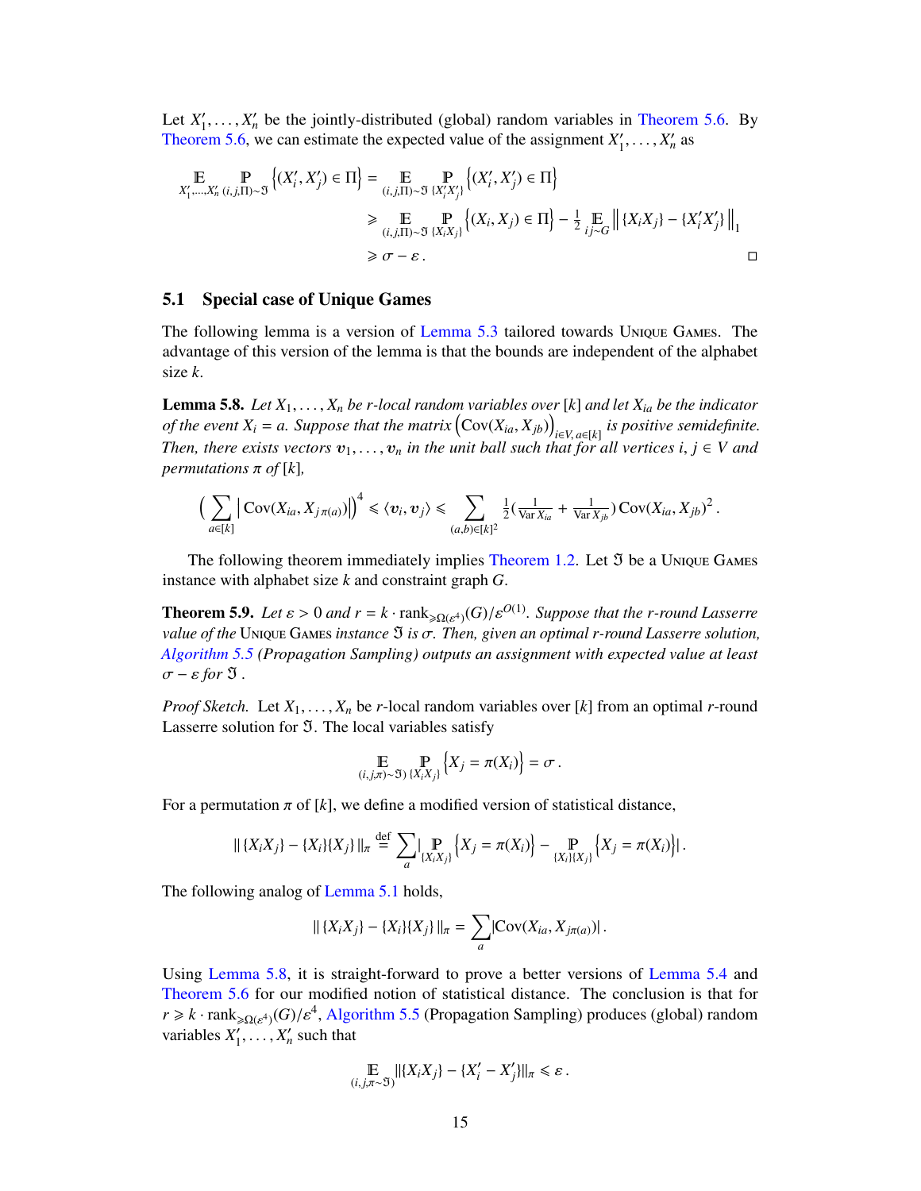Let $X'_1, \ldots, X'_n$ be the jointly-distributed (global) random variables in Theorem 5.6. By Theorem 5.6, we can estimate the expected value of the assignment $X'_1, \ldots, X'_n$ as

$$
\begin{aligned}
\mathop{\mathbb{E}}_{X'_1,\ldots,X'_n} \mathop{\mathbb{P}}_{(i,j,\Pi)\sim\mathfrak{I}} \left\{(X'_i, X'_j) \in \Pi\right\} &= \mathop{\mathbb{E}}_{(i,j,\Pi)\sim\mathfrak{I}} \mathop{\mathbb{P}}_{\{X'_i X'_j\}} \left\{(X'_i, X'_j) \in \Pi\right\} \\
&\geqslant \mathop{\mathbb{E}}_{(i,j,\Pi)\sim\mathfrak{I}} \mathop{\mathbb{P}}_{\{X_i X_j\}} \left\{(X_i, X_j) \in \Pi\right\} - \tfrac{1}{2} \mathop{\mathbb{E}}_{ij\sim G} \left\| \{X_i X_j\} - \{X'_i X'_j\} \right\|_1 \\
&\geqslant \sigma - \varepsilon\,. \qquad \square
\end{aligned}
$$

## 5.1 Special case of Unique Games

The following lemma is a version of Lemma 5.3 tailored towards Unique Games. The advantage of this version of the lemma is that the bounds are independent of the alphabet size $k$.

**Lemma 5.8.** *Let $X_1, \ldots, X_n$ be $r$-local random variables over $[k]$ and let $X_{ia}$ be the indicator of the event $X_i = a$. Suppose that the matrix $\left(\mathrm{Cov}(X_{ia}, X_{jb})\right)_{i\in V,\, a\in[k]}$ is positive semidefinite. Then, there exists vectors $v_1, \ldots, v_n$ in the unit ball such that for all vertices $i, j \in V$ and permutations $\pi$ of $[k]$,*

$$
\Big(\sum_{a\in[k]} \left|\mathrm{Cov}(X_{ia}, X_{j\pi(a)})\right|\Big)^4 \leqslant \langle v_i, v_j\rangle \leqslant \sum_{(a,b)\in[k]^2} \tfrac{1}{2}\big(\tfrac{1}{\mathrm{Var}\, X_{ia}} + \tfrac{1}{\mathrm{Var}\, X_{jb}}\big)\, \mathrm{Cov}(X_{ia}, X_{jb})^2\,.
$$

The following theorem immediately implies Theorem 1.2. Let $\mathfrak{I}$ be a Unique Games instance with alphabet size $k$ and constraint graph $G$.

**Theorem 5.9.** *Let $\varepsilon > 0$ and $r = k \cdot \mathrm{rank}_{\geqslant\Omega(\varepsilon^4)}(G)/\varepsilon^{O(1)}$. Suppose that the $r$-round Lasserre value of the* Unique Games *instance $\mathfrak{I}$ is $\sigma$. Then, given an optimal $r$-round Lasserre solution, Algorithm 5.5 (Propagation Sampling) outputs an assignment with expected value at least $\sigma - \varepsilon$ for $\mathfrak{I}$ .*

*Proof Sketch.* Let $X_1, \ldots, X_n$ be $r$-local random variables over $[k]$ from an optimal $r$-round Lasserre solution for $\mathfrak{I}$. The local variables satisfy

$$
\mathop{\mathbb{E}}_{(i,j,\pi)\sim\mathfrak{I})} \mathop{\mathbb{P}}_{\{X_i X_j\}} \left\{X_j = \pi(X_i)\right\} = \sigma\,.
$$

For a permutation $\pi$ of $[k]$, we define a modified version of statistical distance,

$$
\|\, \{X_i X_j\} - \{X_i\}\{X_j\}\,\|_\pi \stackrel{\mathrm{def}}{=} \sum_a \Big| \mathop{\mathbb{P}}_{\{X_i X_j\}} \left\{X_j = \pi(X_i)\right\} - \mathop{\mathbb{P}}_{\{X_i\}\{X_j\}} \left\{X_j = \pi(X_i)\right\} \Big|\,.
$$

The following analog of Lemma 5.1 holds,

$$
\|\, \{X_i X_j\} - \{X_i\}\{X_j\}\,\|_\pi = \sum_a \left|\mathrm{Cov}(X_{ia}, X_{j\pi(a)})\right|\,.
$$

Using Lemma 5.8, it is straight-forward to prove a better versions of Lemma 5.4 and Theorem 5.6 for our modified notion of statistical distance. The conclusion is that for $r \geqslant k \cdot \mathrm{rank}_{\geqslant\Omega(\varepsilon^4)}(G)/\varepsilon^4$, Algorithm 5.5 (Propagation Sampling) produces (global) random variables $X'_1, \ldots, X'_n$ such that

$$
\mathop{\mathbb{E}}_{(i,j,\pi\sim\mathfrak{I})} \|\{X_i X_j\} - \{X'_i - X'_j\}\|_\pi \leqslant \varepsilon\,.
$$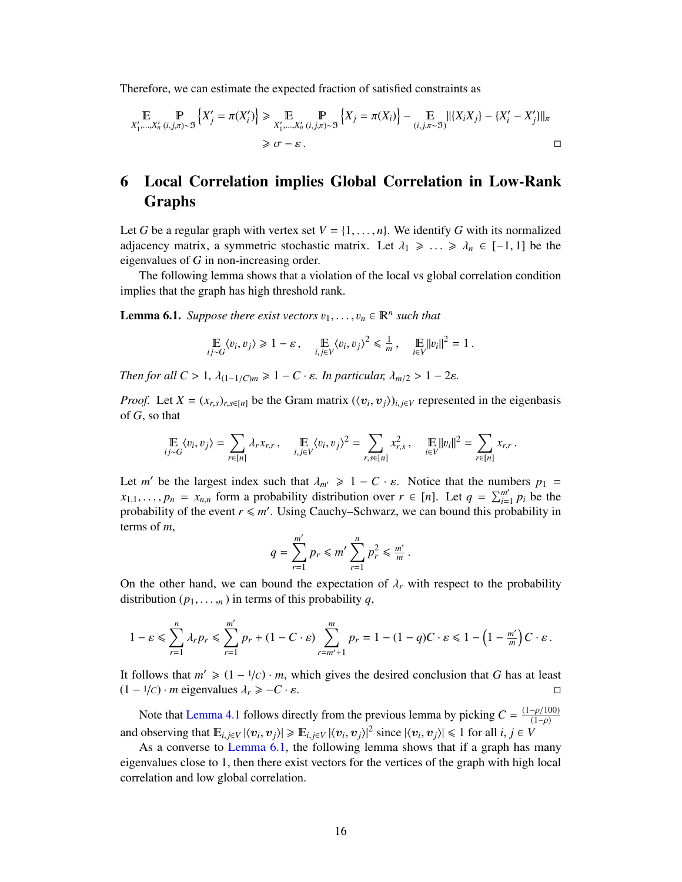Therefore, we can estimate the expected fraction of satisfied constraints as

$$\mathop{\mathbb{E}}_{X'_1,\ldots,X'_n} \mathop{\mathbb{P}}_{(i,j,\pi)\sim\mathfrak{I}} \left\{X'_j = \pi(X'_i)\right\} \geqslant \mathop{\mathbb{E}}_{X'_1,\ldots,X'_n} \mathop{\mathbb{P}}_{(i,j,\pi)\sim\mathfrak{I}} \left\{X_j = \pi(X_i)\right\} - \mathop{\mathbb{E}}_{(i,j,\pi\sim\mathfrak{I})} \|\{X_i X_j\} - \{X'_i - X'_j\}\|_\pi$$
$$\geqslant \sigma - \varepsilon \,.$$

□

# 6 Local Correlation implies Global Correlation in Low-Rank Graphs

Let $G$ be a regular graph with vertex set $V = \{1, \ldots, n\}$. We identify $G$ with its normalized adjacency matrix, a symmetric stochastic matrix. Let $\lambda_1 \geqslant \ldots \geqslant \lambda_n \in [-1, 1]$ be the eigenvalues of $G$ in non-increasing order.

The following lemma shows that a violation of the local vs global correlation condition implies that the graph has high threshold rank.

**Lemma 6.1.** *Suppose there exist vectors $v_1, \ldots, v_n \in \mathbb{R}^n$ such that*

$$\mathop{\mathbb{E}}_{ij\sim G} \langle v_i, v_j\rangle \geqslant 1 - \varepsilon \,, \quad \mathop{\mathbb{E}}_{i,j\in V} \langle v_i, v_j\rangle^2 \leqslant \tfrac{1}{m} \,, \quad \mathop{\mathbb{E}}_{i\in V} \|v_i\|^2 = 1 \,.$$

*Then for all $C > 1$, $\lambda_{(1-1/C)m} \geqslant 1 - C \cdot \varepsilon$. In particular, $\lambda_{m/2} > 1 - 2\varepsilon$.*

*Proof.* Let $X = (x_{r,s})_{r,s\in[n]}$ be the Gram matrix $(\langle v_i, v_j\rangle)_{i,j\in V}$ represented in the eigenbasis of $G$, so that

$$\mathop{\mathbb{E}}_{ij\sim G} \langle v_i, v_j\rangle = \sum_{r\in[n]} \lambda_r x_{r,r} \,, \quad \mathop{\mathbb{E}}_{i,j\in V} \langle v_i, v_j\rangle^2 = \sum_{r,s\in[n]} x_{r,s}^2 \,, \quad \mathop{\mathbb{E}}_{i\in V} \|v_i\|^2 = \sum_{r\in[n]} x_{r,r} \,.$$

Let $m'$ be the largest index such that $\lambda_{m'} \geqslant 1 - C \cdot \varepsilon$. Notice that the numbers $p_1 = x_{1,1}, \ldots, p_n = x_{n,n}$ form a probability distribution over $r \in [n]$. Let $q = \sum_{i=1}^{m'} p_i$ be the probability of the event $r \leqslant m'$. Using Cauchy–Schwarz, we can bound this probability in terms of $m$,

$$q = \sum_{r=1}^{m'} p_r \leqslant m' \sum_{r=1}^{n} p_r^2 \leqslant \tfrac{m'}{m} \,.$$

On the other hand, we can bound the expectation of $\lambda_r$ with respect to the probability distribution $(p_1, \ldots, _n)$ in terms of this probability $q$,

$$1 - \varepsilon \leqslant \sum_{r=1}^{n} \lambda_r p_r \leqslant \sum_{r=1}^{m'} p_r + (1 - C \cdot \varepsilon) \sum_{r=m'+1}^{m} p_r = 1 - (1-q)C \cdot \varepsilon \leqslant 1 - \left(1 - \tfrac{m'}{m}\right) C \cdot \varepsilon \,.$$

It follows that $m' \geqslant (1 - 1/C) \cdot m$, which gives the desired conclusion that $G$ has at least $(1 - 1/C) \cdot m$ eigenvalues $\lambda_r \geqslant -C \cdot \varepsilon$. □

Note that Lemma 4.1 follows directly from the previous lemma by picking $C = \frac{(1-\rho/100)}{(1-\rho)}$ and observing that $\mathbb{E}_{i,j\in V} |\langle v_i, v_j\rangle| \geqslant \mathbb{E}_{i,j\in V} |\langle v_i, v_j\rangle|^2$ since $|\langle v_i, v_j\rangle| \leqslant 1$ for all $i, j \in V$

As a converse to Lemma 6.1, the following lemma shows that if a graph has many eigenvalues close to 1, then there exist vectors for the vertices of the graph with high local correlation and low global correlation.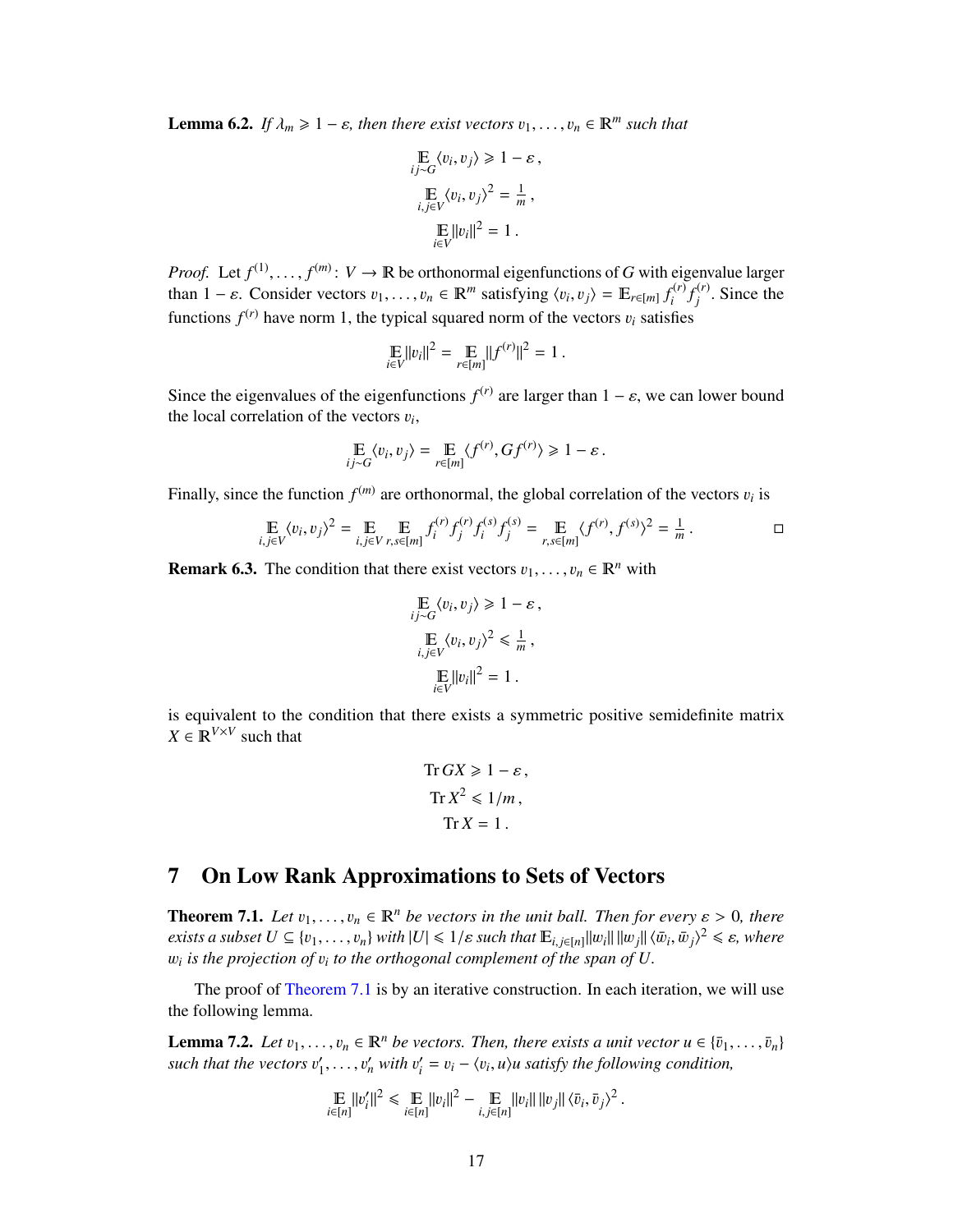**Lemma 6.2.** *If $\lambda_m \geqslant 1-\varepsilon$, then there exist vectors $v_1,\ldots,v_n \in \mathbb{R}^m$ such that*

$$\mathop{\mathbb{E}}_{ij\sim G} \langle v_i, v_j\rangle \geqslant 1-\varepsilon\,,$$

$$\mathop{\mathbb{E}}_{i,j\in V} \langle v_i, v_j\rangle^2 = \tfrac{1}{m}\,,$$

$$\mathop{\mathbb{E}}_{i\in V} \|v_i\|^2 = 1\,.$$

*Proof.* Let $f^{(1)},\ldots,f^{(m)}\colon V\to\mathbb{R}$ be orthonormal eigenfunctions of $G$ with eigenvalue larger than $1-\varepsilon$. Consider vectors $v_1,\ldots,v_n\in\mathbb{R}^m$ satisfying $\langle v_i, v_j\rangle = \mathbb{E}_{r\in[m]} f^{(r)}_i f^{(r)}_j$. Since the functions $f^{(r)}$ have norm 1, the typical squared norm of the vectors $v_i$ satisfies

$$\mathop{\mathbb{E}}_{i\in V}\|v_i\|^2 = \mathop{\mathbb{E}}_{r\in[m]}\|f^{(r)}\|^2 = 1\,.$$

Since the eigenvalues of the eigenfunctions $f^{(r)}$ are larger than $1-\varepsilon$, we can lower bound the local correlation of the vectors $v_i$,

$$\mathop{\mathbb{E}}_{ij\sim G}\langle v_i, v_j\rangle = \mathop{\mathbb{E}}_{r\in[m]}\langle f^{(r)}, G f^{(r)}\rangle \geqslant 1-\varepsilon\,.$$

Finally, since the function $f^{(m)}$ are orthonormal, the global correlation of the vectors $v_i$ is

$$\mathop{\mathbb{E}}_{i,j\in V}\langle v_i, v_j\rangle^2 = \mathop{\mathbb{E}}_{i,j\in V}\mathop{\mathbb{E}}_{r,s\in[m]} f^{(r)}_i f^{(r)}_j f^{(s)}_i f^{(s)}_j = \mathop{\mathbb{E}}_{r,s\in[m]}\langle f^{(r)}, f^{(s)}\rangle^2 = \tfrac{1}{m}\,. \qquad \square$$

**Remark 6.3.** The condition that there exist vectors $v_1,\ldots,v_n\in\mathbb{R}^n$ with

$$\mathop{\mathbb{E}}_{ij\sim G} \langle v_i, v_j\rangle \geqslant 1-\varepsilon\,,$$

$$\mathop{\mathbb{E}}_{i,j\in V} \langle v_i, v_j\rangle^2 \leqslant \tfrac{1}{m}\,,$$

$$\mathop{\mathbb{E}}_{i\in V} \|v_i\|^2 = 1\,.$$

is equivalent to the condition that there exists a symmetric positive semidefinite matrix $X\in\mathbb{R}^{V\times V}$ such that

$$\operatorname{Tr} GX \geqslant 1-\varepsilon\,,$$

$$\operatorname{Tr} X^2 \leqslant 1/m\,,$$

$$\operatorname{Tr} X = 1\,.$$

# 7 On Low Rank Approximations to Sets of Vectors

**Theorem 7.1.** *Let $v_1,\ldots,v_n\in\mathbb{R}^n$ be vectors in the unit ball. Then for every $\varepsilon>0$, there exists a subset $U\subseteq\{v_1,\ldots,v_n\}$ with $|U|\leqslant 1/\varepsilon$ such that $\mathbb{E}_{i,j\in[n]}\|w_i\|\,\|w_j\|\,\langle \bar{w}_i,\bar{w}_j\rangle^2\leqslant\varepsilon$, where $w_i$ is the projection of $v_i$ to the orthogonal complement of the span of $U$.*

The proof of Theorem 7.1 is by an iterative construction. In each iteration, we will use the following lemma.

**Lemma 7.2.** *Let $v_1,\ldots,v_n\in\mathbb{R}^n$ be vectors. Then, there exists a unit vector $u\in\{\bar{v}_1,\ldots,\bar{v}_n\}$ such that the vectors $v'_1,\ldots,v'_n$ with $v'_i = v_i - \langle v_i, u\rangle u$ satisfy the following condition,*

$$\mathop{\mathbb{E}}_{i\in[n]}\|v'_i\|^2 \leqslant \mathop{\mathbb{E}}_{i\in[n]}\|v_i\|^2 - \mathop{\mathbb{E}}_{i,j\in[n]}\|v_i\|\,\|v_j\|\,\langle\bar{v}_i,\bar{v}_j\rangle^2\,.$$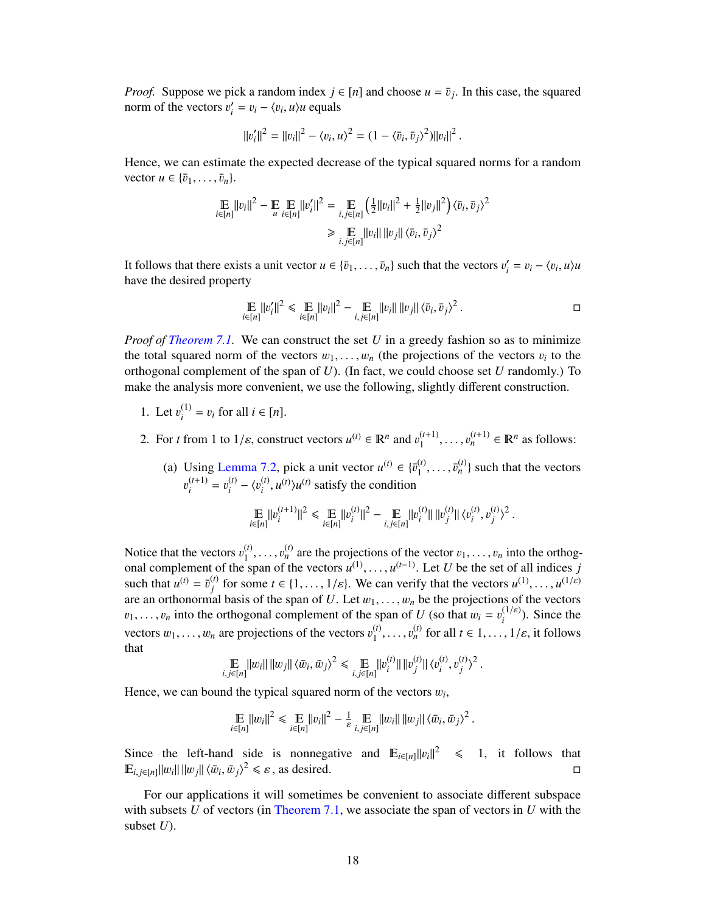*Proof.* Suppose we pick a random index $j \in [n]$ and choose $u = \bar{v}_j$. In this case, the squared norm of the vectors $v_i' = v_i - \langle v_i, u\rangle u$ equals

$$\|v_i'\|^2 = \|v_i\|^2 - \langle v_i, u\rangle^2 = (1 - \langle \bar{v}_i, \bar{v}_j\rangle^2)\|v_i\|^2 .$$

Hence, we can estimate the expected decrease of the typical squared norms for a random vector $u \in \{\bar{v}_1, \ldots, \bar{v}_n\}$.

$$\begin{aligned}
\mathop{\mathbb{E}}_{i\in[n]} \|v_i\|^2 - \mathop{\mathbb{E}}_{u} \mathop{\mathbb{E}}_{i\in[n]} \|v_i'\|^2 &= \mathop{\mathbb{E}}_{i,j\in[n]} \left(\tfrac{1}{2}\|v_i\|^2 + \tfrac{1}{2}\|v_j\|^2\right) \langle \bar{v}_i, \bar{v}_j\rangle^2 \\
&\geqslant \mathop{\mathbb{E}}_{i,j\in[n]} \|v_i\| \, \|v_j\| \, \langle \bar{v}_i, \bar{v}_j\rangle^2
\end{aligned}$$

It follows that there exists a unit vector $u \in \{\bar{v}_1, \ldots, \bar{v}_n\}$ such that the vectors $v_i' = v_i - \langle v_i, u\rangle u$ have the desired property

$$\mathop{\mathbb{E}}_{i\in[n]} \|v_i'\|^2 \leqslant \mathop{\mathbb{E}}_{i\in[n]} \|v_i\|^2 - \mathop{\mathbb{E}}_{i,j\in[n]} \|v_i\| \, \|v_j\| \, \langle \bar{v}_i, \bar{v}_j\rangle^2 . \qquad \square$$

*Proof of Theorem 7.1.* We can construct the set $U$ in a greedy fashion so as to minimize the total squared norm of the vectors $w_1, \ldots, w_n$ (the projections of the vectors $v_i$ to the orthogonal complement of the span of $U$). (In fact, we could choose set $U$ randomly.) To make the analysis more convenient, we use the following, slightly different construction.

1. Let $v_i^{(1)} = v_i$ for all $i \in [n]$.
2. For $t$ from 1 to $1/\varepsilon$, construct vectors $u^{(t)} \in \mathbb{R}^n$ and $v_1^{(t+1)}, \ldots, v_n^{(t+1)} \in \mathbb{R}^n$ as follows:
   (a) Using Lemma 7.2, pick a unit vector $u^{(t)} \in \{\bar{v}_1^{(t)}, \ldots, \bar{v}_n^{(t)}\}$ such that the vectors $v_i^{(t+1)} = v_i^{(t)} - \langle v_i^{(t)}, u^{(t)}\rangle u^{(t)}$ satisfy the condition

$$\mathop{\mathbb{E}}_{i\in[n]} \|v_i^{(t+1)}\|^2 \leqslant \mathop{\mathbb{E}}_{i\in[n]} \|v_i^{(t)}\|^2 - \mathop{\mathbb{E}}_{i,j\in[n]} \|v_i^{(t)}\| \, \|v_j^{(t)}\| \, \langle v_i^{(t)}, v_j^{(t)}\rangle^2 .$$

Notice that the vectors $v_1^{(t)}, \ldots, v_n^{(t)}$ are the projections of the vector $v_1, \ldots, v_n$ into the orthogonal complement of the span of the vectors $u^{(1)}, \ldots, u^{(t-1)}$. Let $U$ be the set of all indices $j$ such that $u^{(t)} = \bar{v}_j^{(t)}$ for some $t \in \{1, \ldots, 1/\varepsilon\}$. We can verify that the vectors $u^{(1)}, \ldots, u^{(1/\varepsilon)}$ are an orthonormal basis of the span of $U$. Let $w_1, \ldots, w_n$ be the projections of the vectors $v_1, \ldots, v_n$ into the orthogonal complement of the span of $U$ (so that $w_i = v_i^{(1/\varepsilon)}$). Since the vectors $w_1, \ldots, w_n$ are projections of the vectors $v_1^{(t)}, \ldots, v_n^{(t)}$ for all $t \in 1, \ldots, 1/\varepsilon$, it follows that

$$\mathop{\mathbb{E}}_{i,j\in[n]} \|w_i\| \, \|w_j\| \, \langle \bar{w}_i, \bar{w}_j\rangle^2 \leqslant \mathop{\mathbb{E}}_{i,j\in[n]} \|v_i^{(t)}\| \, \|v_j^{(t)}\| \, \langle v_i^{(t)}, v_j^{(t)}\rangle^2 .$$

Hence, we can bound the typical squared norm of the vectors $w_i$,

$$\mathop{\mathbb{E}}_{i\in[n]} \|w_i\|^2 \leqslant \mathop{\mathbb{E}}_{i\in[n]} \|v_i\|^2 - \tfrac{1}{\varepsilon} \mathop{\mathbb{E}}_{i,j\in[n]} \|w_i\| \, \|w_j\| \, \langle \bar{w}_i, \bar{w}_j\rangle^2 .$$

Since the left-hand side is nonnegative and $\mathbb{E}_{i\in[n]}\|v_i\|^2 \leqslant 1$, it follows that $\mathbb{E}_{i,j\in[n]}\|w_i\| \, \|w_j\| \, \langle \bar{w}_i, \bar{w}_j\rangle^2 \leqslant \varepsilon$, as desired. $\square$

For our applications it will sometimes be convenient to associate different subspace with subsets $U$ of vectors (in Theorem 7.1, we associate the span of vectors in $U$ with the subset $U$).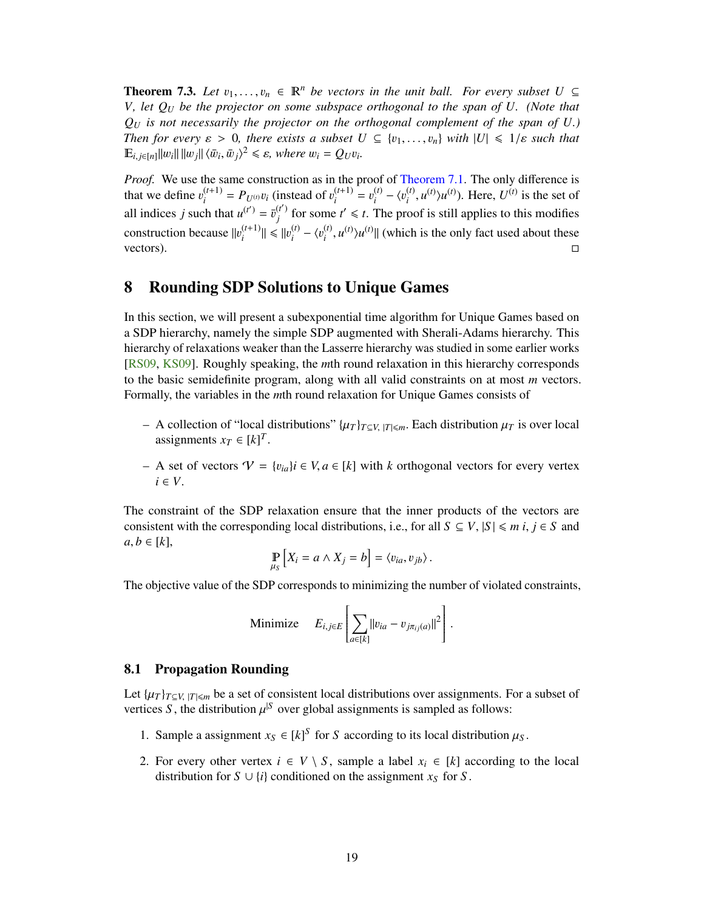**Theorem 7.3.** *Let $v_1, \ldots, v_n \in \mathbb{R}^n$ be vectors in the unit ball. For every subset $U \subseteq V$, let $Q_U$ be the projector on some subspace orthogonal to the span of $U$. (Note that $Q_U$ is not necessarily the projector on the orthogonal complement of the span of $U$.) Then for every $\varepsilon > 0$, there exists a subset $U \subseteq \{v_1, \ldots, v_n\}$ with $|U| \leqslant 1/\varepsilon$ such that $\mathbb{E}_{i,j\in[n]} \|w_i\| \, \|w_j\| \, \langle \bar{w}_i, \bar{w}_j \rangle^2 \leqslant \varepsilon$, where $w_i = Q_U v_i$.*

*Proof.* We use the same construction as in the proof of Theorem 7.1. The only difference is that we define $v_i^{(t+1)} = P_{U^{(t)}} v_i$ (instead of $v_i^{(t+1)} = v_i^{(t)} - \langle v_i^{(t)}, u^{(t)} \rangle u^{(t)}$). Here, $U^{(t)}$ is the set of all indices $j$ such that $u^{(t')} = \bar{v}_j^{(t')}$ for some $t' \leqslant t$. The proof is still applies to this modifies construction because $\|v_i^{(t+1)}\| \leqslant \|v_i^{(t)} - \langle v_i^{(t)}, u^{(t)} \rangle u^{(t)}\|$ (which is the only fact used about these vectors). □

# 8 Rounding SDP Solutions to Unique Games

In this section, we will present a subexponential time algorithm for Unique Games based on a SDP hierarchy, namely the simple SDP augmented with Sherali-Adams hierarchy. This hierarchy of relaxations weaker than the Lasserre hierarchy was studied in some earlier works [RS09, KS09]. Roughly speaking, the $m$th round relaxation in this hierarchy corresponds to the basic semidefinite program, along with all valid constraints on at most $m$ vectors. Formally, the variables in the $m$th round relaxation for Unique Games consists of

- A collection of "local distributions" $\{\mu_T\}_{T\subseteq V,\,|T|\leqslant m}$. Each distribution $\mu_T$ is over local assignments $x_T \in [k]^T$.
- A set of vectors $\mathcal{V} = \{v_{ia}\} i \in V, a \in [k]$ with $k$ orthogonal vectors for every vertex $i \in V$.

The constraint of the SDP relaxation ensure that the inner products of the vectors are consistent with the corresponding local distributions, i.e., for all $S \subseteq V$, $|S| \leqslant m$ $i, j \in S$ and $a, b \in [k]$,

$$\mathop{\mathbb{P}}_{\mu_S}\left[X_i = a \wedge X_j = b\right] = \langle v_{ia}, v_{jb} \rangle \,.$$

The objective value of the SDP corresponds to minimizing the number of violated constraints,

$$\text{Minimize} \quad E_{i,j\in E}\left[\sum_{a\in[k]} \|v_{ia} - v_{j\pi_{ij}(a)}\|^2\right].$$

## 8.1 Propagation Rounding

Let $\{\mu_T\}_{T\subseteq V,\,|T|\leqslant m}$ be a set of consistent local distributions over assignments. For a subset of vertices $S$, the distribution $\mu^{|S}$ over global assignments is sampled as follows:

1. Sample a assignment $x_S \in [k]^S$ for $S$ according to its local distribution $\mu_S$.
2. For every other vertex $i \in V \setminus S$, sample a label $x_i \in [k]$ according to the local distribution for $S \cup \{i\}$ conditioned on the assignment $x_S$ for $S$.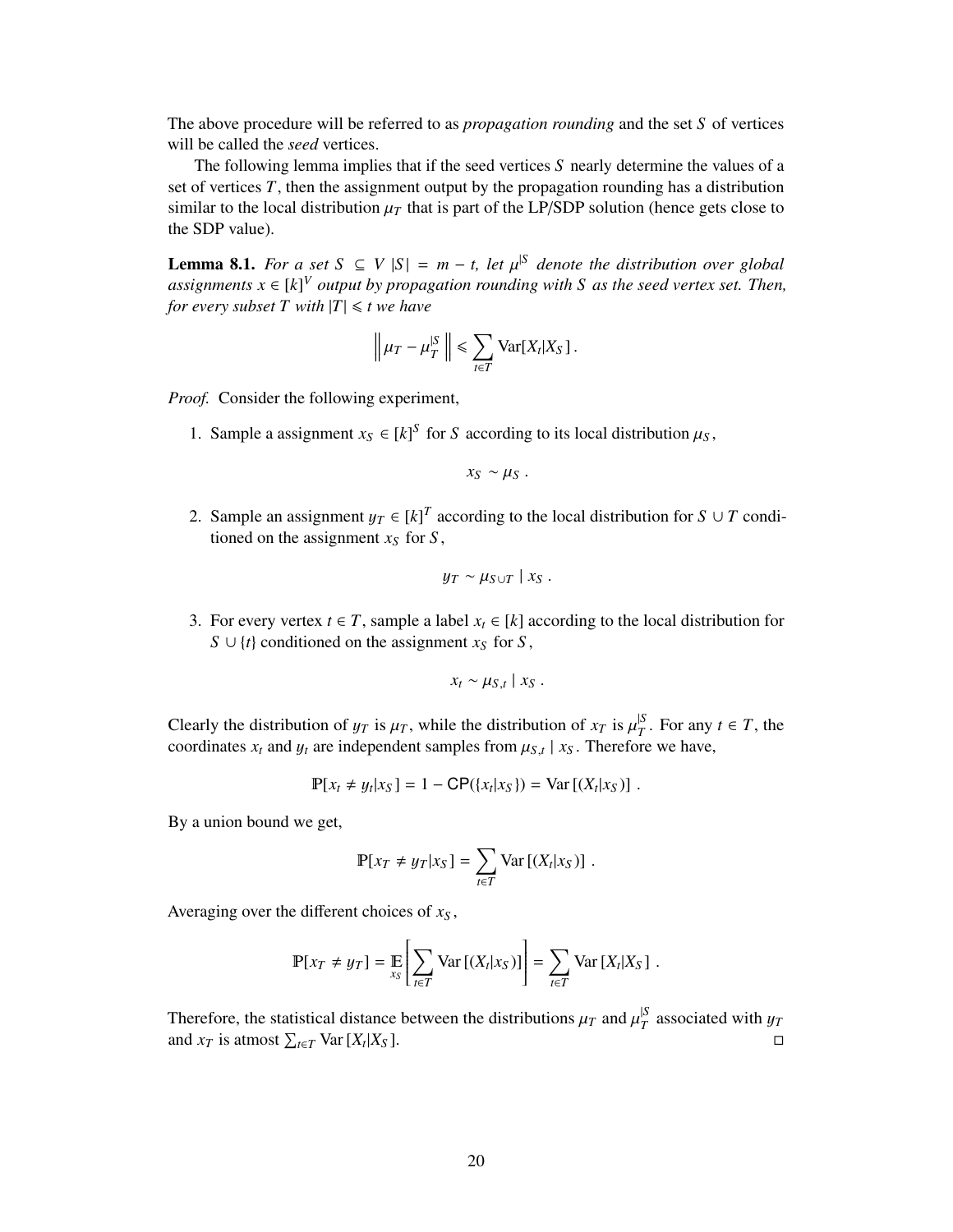The above procedure will be referred to as *propagation rounding* and the set $S$ of vertices will be called the *seed* vertices.

The following lemma implies that if the seed vertices $S$ nearly determine the values of a set of vertices $T$, then the assignment output by the propagation rounding has a distribution similar to the local distribution $\mu_T$ that is part of the LP/SDP solution (hence gets close to the SDP value).

**Lemma 8.1.** *For a set $S \subseteq V$ $|S| = m - t$, let $\mu^{|S}$ denote the distribution over global assignments $x \in [k]^V$ output by propagation rounding with $S$ as the seed vertex set. Then, for every subset $T$ with $|T| \leqslant t$ we have*

$$\left\| \mu_T - \mu_T^{|S} \right\| \leqslant \sum_{t \in T} \mathrm{Var}[X_t | X_S] \,.$$

*Proof.* Consider the following experiment,

1. Sample a assignment $x_S \in [k]^S$ for $S$ according to its local distribution $\mu_S$,

$$x_S \sim \mu_S \,.$$

2. Sample an assignment $y_T \in [k]^T$ according to the local distribution for $S \cup T$ conditioned on the assignment $x_S$ for $S$,

$$y_T \sim \mu_{S \cup T} \mid x_S \,.$$

3. For every vertex $t \in T$, sample a label $x_t \in [k]$ according to the local distribution for $S \cup \{t\}$ conditioned on the assignment $x_S$ for $S$,

$$x_t \sim \mu_{S,t} \mid x_S \,.$$

Clearly the distribution of $y_T$ is $\mu_T$, while the distribution of $x_T$ is $\mu_T^{|S}$. For any $t \in T$, the coordinates $x_t$ and $y_t$ are independent samples from $\mu_{S,t} \mid x_S$. Therefore we have,

$$\mathbb{P}[x_t \neq y_t | x_S] = 1 - \mathsf{CP}(\{x_t | x_S\}) = \mathrm{Var}\left[(X_t | x_S)\right] \,.$$

By a union bound we get,

$$\mathbb{P}[x_T \neq y_T | x_S] = \sum_{t \in T} \mathrm{Var}\left[(X_t | x_S)\right] \,.$$

Averaging over the different choices of $x_S$,

$$\mathbb{P}[x_T \neq y_T] = \mathop{\mathbb{E}}_{x_S}\left[\sum_{t \in T} \mathrm{Var}\left[(X_t | x_S)\right]\right] = \sum_{t \in T} \mathrm{Var}\left[X_t | X_S\right] \,.$$

Therefore, the statistical distance between the distributions $\mu_T$ and $\mu_T^{|S}$ associated with $y_T$ and $x_T$ is atmost $\sum_{t \in T} \mathrm{Var}\left[X_t | X_S\right]$. ◻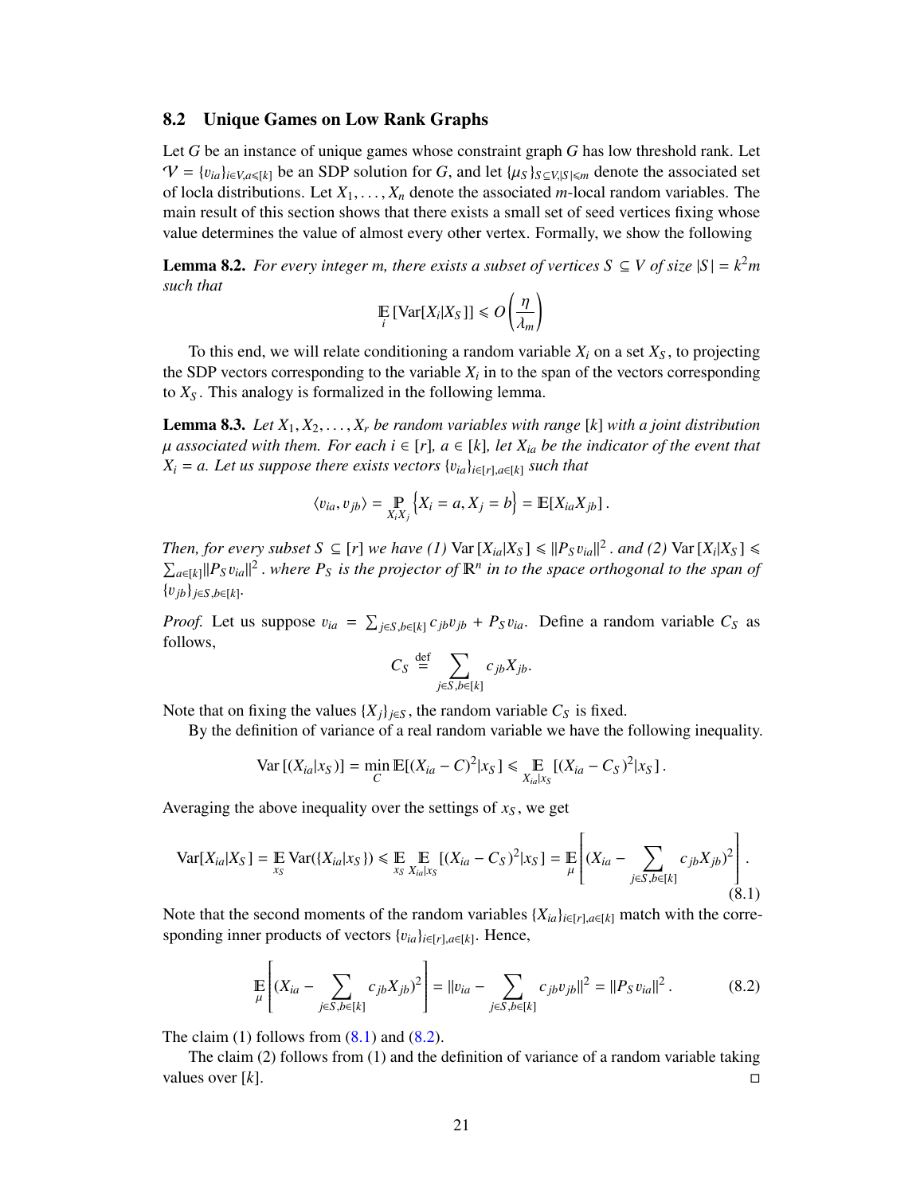### 8.2 Unique Games on Low Rank Graphs

Let $G$ be an instance of unique games whose constraint graph $G$ has low threshold rank. Let $\mathcal{V} = \{v_{ia}\}_{i \in V, a \leqslant [k]}$ be an SDP solution for $G$, and let $\{\mu_S\}_{S \subseteq V, |S| \leqslant m}$ denote the associated set of locla distributions. Let $X_1, \ldots, X_n$ denote the associated $m$-local random variables. The main result of this section shows that there exists a small set of seed vertices fixing whose value determines the value of almost every other vertex. Formally, we show the following

**Lemma 8.2.** *For every integer $m$, there exists a subset of vertices $S \subseteq V$ of size $|S| = k^2 m$ such that*

$$\mathop{\mathbb{E}}_{i} [\mathrm{Var}[X_i | X_S]] \leqslant O\left(\frac{\eta}{\lambda_m}\right)$$

To this end, we will relate conditioning a random variable $X_i$ on a set $X_S$, to projecting the SDP vectors corresponding to the variable $X_i$ in to the span of the vectors corresponding to $X_S$. This analogy is formalized in the following lemma.

**Lemma 8.3.** *Let $X_1, X_2, \ldots, X_r$ be random variables with range $[k]$ with a joint distribution $\mu$ associated with them. For each $i \in [r]$, $a \in [k]$, let $X_{ia}$ be the indicator of the event that $X_i = a$. Let us suppose there exists vectors $\{v_{ia}\}_{i \in [r], a \in [k]}$ such that*

$$\langle v_{ia}, v_{jb} \rangle = \mathop{\mathbb{P}}_{X_i X_j} \left\{ X_i = a, X_j = b \right\} = \mathbb{E}[X_{ia} X_{jb}] \,.$$

*Then, for every subset $S \subseteq [r]$ we have (1) $\mathrm{Var}[X_{ia} | X_S] \leqslant \|P_S v_{ia}\|^2$ . and (2) $\mathrm{Var}[X_i | X_S] \leqslant \sum_{a \in [k]} \|P_S v_{ia}\|^2$ . where $P_S$ is the projector of $\mathbb{R}^n$ in to the space orthogonal to the span of $\{v_{jb}\}_{j \in S, b \in [k]}$.*

*Proof.* Let us suppose $v_{ia} = \sum_{j \in S, b \in [k]} c_{jb} v_{jb} + P_S v_{ia}$. Define a random variable $C_S$ as follows,

$$C_S \stackrel{\mathrm{def}}{=} \sum_{j \in S, b \in [k]} c_{jb} X_{jb}.$$

Note that on fixing the values $\{X_j\}_{j \in S}$, the random variable $C_S$ is fixed.

By the definition of variance of a real random variable we have the following inequality.

$$\mathrm{Var}[(X_{ia} | x_S)] = \min_{C} \mathbb{E}[(X_{ia} - C)^2 | x_S] \leqslant \mathop{\mathbb{E}}_{X_{ia} | x_S} [(X_{ia} - C_S)^2 | x_S] \,.$$

Averaging the above inequality over the settings of $x_S$, we get

$$\mathrm{Var}[X_{ia} | X_S] = \mathop{\mathbb{E}}_{x_S} \mathrm{Var}(\{X_{ia} | x_S\}) \leqslant \mathop{\mathbb{E}}_{x_S} \mathop{\mathbb{E}}_{X_{ia} | x_S} [(X_{ia} - C_S)^2 | x_S] = \mathop{\mathbb{E}}_{\mu} \left[ (X_{ia} - \sum_{j \in S, b \in [k]} c_{jb} X_{jb})^2 \right] . \tag{8.1}$$

Note that the second moments of the random variables $\{X_{ia}\}_{i \in [r], a \in [k]}$ match with the corresponding inner products of vectors $\{v_{ia}\}_{i \in [r], a \in [k]}$. Hence,

$$\mathop{\mathbb{E}}_{\mu} \left[ (X_{ia} - \sum_{j \in S, b \in [k]} c_{jb} X_{jb})^2 \right] = \|v_{ia} - \sum_{j \in S, b \in [k]} c_{jb} v_{jb}\|^2 = \|P_S v_{ia}\|^2 \,. \tag{8.2}$$

The claim (1) follows from (8.1) and (8.2).

The claim (2) follows from (1) and the definition of variance of a random variable taking values over $[k]$. ◻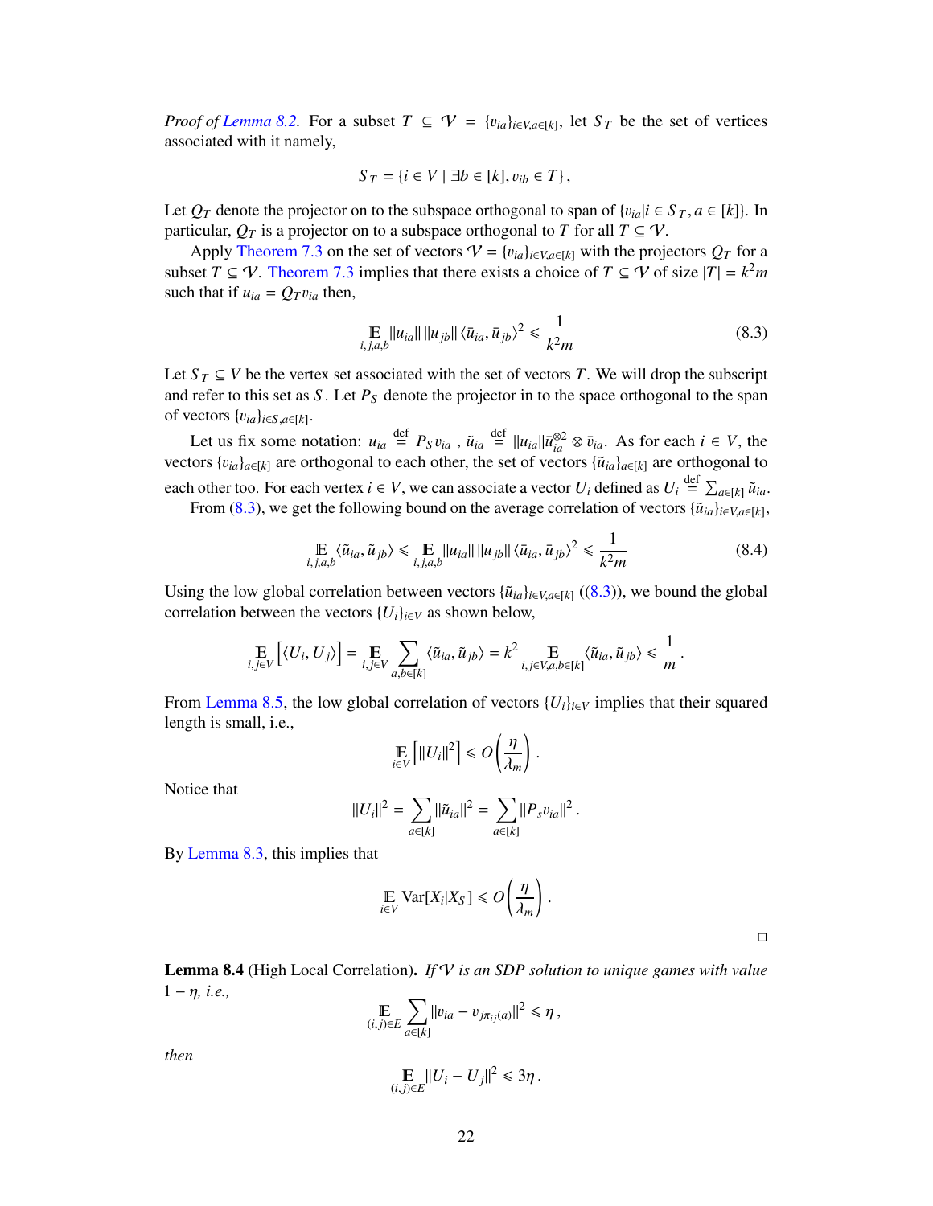*Proof of Lemma 8.2.* For a subset $T \subseteq \mathcal{V} = \{v_{ia}\}_{i \in V, a \in [k]}$, let $S_T$ be the set of vertices associated with it namely,

$$S_T = \{i \in V \mid \exists b \in [k], v_{ib} \in T\},$$

Let $Q_T$ denote the projector on to the subspace orthogonal to span of $\{v_{ia} | i \in S_T, a \in [k]\}$. In particular, $Q_T$ is a projector on to a subspace orthogonal to $T$ for all $T \subseteq \mathcal{V}$.

Apply Theorem 7.3 on the set of vectors $\mathcal{V} = \{v_{ia}\}_{i \in V, a \in [k]}$ with the projectors $Q_T$ for a subset $T \subseteq \mathcal{V}$. Theorem 7.3 implies that there exists a choice of $T \subseteq \mathcal{V}$ of size $|T| = k^2 m$ such that if $u_{ia} = Q_T v_{ia}$ then,

$$\mathop{\mathbb{E}}_{i,j,a,b} \|u_{ia}\| \, \|u_{jb}\| \, \langle \bar{u}_{ia}, \bar{u}_{jb} \rangle^2 \leqslant \frac{1}{k^2 m} \tag{8.3}$$

Let $S_T \subseteq V$ be the vertex set associated with the set of vectors $T$. We will drop the subscript and refer to this set as $S$. Let $P_S$ denote the projector in to the space orthogonal to the span of vectors $\{v_{ia}\}_{i \in S, a \in [k]}$.

Let us fix some notation: $u_{ia} \stackrel{\text{def}}{=} P_S v_{ia}$ , $\tilde{u}_{ia} \stackrel{\text{def}}{=} \|u_{ia}\| \bar{u}_{ia}^{\otimes 2} \otimes \bar{v}_{ia}$. As for each $i \in V$, the vectors $\{v_{ia}\}_{a \in [k]}$ are orthogonal to each other, the set of vectors $\{\tilde{u}_{ia}\}_{a \in [k]}$ are orthogonal to each other too. For each vertex $i \in V$, we can associate a vector $U_i$ defined as $U_i \stackrel{\text{def}}{=} \sum_{a \in [k]} \tilde{u}_{ia}$.

From (8.3), we get the following bound on the average correlation of vectors $\{\tilde{u}_{ia}\}_{i \in V, a \in [k]}$,

$$\mathop{\mathbb{E}}_{i,j,a,b} \langle \tilde{u}_{ia}, \tilde{u}_{jb} \rangle \leqslant \mathop{\mathbb{E}}_{i,j,a,b} \|u_{ia}\| \, \|u_{jb}\| \, \langle \bar{u}_{ia}, \bar{u}_{jb} \rangle^2 \leqslant \frac{1}{k^2 m} \tag{8.4}$$

Using the low global correlation between vectors $\{\tilde{u}_{ia}\}_{i \in V, a \in [k]}$ ((8.3)), we bound the global correlation between the vectors $\{U_i\}_{i \in V}$ as shown below,

$$\mathop{\mathbb{E}}_{i,j \in V} \left[ \langle U_i, U_j \rangle \right] = \mathop{\mathbb{E}}_{i,j \in V} \sum_{a,b \in [k]} \langle \tilde{u}_{ia}, \tilde{u}_{jb} \rangle = k^2 \mathop{\mathbb{E}}_{i,j \in V, a,b \in [k]} \langle \tilde{u}_{ia}, \tilde{u}_{jb} \rangle \leqslant \frac{1}{m} .$$

From Lemma 8.5, the low global correlation of vectors $\{U_i\}_{i \in V}$ implies that their squared length is small, i.e.,

$$\mathop{\mathbb{E}}_{i \in V} \left[ \|U_i\|^2 \right] \leqslant O\left( \frac{\eta}{\lambda_m} \right) .$$

Notice that

$$\|U_i\|^2 = \sum_{a \in [k]} \|\tilde{u}_{ia}\|^2 = \sum_{a \in [k]} \|P_s v_{ia}\|^2 .$$

By Lemma 8.3, this implies that

$$\mathop{\mathbb{E}}_{i \in V} \operatorname{Var}[X_i | X_S] \leqslant O\left( \frac{\eta}{\lambda_m} \right) .$$

□

**Lemma 8.4** (High Local Correlation)**.** *If $\mathcal{V}$ is an SDP solution to unique games with value $1 - \eta$, i.e.,*

$$\mathop{\mathbb{E}}_{(i,j) \in E} \sum_{a \in [k]} \|v_{ia} - v_{j\pi_{ij}(a)}\|^2 \leqslant \eta ,$$

*then*

$$\mathop{\mathbb{E}}_{(i,j) \in E} \|U_i - U_j\|^2 \leqslant 3\eta .$$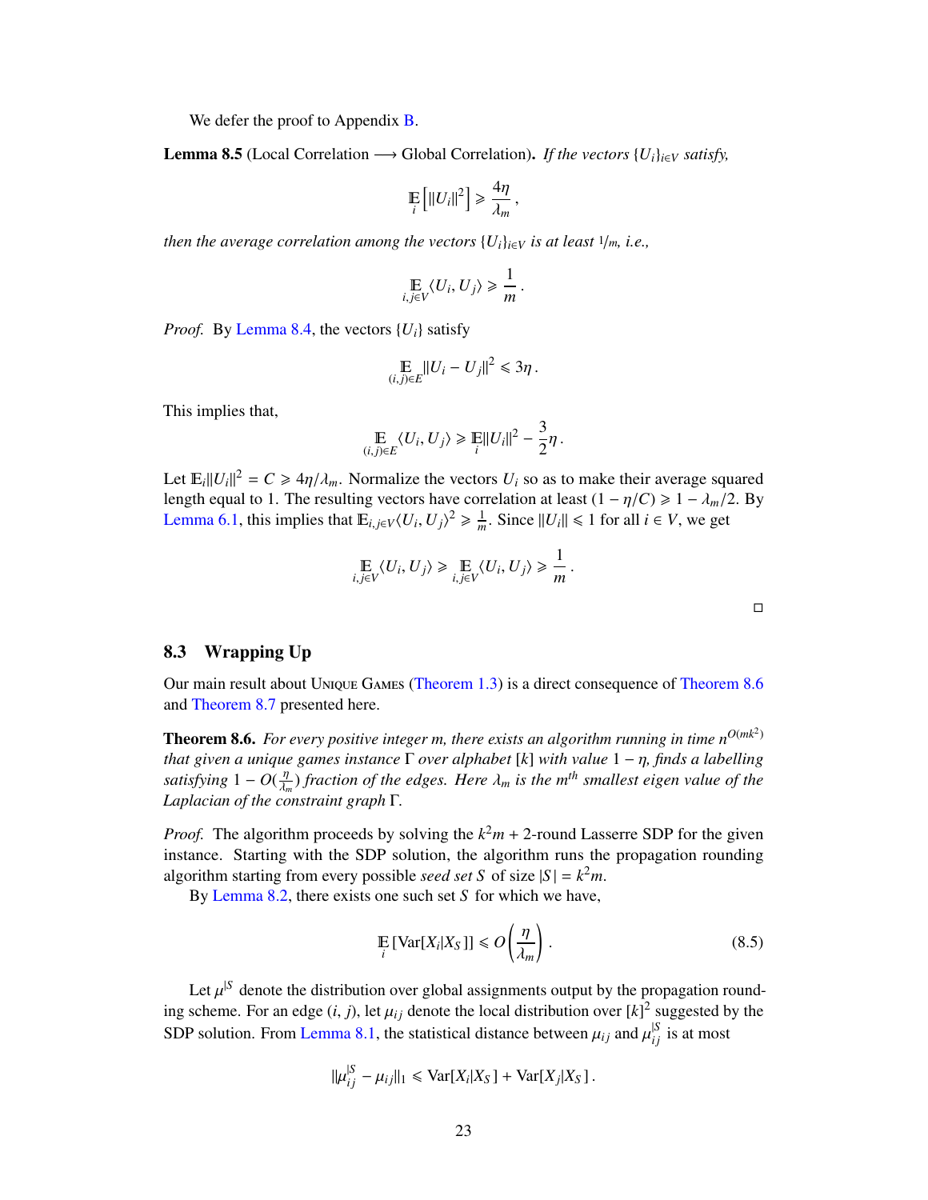We defer the proof to Appendix B.

**Lemma 8.5** (Local Correlation ⟶ Global Correlation)**.** *If the vectors $\{U_i\}_{i\in V}$ satisfy,*

$$\mathop{\mathbb{E}}_{i}\left[\|U_i\|^2\right] \geqslant \frac{4\eta}{\lambda_m}\,,$$

*then the average correlation among the vectors $\{U_i\}_{i\in V}$ is at least $1/m$, i.e.,*

$$\mathop{\mathbb{E}}_{i,j\in V}\langle U_i, U_j\rangle \geqslant \frac{1}{m}\,.$$

*Proof.* By Lemma 8.4, the vectors $\{U_i\}$ satisfy

$$\mathop{\mathbb{E}}_{(i,j)\in E}\|U_i - U_j\|^2 \leqslant 3\eta\,.$$

This implies that,

$$\mathop{\mathbb{E}}_{(i,j)\in E}\langle U_i, U_j\rangle \geqslant \mathop{\mathbb{E}}_{i}\|U_i\|^2 - \frac{3}{2}\eta\,.$$

Let $\mathbb{E}_i\|U_i\|^2 = C \geqslant 4\eta/\lambda_m$. Normalize the vectors $U_i$ so as to make their average squared length equal to 1. The resulting vectors have correlation at least $(1-\eta/C) \geqslant 1-\lambda_m/2$. By Lemma 6.1, this implies that $\mathbb{E}_{i,j\in V}\langle U_i, U_j\rangle^2 \geqslant \frac{1}{m}$. Since $\|U_i\| \leqslant 1$ for all $i \in V$, we get

$$\mathop{\mathbb{E}}_{i,j\in V}\langle U_i, U_j\rangle \geqslant \mathop{\mathbb{E}}_{i,j\in V}\langle U_i, U_j\rangle \geqslant \frac{1}{m}\,.$$

□

## 8.3 Wrapping Up

Our main result about Unique Games (Theorem 1.3) is a direct consequence of Theorem 8.6 and Theorem 8.7 presented here.

**Theorem 8.6.** *For every positive integer $m$, there exists an algorithm running in time $n^{O(mk^2)}$ that given a unique games instance $\Gamma$ over alphabet $[k]$ with value $1-\eta$, finds a labelling satisfying $1 - O(\frac{\eta}{\lambda_m})$ fraction of the edges. Here $\lambda_m$ is the $m^{th}$ smallest eigen value of the Laplacian of the constraint graph $\Gamma$.*

*Proof.* The algorithm proceeds by solving the $k^2m+2$-round Lasserre SDP for the given instance. Starting with the SDP solution, the algorithm runs the propagation rounding algorithm starting from every possible *seed set* $S$ of size $|S| = k^2m$.

By Lemma 8.2, there exists one such set $S$ for which we have,

$$\mathop{\mathbb{E}}_{i}\left[\mathrm{Var}[X_i|X_S]\right] \leqslant O\left(\frac{\eta}{\lambda_m}\right)\,. \tag{8.5}$$

Let $\mu^{|S}$ denote the distribution over global assignments output by the propagation rounding scheme. For an edge $(i,j)$, let $\mu_{ij}$ denote the local distribution over $[k]^2$ suggested by the SDP solution. From Lemma 8.1, the statistical distance between $\mu_{ij}$ and $\mu^{|S}_{ij}$ is at most

$$\|\mu^{|S}_{ij} - \mu_{ij}\|_1 \leqslant \mathrm{Var}[X_i|X_S] + \mathrm{Var}[X_j|X_S]\,.$$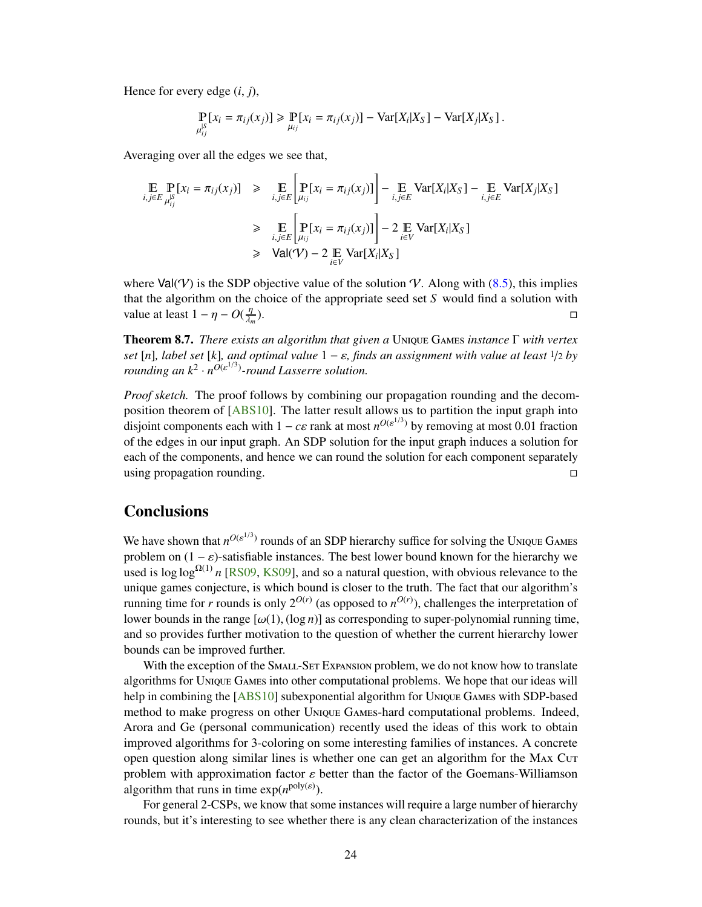Hence for every edge $(i, j)$,

$$\mathop{\mathbb{P}}_{\mu_{ij}^{|S}}[x_i = \pi_{ij}(x_j)] \geqslant \mathop{\mathbb{P}}_{\mu_{ij}}[x_i = \pi_{ij}(x_j)] - \mathrm{Var}[X_i|X_S] - \mathrm{Var}[X_j|X_S]\,.$$

Averaging over all the edges we see that,

$$\begin{aligned}
\mathop{\mathbb{E}}_{i,j\in E}\mathop{\mathbb{P}}_{\mu_{ij}^{|S}}[x_i = \pi_{ij}(x_j)] &\geqslant \mathop{\mathbb{E}}_{i,j\in E}\left[\mathop{\mathbb{P}}_{\mu_{ij}}[x_i = \pi_{ij}(x_j)]\right] - \mathop{\mathbb{E}}_{i,j\in E}\mathrm{Var}[X_i|X_S] - \mathop{\mathbb{E}}_{i,j\in E}\mathrm{Var}[X_j|X_S] \\
&\geqslant \mathop{\mathbb{E}}_{i,j\in E}\left[\mathop{\mathbb{P}}_{\mu_{ij}}[x_i = \pi_{ij}(x_j)]\right] - 2\mathop{\mathbb{E}}_{i\in V}\mathrm{Var}[X_i|X_S] \\
&\geqslant \mathsf{Val}(\mathcal{V}) - 2\mathop{\mathbb{E}}_{i\in V}\mathrm{Var}[X_i|X_S]
\end{aligned}$$

where $\mathsf{Val}(\mathcal{V})$ is the SDP objective value of the solution $\mathcal{V}$. Along with (8.5), this implies that the algorithm on the choice of the appropriate seed set $S$ would find a solution with value at least $1 - \eta - O(\frac{\eta}{\lambda_m})$. □

**Theorem 8.7.** *There exists an algorithm that given a* Unique Games *instance* $\Gamma$ *with vertex set* $[n]$*, label set* $[k]$*, and optimal value* $1 - \varepsilon$*, finds an assignment with value at least* $1/2$ *by rounding an* $k^2 \cdot n^{O(\varepsilon^{1/3})}$*-round Lasserre solution.*

*Proof sketch.* The proof follows by combining our propagation rounding and the decomposition theorem of [ABS10]. The latter result allows us to partition the input graph into disjoint components each with $1 - c\varepsilon$ rank at most $n^{O(\varepsilon^{1/3})}$ by removing at most 0.01 fraction of the edges in our input graph. An SDP solution for the input graph induces a solution for each of the components, and hence we can round the solution for each component separately using propagation rounding. □

## Conclusions

We have shown that $n^{O(\varepsilon^{1/3})}$ rounds of an SDP hierarchy suffice for solving the Unique Games problem on $(1 - \varepsilon)$-satisfiable instances. The best lower bound known for the hierarchy we used is $\log\log^{\Omega(1)} n$ [RS09, KS09], and so a natural question, with obvious relevance to the unique games conjecture, is which bound is closer to the truth. The fact that our algorithm's running time for $r$ rounds is only $2^{O(r)}$ (as opposed to $n^{O(r)}$), challenges the interpretation of lower bounds in the range $[\omega(1), (\log n)]$ as corresponding to super-polynomial running time, and so provides further motivation to the question of whether the current hierarchy lower bounds can be improved further.

With the exception of the Small-Set Expansion problem, we do not know how to translate algorithms for Unique Games into other computational problems. We hope that our ideas will help in combining the [ABS10] subexponential algorithm for Unique Games with SDP-based method to make progress on other Unique Games-hard computational problems. Indeed, Arora and Ge (personal communication) recently used the ideas of this work to obtain improved algorithms for 3-coloring on some interesting families of instances. A concrete open question along similar lines is whether one can get an algorithm for the Max Cut problem with approximation factor $\varepsilon$ better than the factor of the Goemans-Williamson algorithm that runs in time $\exp(n^{\mathrm{poly}(\varepsilon)})$.

For general 2-CSPs, we know that some instances will require a large number of hierarchy rounds, but it's interesting to see whether there is any clean characterization of the instances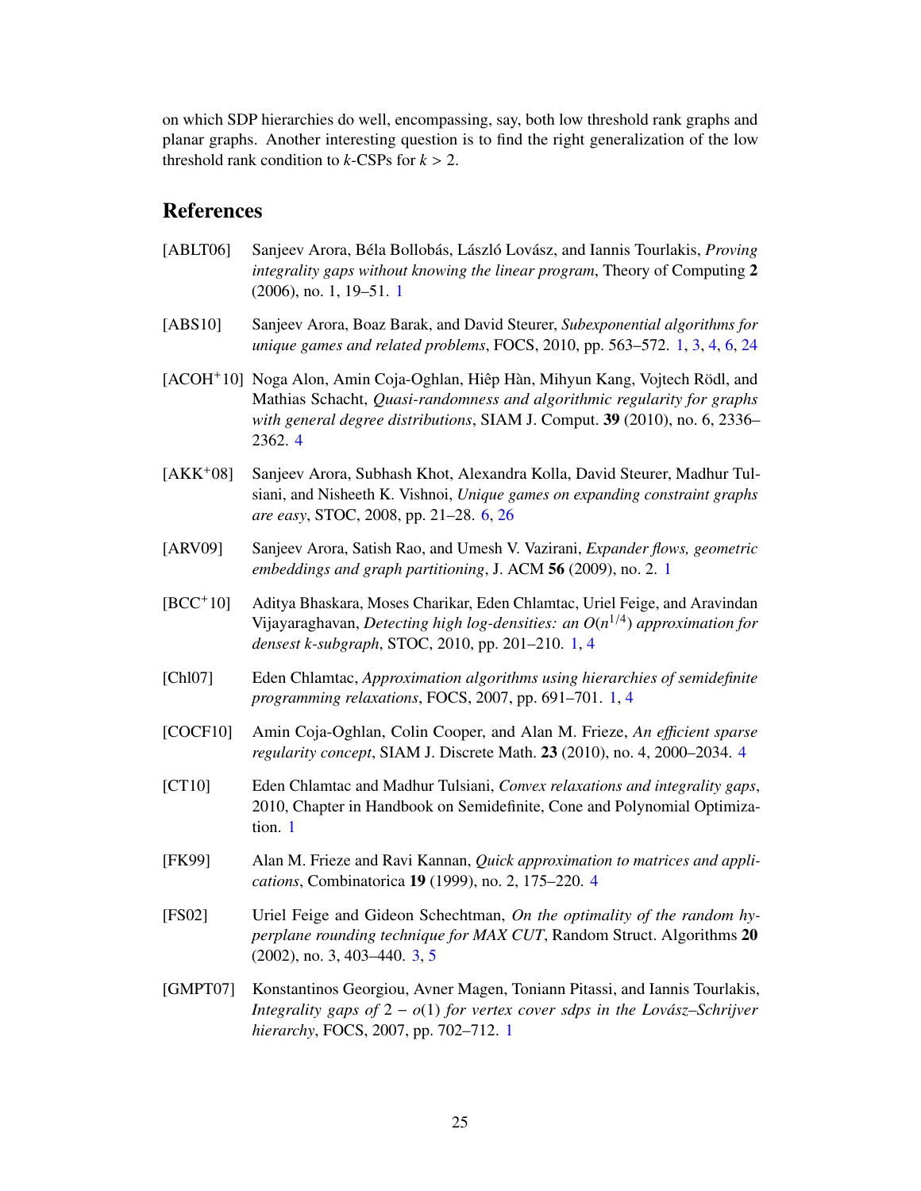on which SDP hierarchies do well, encompassing, say, both low threshold rank graphs and planar graphs. Another interesting question is to find the right generalization of the low threshold rank condition to $k$-CSPs for $k > 2$.

## References

[ABLT06] Sanjeev Arora, Béla Bollobás, László Lovász, and Iannis Tourlakis, *Proving integrality gaps without knowing the linear program*, Theory of Computing **2** (2006), no. 1, 19–51. 1

[ABS10] Sanjeev Arora, Boaz Barak, and David Steurer, *Subexponential algorithms for unique games and related problems*, FOCS, 2010, pp. 563–572. 1, 3, 4, 6, 24

[ACOH+10] Noga Alon, Amin Coja-Oghlan, Hiêp Hàn, Mihyun Kang, Vojtech Rödl, and Mathias Schacht, *Quasi-randomness and algorithmic regularity for graphs with general degree distributions*, SIAM J. Comput. **39** (2010), no. 6, 2336–2362. 4

[AKK+08] Sanjeev Arora, Subhash Khot, Alexandra Kolla, David Steurer, Madhur Tulsiani, and Nisheeth K. Vishnoi, *Unique games on expanding constraint graphs are easy*, STOC, 2008, pp. 21–28. 6, 26

[ARV09] Sanjeev Arora, Satish Rao, and Umesh V. Vazirani, *Expander flows, geometric embeddings and graph partitioning*, J. ACM **56** (2009), no. 2. 1

[BCC+10] Aditya Bhaskara, Moses Charikar, Eden Chlamtac, Uriel Feige, and Aravindan Vijayaraghavan, *Detecting high log-densities: an $O(n^{1/4})$ approximation for densest k-subgraph*, STOC, 2010, pp. 201–210. 1, 4

[Chl07] Eden Chlamtac, *Approximation algorithms using hierarchies of semidefinite programming relaxations*, FOCS, 2007, pp. 691–701. 1, 4

[COCF10] Amin Coja-Oghlan, Colin Cooper, and Alan M. Frieze, *An efficient sparse regularity concept*, SIAM J. Discrete Math. **23** (2010), no. 4, 2000–2034. 4

[CT10] Eden Chlamtac and Madhur Tulsiani, *Convex relaxations and integrality gaps*, 2010, Chapter in Handbook on Semidefinite, Cone and Polynomial Optimization. 1

[FK99] Alan M. Frieze and Ravi Kannan, *Quick approximation to matrices and applications*, Combinatorica **19** (1999), no. 2, 175–220. 4

[FS02] Uriel Feige and Gideon Schechtman, *On the optimality of the random hyperplane rounding technique for MAX CUT*, Random Struct. Algorithms **20** (2002), no. 3, 403–440. 3, 5

[GMPT07] Konstantinos Georgiou, Avner Magen, Toniann Pitassi, and Iannis Tourlakis, *Integrality gaps of $2 - o(1)$ for vertex cover sdps in the Lovász–Schrijver hierarchy*, FOCS, 2007, pp. 702–712. 1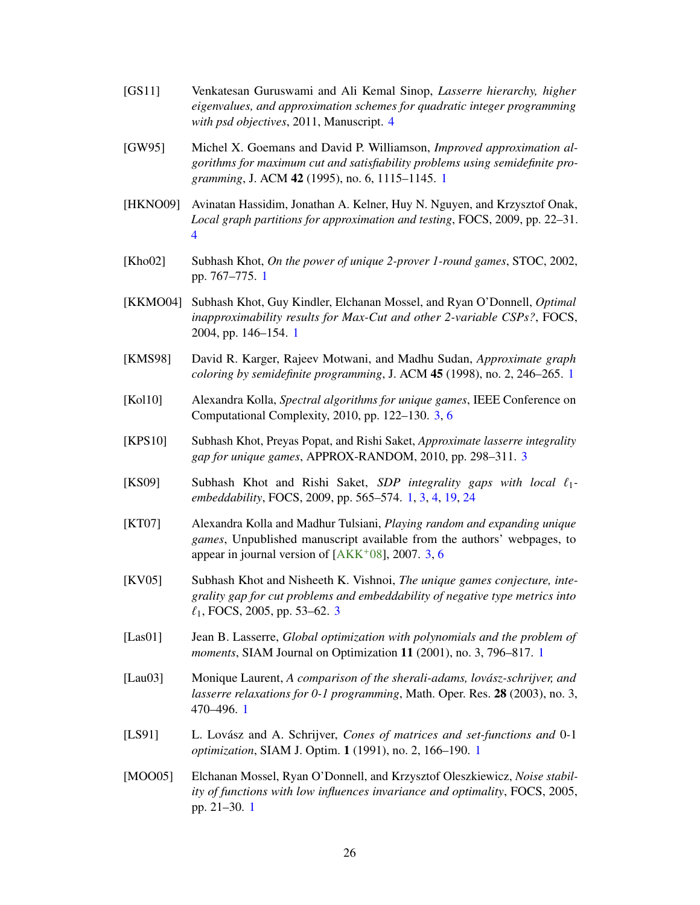[GS11] Venkatesan Guruswami and Ali Kemal Sinop, *Lasserre hierarchy, higher eigenvalues, and approximation schemes for quadratic integer programming with psd objectives*, 2011, Manuscript. 4

[GW95] Michel X. Goemans and David P. Williamson, *Improved approximation algorithms for maximum cut and satisfiability problems using semidefinite programming*, J. ACM **42** (1995), no. 6, 1115–1145. 1

[HKNO09] Avinatan Hassidim, Jonathan A. Kelner, Huy N. Nguyen, and Krzysztof Onak, *Local graph partitions for approximation and testing*, FOCS, 2009, pp. 22–31. 4

[Kho02] Subhash Khot, *On the power of unique 2-prover 1-round games*, STOC, 2002, pp. 767–775. 1

[KKMO04] Subhash Khot, Guy Kindler, Elchanan Mossel, and Ryan O'Donnell, *Optimal inapproximability results for Max-Cut and other 2-variable CSPs?*, FOCS, 2004, pp. 146–154. 1

[KMS98] David R. Karger, Rajeev Motwani, and Madhu Sudan, *Approximate graph coloring by semidefinite programming*, J. ACM **45** (1998), no. 2, 246–265. 1

[Kol10] Alexandra Kolla, *Spectral algorithms for unique games*, IEEE Conference on Computational Complexity, 2010, pp. 122–130. 3, 6

[KPS10] Subhash Khot, Preyas Popat, and Rishi Saket, *Approximate lasserre integrality gap for unique games*, APPROX-RANDOM, 2010, pp. 298–311. 3

[KS09] Subhash Khot and Rishi Saket, *SDP integrality gaps with local $\ell_1$-embeddability*, FOCS, 2009, pp. 565–574. 1, 3, 4, 19, 24

[KT07] Alexandra Kolla and Madhur Tulsiani, *Playing random and expanding unique games*, Unpublished manuscript available from the authors' webpages, to appear in journal version of [AKK+08], 2007. 3, 6

[KV05] Subhash Khot and Nisheeth K. Vishnoi, *The unique games conjecture, integrality gap for cut problems and embeddability of negative type metrics into $\ell_1$*, FOCS, 2005, pp. 53–62. 3

[Las01] Jean B. Lasserre, *Global optimization with polynomials and the problem of moments*, SIAM Journal on Optimization **11** (2001), no. 3, 796–817. 1

[Lau03] Monique Laurent, *A comparison of the sherali-adams, lovász-schrijver, and lasserre relaxations for 0-1 programming*, Math. Oper. Res. **28** (2003), no. 3, 470–496. 1

[LS91] L. Lovász and A. Schrijver, *Cones of matrices and set-functions and* 0-1 *optimization*, SIAM J. Optim. **1** (1991), no. 2, 166–190. 1

[MOO05] Elchanan Mossel, Ryan O'Donnell, and Krzysztof Oleszkiewicz, *Noise stability of functions with low influences invariance and optimality*, FOCS, 2005, pp. 21–30. 1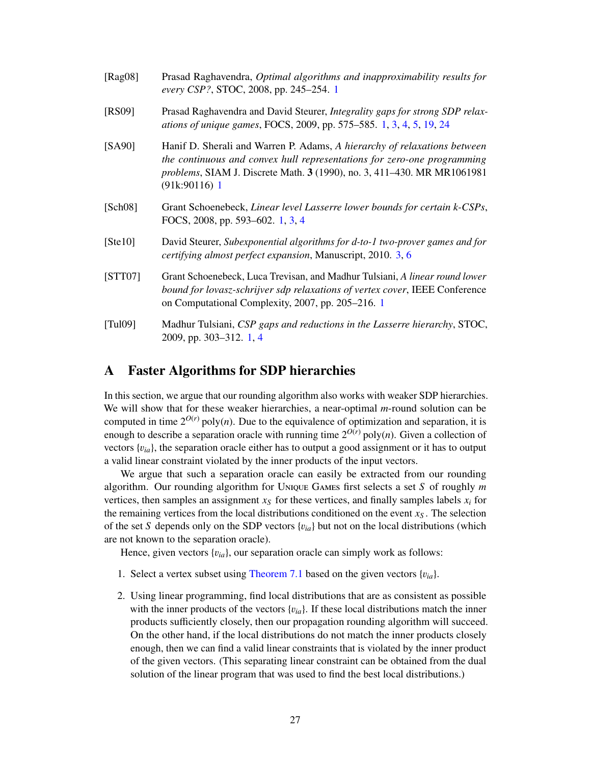[Rag08] Prasad Raghavendra, *Optimal algorithms and inapproximability results for every CSP?*, STOC, 2008, pp. 245–254. 1

[RS09] Prasad Raghavendra and David Steurer, *Integrality gaps for strong SDP relaxations of unique games*, FOCS, 2009, pp. 575–585. 1, 3, 4, 5, 19, 24

[SA90] Hanif D. Sherali and Warren P. Adams, *A hierarchy of relaxations between the continuous and convex hull representations for zero-one programming problems*, SIAM J. Discrete Math. **3** (1990), no. 3, 411–430. MR MR1061981 (91k:90116) 1

[Sch08] Grant Schoenebeck, *Linear level Lasserre lower bounds for certain k-CSPs*, FOCS, 2008, pp. 593–602. 1, 3, 4

[Ste10] David Steurer, *Subexponential algorithms for d-to-1 two-prover games and for certifying almost perfect expansion*, Manuscript, 2010. 3, 6

[STT07] Grant Schoenebeck, Luca Trevisan, and Madhur Tulsiani, *A linear round lower bound for lovasz-schrijver sdp relaxations of vertex cover*, IEEE Conference on Computational Complexity, 2007, pp. 205–216. 1

[Tul09] Madhur Tulsiani, *CSP gaps and reductions in the Lasserre hierarchy*, STOC, 2009, pp. 303–312. 1, 4

# A Faster Algorithms for SDP hierarchies

In this section, we argue that our rounding algorithm also works with weaker SDP hierarchies. We will show that for these weaker hierarchies, a near-optimal $m$-round solution can be computed in time $2^{O(r)}\,\mathrm{poly}(n)$. Due to the equivalence of optimization and separation, it is enough to describe a separation oracle with running time $2^{O(r)}\,\mathrm{poly}(n)$. Given a collection of vectors $\{v_{ia}\}$, the separation oracle either has to output a good assignment or it has to output a valid linear constraint violated by the inner products of the input vectors.

We argue that such a separation oracle can easily be extracted from our rounding algorithm. Our rounding algorithm for Unique Games first selects a set $S$ of roughly $m$ vertices, then samples an assignment $x_S$ for these vertices, and finally samples labels $x_i$ for the remaining vertices from the local distributions conditioned on the event $x_S$. The selection of the set $S$ depends only on the SDP vectors $\{v_{ia}\}$ but not on the local distributions (which are not known to the separation oracle).

Hence, given vectors $\{v_{ia}\}$, our separation oracle can simply work as follows:

1. Select a vertex subset using Theorem 7.1 based on the given vectors $\{v_{ia}\}$.
2. Using linear programming, find local distributions that are as consistent as possible with the inner products of the vectors $\{v_{ia}\}$. If these local distributions match the inner products sufficiently closely, then our propagation rounding algorithm will succeed. On the other hand, if the local distributions do not match the inner products closely enough, then we can find a valid linear constraints that is violated by the inner product of the given vectors. (This separating linear constraint can be obtained from the dual solution of the linear program that was used to find the best local distributions.)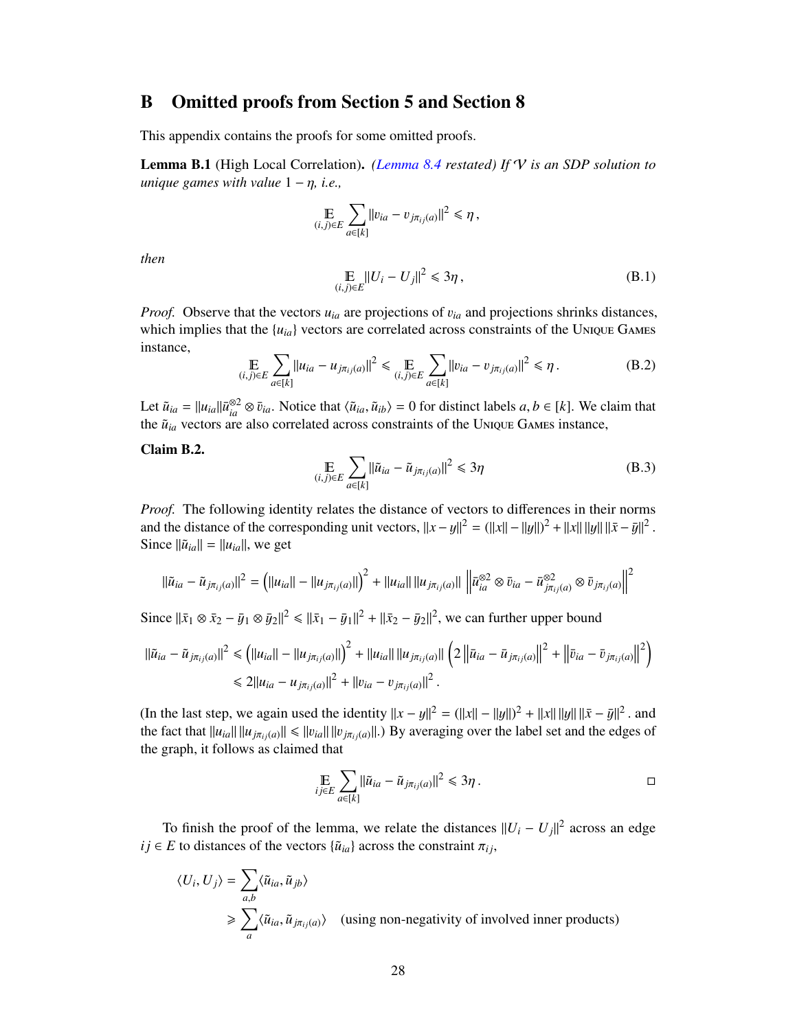# B Omitted proofs from Section 5 and Section 8

This appendix contains the proofs for some omitted proofs.

**Lemma B.1** (High Local Correlation). *(Lemma 8.4 restated) If $\mathcal{V}$ is an SDP solution to unique games with value $1-\eta$, i.e.,*

$$\mathop{\mathbb{E}}_{(i,j)\in E} \sum_{a\in[k]} \|v_{ia} - v_{j\pi_{ij}(a)}\|^2 \leqslant \eta \,,$$

*then*

$$\mathop{\mathbb{E}}_{(i,j)\in E} \|U_i - U_j\|^2 \leqslant 3\eta \,, \tag{B.1}$$

*Proof.* Observe that the vectors $u_{ia}$ are projections of $v_{ia}$ and projections shrinks distances, which implies that the $\{u_{ia}\}$ vectors are correlated across constraints of the Unique Games instance,

$$\mathop{\mathbb{E}}_{(i,j)\in E} \sum_{a\in[k]} \|u_{ia} - u_{j\pi_{ij}(a)}\|^2 \leqslant \mathop{\mathbb{E}}_{(i,j)\in E} \sum_{a\in[k]} \|v_{ia} - v_{j\pi_{ij}(a)}\|^2 \leqslant \eta \,. \tag{B.2}$$

Let $\tilde{u}_{ia} = \|u_{ia}\| \bar{u}_{ia}^{\otimes 2} \otimes \bar{v}_{ia}$. Notice that $\langle \tilde{u}_{ia}, \tilde{u}_{ib}\rangle = 0$ for distinct labels $a, b \in [k]$. We claim that the $\tilde{u}_{ia}$ vectors are also correlated across constraints of the Unique Games instance,

**Claim B.2.**

$$\mathop{\mathbb{E}}_{(i,j)\in E} \sum_{a\in[k]} \|\tilde{u}_{ia} - \tilde{u}_{j\pi_{ij}(a)}\|^2 \leqslant 3\eta \tag{B.3}$$

*Proof.* The following identity relates the distance of vectors to differences in their norms and the distance of the corresponding unit vectors, $\|x-y\|^2 = (\|x\| - \|y\|)^2 + \|x\|\,\|y\|\,\|\bar{x} - \bar{y}\|^2$. Since $\|\tilde{u}_{ia}\| = \|u_{ia}\|$, we get

$$\|\tilde{u}_{ia} - \tilde{u}_{j\pi_{ij}(a)}\|^2 = \left(\|u_{ia}\| - \|u_{j\pi_{ij}(a)}\|\right)^2 + \|u_{ia}\|\,\|u_{j\pi_{ij}(a)}\| \left\|\bar{u}_{ia}^{\otimes 2} \otimes \bar{v}_{ia} - \bar{u}_{j\pi_{ij}(a)}^{\otimes 2} \otimes \bar{v}_{j\pi_{ij}(a)}\right\|^2$$

Since $\|\bar{x}_1 \otimes \bar{x}_2 - \bar{y}_1 \otimes \bar{y}_2\|^2 \leqslant \|\bar{x}_1 - \bar{y}_1\|^2 + \|\bar{x}_2 - \bar{y}_2\|^2$, we can further upper bound

$$\begin{aligned}
\|\tilde{u}_{ia} - \tilde{u}_{j\pi_{ij}(a)}\|^2 &\leqslant \left(\|u_{ia}\| - \|u_{j\pi_{ij}(a)}\|\right)^2 + \|u_{ia}\|\,\|u_{j\pi_{ij}(a)}\| \left(2\left\|\bar{u}_{ia} - \bar{u}_{j\pi_{ij}(a)}\right\|^2 + \left\|\bar{v}_{ia} - \bar{v}_{j\pi_{ij}(a)}\right\|^2\right) \\
&\leqslant 2\|u_{ia} - u_{j\pi_{ij}(a)}\|^2 + \|v_{ia} - v_{j\pi_{ij}(a)}\|^2 \,.
\end{aligned}$$

(In the last step, we again used the identity $\|x-y\|^2 = (\|x\| - \|y\|)^2 + \|x\|\,\|y\|\,\|\bar{x} - \bar{y}\|^2$. and the fact that $\|u_{ia}\|\,\|u_{j\pi_{ij}(a)}\| \leqslant \|v_{ia}\|\,\|v_{j\pi_{ij}(a)}\|$.) By averaging over the label set and the edges of the graph, it follows as claimed that

$$\mathop{\mathbb{E}}_{ij\in E} \sum_{a\in[k]} \|\tilde{u}_{ia} - \tilde{u}_{j\pi_{ij}(a)}\|^2 \leqslant 3\eta \,. \qquad \square$$

To finish the proof of the lemma, we relate the distances $\|U_i - U_j\|^2$ across an edge $ij \in E$ to distances of the vectors $\{\tilde{u}_{ia}\}$ across the constraint $\pi_{ij}$,

$$\begin{aligned}
\langle U_i, U_j\rangle &= \sum_{a,b} \langle \tilde{u}_{ia}, \tilde{u}_{jb}\rangle \\
&\geqslant \sum_{a} \langle \tilde{u}_{ia}, \tilde{u}_{j\pi_{ij}(a)}\rangle \quad \text{(using non-negativity of involved inner products)}
\end{aligned}$$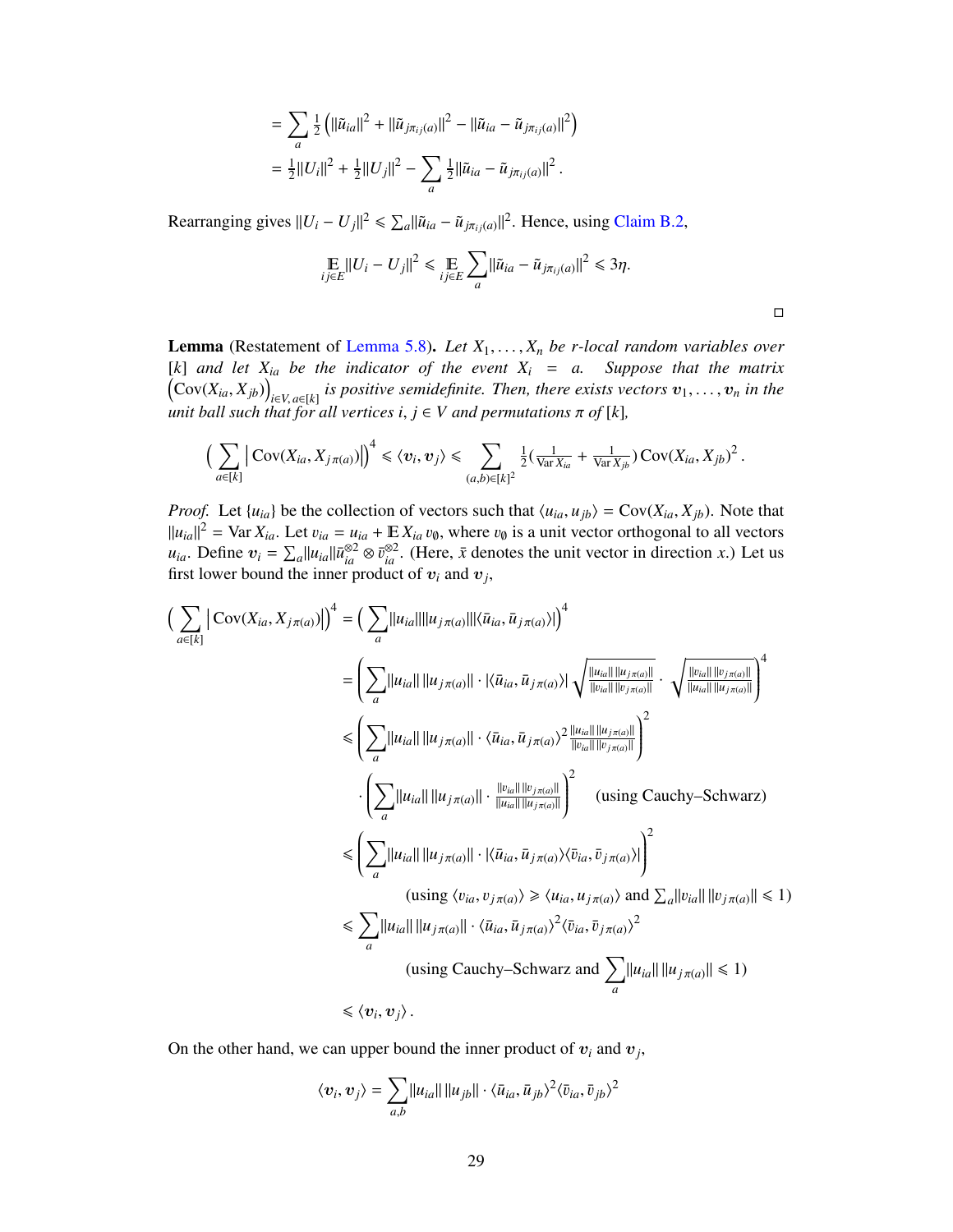$$= \sum_a \tfrac{1}{2}\left(\|\tilde{u}_{ia}\|^2 + \|\tilde{u}_{j\pi_{ij}(a)}\|^2 - \|\tilde{u}_{ia} - \tilde{u}_{j\pi_{ij}(a)}\|^2\right)$$
$$= \tfrac{1}{2}\|U_i\|^2 + \tfrac{1}{2}\|U_j\|^2 - \sum_a \tfrac{1}{2}\|\tilde{u}_{ia} - \tilde{u}_{j\pi_{ij}(a)}\|^2 .$$

Rearranging gives $\|U_i - U_j\|^2 \leqslant \sum_a \|\tilde{u}_{ia} - \tilde{u}_{j\pi_{ij}(a)}\|^2$. Hence, using Claim B.2,

$$\mathop{\mathbb{E}}_{ij\in E}\|U_i - U_j\|^2 \leqslant \mathop{\mathbb{E}}_{ij\in E}\sum_a \|\tilde{u}_{ia} - \tilde{u}_{j\pi_{ij}(a)}\|^2 \leqslant 3\eta.$$

□

**Lemma** (Restatement of Lemma 5.8)**.** *Let $X_1,\ldots,X_n$ be $r$-local random variables over $[k]$ and let $X_{ia}$ be the indicator of the event $X_i = a$. Suppose that the matrix $\left(\operatorname{Cov}(X_{ia},X_{jb})\right)_{i\in V,\,a\in[k]}$ is positive semidefinite. Then, there exists vectors $\boldsymbol{v}_1,\ldots,\boldsymbol{v}_n$ in the unit ball such that for all vertices $i,j\in V$ and permutations $\pi$ of $[k]$,*

$$\Big(\sum_{a\in[k]}\big|\operatorname{Cov}(X_{ia},X_{j\pi(a)})\big|\Big)^4 \leqslant \langle \boldsymbol{v}_i,\boldsymbol{v}_j\rangle \leqslant \sum_{(a,b)\in[k]^2}\tfrac{1}{2}\big(\tfrac{1}{\operatorname{Var}X_{ia}}+\tfrac{1}{\operatorname{Var}X_{jb}}\big)\operatorname{Cov}(X_{ia},X_{jb})^2 .$$

*Proof.* Let $\{u_{ia}\}$ be the collection of vectors such that $\langle u_{ia},u_{jb}\rangle = \operatorname{Cov}(X_{ia},X_{jb})$. Note that $\|u_{ia}\|^2 = \operatorname{Var}X_{ia}$. Let $v_{ia} = u_{ia} + \mathbb{E}\,X_{ia}\,v_\emptyset$, where $v_\emptyset$ is a unit vector orthogonal to all vectors $u_{ia}$. Define $\boldsymbol{v}_i = \sum_a \|u_{ia}\|\bar{u}_{ia}^{\otimes 2}\otimes\bar{v}_{ia}^{\otimes 2}$. (Here, $\bar{x}$ denotes the unit vector in direction $x$.) Let us first lower bound the inner product of $\boldsymbol{v}_i$ and $\boldsymbol{v}_j$,

$$
\begin{aligned}
\Big(\sum_{a\in[k]}\big|\operatorname{Cov}(X_{ia},X_{j\pi(a)})\big|\Big)^4 &= \Big(\sum_a \|u_{ia}\|\|u_{j\pi(a)}\||\langle\bar{u}_{ia},\bar{u}_{j\pi(a)}\rangle|\Big)^4\\
&= \left(\sum_a \|u_{ia}\|\,\|u_{j\pi(a)}\|\cdot|\langle\bar{u}_{ia},\bar{u}_{j\pi(a)}\rangle|\sqrt{\tfrac{\|u_{ia}\|\,\|u_{j\pi(a)}\|}{\|v_{ia}\|\,\|v_{j\pi(a)}\|}}\cdot\sqrt{\tfrac{\|v_{ia}\|\,\|v_{j\pi(a)}\|}{\|u_{ia}\|\,\|u_{j\pi(a)}\|}}\right)^4\\
&\leqslant \left(\sum_a \|u_{ia}\|\,\|u_{j\pi(a)}\|\cdot\langle\bar{u}_{ia},\bar{u}_{j\pi(a)}\rangle^2\tfrac{\|u_{ia}\|\,\|u_{j\pi(a)}\|}{\|v_{ia}\|\,\|v_{j\pi(a)}\|}\right)^2\\
&\qquad\cdot\left(\sum_a \|u_{ia}\|\,\|u_{j\pi(a)}\|\cdot\tfrac{\|v_{ia}\|\,\|v_{j\pi(a)}\|}{\|u_{ia}\|\,\|u_{j\pi(a)}\|}\right)^2 \quad\text{(using Cauchy–Schwarz)}\\
&\leqslant \left(\sum_a \|u_{ia}\|\,\|u_{j\pi(a)}\|\cdot|\langle\bar{u}_{ia},\bar{u}_{j\pi(a)}\rangle\langle\bar{v}_{ia},\bar{v}_{j\pi(a)}\rangle|\right)^2\\
&\qquad\text{(using } \langle v_{ia},v_{j\pi(a)}\rangle \geqslant \langle u_{ia},u_{j\pi(a)}\rangle \text{ and } \textstyle\sum_a\|v_{ia}\|\,\|v_{j\pi(a)}\|\leqslant 1)\\
&\leqslant \sum_a \|u_{ia}\|\,\|u_{j\pi(a)}\|\cdot\langle\bar{u}_{ia},\bar{u}_{j\pi(a)}\rangle^2\langle\bar{v}_{ia},\bar{v}_{j\pi(a)}\rangle^2\\
&\qquad\text{(using Cauchy–Schwarz and } \textstyle\sum_a\|u_{ia}\|\,\|u_{j\pi(a)}\|\leqslant 1)\\
&\leqslant \langle\boldsymbol{v}_i,\boldsymbol{v}_j\rangle .
\end{aligned}
$$

On the other hand, we can upper bound the inner product of $\boldsymbol{v}_i$ and $\boldsymbol{v}_j$,

$$\langle\boldsymbol{v}_i,\boldsymbol{v}_j\rangle = \sum_{a,b}\|u_{ia}\|\,\|u_{jb}\|\cdot\langle\bar{u}_{ia},\bar{u}_{jb}\rangle^2\langle\bar{v}_{ia},\bar{v}_{jb}\rangle^2$$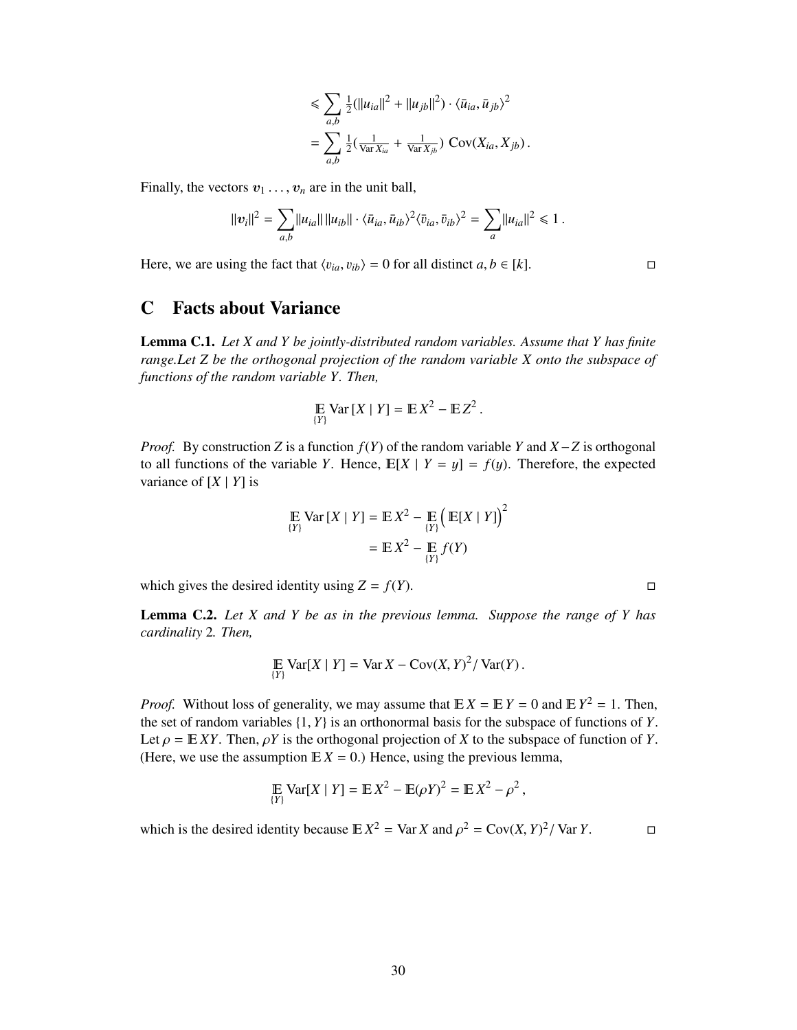$$\leqslant \sum_{a,b} \tfrac{1}{2}(\|u_{ia}\|^2 + \|u_{jb}\|^2) \cdot \langle \bar{u}_{ia}, \bar{u}_{jb} \rangle^2$$

$$= \sum_{a,b} \tfrac{1}{2}\left(\tfrac{1}{\operatorname{Var} X_{ia}} + \tfrac{1}{\operatorname{Var} X_{jb}}\right) \operatorname{Cov}(X_{ia}, X_{jb}) \,.$$

Finally, the vectors $\boldsymbol{v}_1 \ldots, \boldsymbol{v}_n$ are in the unit ball,

$$\|\boldsymbol{v}_i\|^2 = \sum_{a,b} \|u_{ia}\| \, \|u_{ib}\| \cdot \langle \bar{u}_{ia}, \bar{u}_{ib} \rangle^2 \langle \bar{v}_{ia}, \bar{v}_{ib} \rangle^2 = \sum_a \|u_{ia}\|^2 \leqslant 1 \,.$$

Here, we are using the fact that $\langle v_{ia}, v_{ib} \rangle = 0$ for all distinct $a, b \in [k]$. □

# C Facts about Variance

**Lemma C.1.** *Let $X$ and $Y$ be jointly-distributed random variables. Assume that $Y$ has finite range.Let $Z$ be the orthogonal projection of the random variable $X$ onto the subspace of functions of the random variable $Y$. Then,*

$$\mathop{\mathbb{E}}_{\{Y\}} \operatorname{Var}\left[X \mid Y\right] = \mathbb{E}\, X^2 - \mathbb{E}\, Z^2 \,.$$

*Proof.* By construction $Z$ is a function $f(Y)$ of the random variable $Y$ and $X - Z$ is orthogonal to all functions of the variable $Y$. Hence, $\mathbb{E}[X \mid Y = y] = f(y)$. Therefore, the expected variance of $[X \mid Y]$ is

$$\mathop{\mathbb{E}}_{\{Y\}} \operatorname{Var}\left[X \mid Y\right] = \mathbb{E}\, X^2 - \mathop{\mathbb{E}}_{\{Y\}} \Big(\mathbb{E}[X \mid Y]\Big)^2$$

$$= \mathbb{E}\, X^2 - \mathop{\mathbb{E}}_{\{Y\}} f(Y)$$

which gives the desired identity using $Z = f(Y)$. □

**Lemma C.2.** *Let $X$ and $Y$ be as in the previous lemma. Suppose the range of $Y$ has cardinality 2. Then,*

$$\mathop{\mathbb{E}}_{\{Y\}} \operatorname{Var}[X \mid Y] = \operatorname{Var} X - \operatorname{Cov}(X, Y)^2 / \operatorname{Var}(Y) \,.$$

*Proof.* Without loss of generality, we may assume that $\mathbb{E}\, X = \mathbb{E}\, Y = 0$ and $\mathbb{E}\, Y^2 = 1$. Then, the set of random variables $\{1, Y\}$ is an orthonormal basis for the subspace of functions of $Y$. Let $\rho = \mathbb{E}\, XY$. Then, $\rho Y$ is the orthogonal projection of $X$ to the subspace of function of $Y$. (Here, we use the assumption $\mathbb{E}\, X = 0$.) Hence, using the previous lemma,

$$\mathop{\mathbb{E}}_{\{Y\}} \operatorname{Var}[X \mid Y] = \mathbb{E}\, X^2 - \mathbb{E}(\rho Y)^2 = \mathbb{E}\, X^2 - \rho^2 \,,$$

which is the desired identity because $\mathbb{E}\, X^2 = \operatorname{Var} X$ and $\rho^2 = \operatorname{Cov}(X, Y)^2 / \operatorname{Var} Y$. □